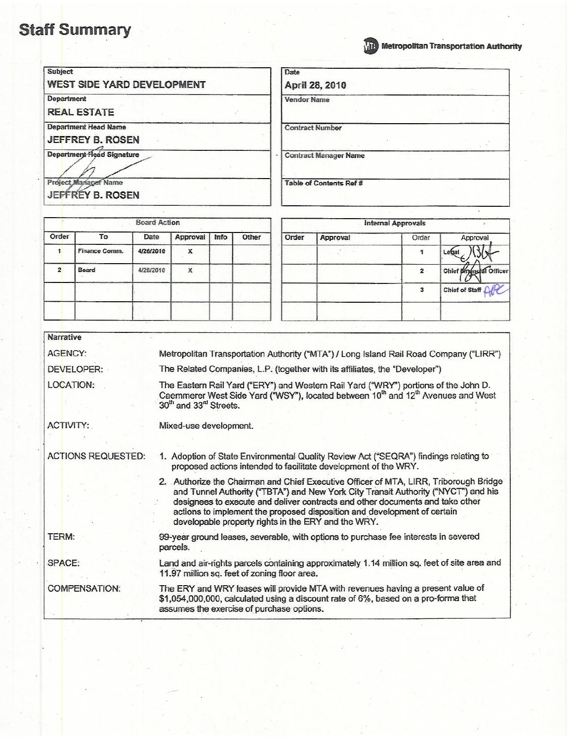# Staff Summary

Metropolitan Transportation Authority

| Subject | Date |
|---|---|
| WEST SIDE YARD DEVELOPMENT | April 28, 2010 |
| **Department** | **Vendor Name** |
| REAL ESTATE | |
| **Department Head Name** | **Contract Number** |
| JEFFREY B. ROSEN | |
| **Department Head Signature** | **Contract Manager Name** |
| | |
| **Project Manager Name** | **Table of Contents Ref #** |
| JEFFREY B. ROSEN | |

**Board Action**

| Order | To | Date | Approval | Info | Other |
|---|---|---|---|---|---|
| 1 | Finance Comm. | 4/26/2010 | X | | |
| 2 | Board | 4/28/2010 | X | | |
| | | | | | |
| | | | | | |

**Internal Approvals**

| Order | Approval | Order | Approval |
|---|---|---|---|
| | | 1 | Legal |
| | | 2 | Chief Financial Officer |
| | | 3 | Chief of Staff |
| | | | |

**Narrative**

| | |
|---|---|
| AGENCY: | Metropolitan Transportation Authority ("MTA") / Long Island Rail Road Company ("LIRR") |
| DEVELOPER: | The Related Companies, L.P. (together with its affiliates, the "Developer") |
| LOCATION: | The Eastern Rail Yard ("ERY") and Western Rail Yard ("WRY") portions of the John D. Caemmerer West Side Yard ("WSY"), located between 10th and 12th Avenues and West 30th and 33rd Streets. |
| ACTIVITY: | Mixed-use development. |
| ACTIONS REQUESTED: | 1. Adoption of State Environmental Quality Review Act ("SEQRA") findings relating to proposed actions intended to facilitate development of the WRY. 2. Authorize the Chairman and Chief Executive Officer of MTA, LIRR, Triborough Bridge and Tunnel Authority ("TBTA") and New York City Transit Authority ("NYCT") and his designees to execute and deliver contracts and other documents and take other actions to implement the proposed disposition and development of certain developable property rights in the ERY and the WRY. |
| TERM: | 99-year ground leases, severable, with options to purchase fee interests in severed parcels. |
| SPACE: | Land and air-rights parcels containing approximately 1.14 million sq. feet of site area and 11.97 million sq. feet of zoning floor area. |
| COMPENSATION: | The ERY and WRY leases will provide MTA with revenues having a present value of $1,054,000,000, calculated using a discount rate of 6%, based on a pro-forma that assumes the exercise of purchase options. |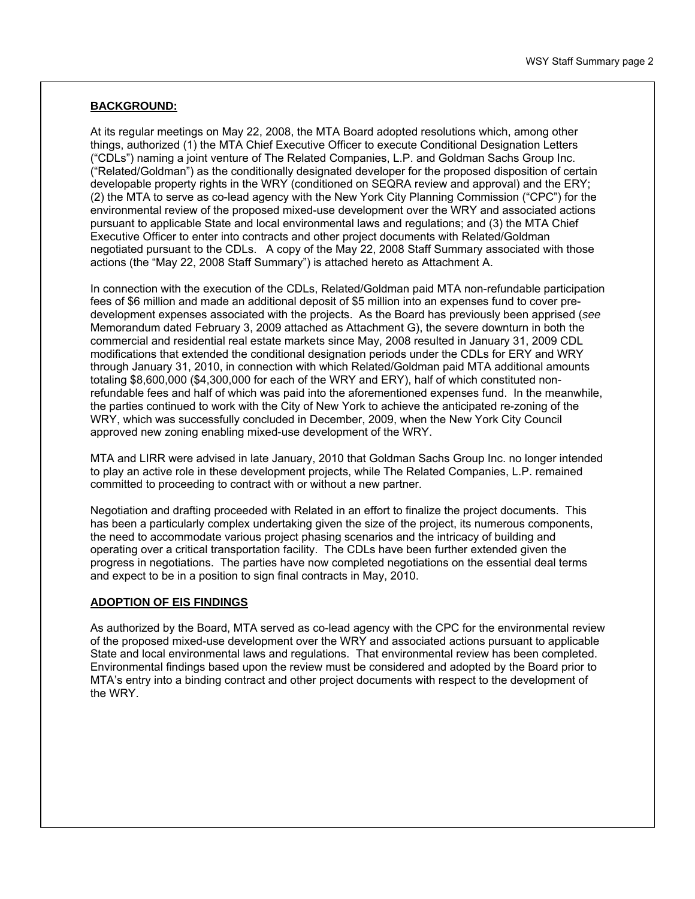## BACKGROUND:

At its regular meetings on May 22, 2008, the MTA Board adopted resolutions which, among other things, authorized (1) the MTA Chief Executive Officer to execute Conditional Designation Letters ("CDLs") naming a joint venture of The Related Companies, L.P. and Goldman Sachs Group Inc. ("Related/Goldman") as the conditionally designated developer for the proposed disposition of certain developable property rights in the WRY (conditioned on SEQRA review and approval) and the ERY; (2) the MTA to serve as co-lead agency with the New York City Planning Commission ("CPC") for the environmental review of the proposed mixed-use development over the WRY and associated actions pursuant to applicable State and local environmental laws and regulations; and (3) the MTA Chief Executive Officer to enter into contracts and other project documents with Related/Goldman negotiated pursuant to the CDLs. A copy of the May 22, 2008 Staff Summary associated with those actions (the "May 22, 2008 Staff Summary") is attached hereto as Attachment A.

In connection with the execution of the CDLs, Related/Goldman paid MTA non-refundable participation fees of $6 million and made an additional deposit of $5 million into an expenses fund to cover pre-development expenses associated with the projects. As the Board has previously been apprised (*see* Memorandum dated February 3, 2009 attached as Attachment G), the severe downturn in both the commercial and residential real estate markets since May, 2008 resulted in January 31, 2009 CDL modifications that extended the conditional designation periods under the CDLs for ERY and WRY through January 31, 2010, in connection with which Related/Goldman paid MTA additional amounts totaling $8,600,000 ($4,300,000 for each of the WRY and ERY), half of which constituted non-refundable fees and half of which was paid into the aforementioned expenses fund. In the meanwhile, the parties continued to work with the City of New York to achieve the anticipated re-zoning of the WRY, which was successfully concluded in December, 2009, when the New York City Council approved new zoning enabling mixed-use development of the WRY.

MTA and LIRR were advised in late January, 2010 that Goldman Sachs Group Inc. no longer intended to play an active role in these development projects, while The Related Companies, L.P. remained committed to proceeding to contract with or without a new partner.

Negotiation and drafting proceeded with Related in an effort to finalize the project documents. This has been a particularly complex undertaking given the size of the project, its numerous components, the need to accommodate various project phasing scenarios and the intricacy of building and operating over a critical transportation facility. The CDLs have been further extended given the progress in negotiations. The parties have now completed negotiations on the essential deal terms and expect to be in a position to sign final contracts in May, 2010.

## ADOPTION OF EIS FINDINGS

As authorized by the Board, MTA served as co-lead agency with the CPC for the environmental review of the proposed mixed-use development over the WRY and associated actions pursuant to applicable State and local environmental laws and regulations. That environmental review has been completed. Environmental findings based upon the review must be considered and adopted by the Board prior to MTA's entry into a binding contract and other project documents with respect to the development of the WRY.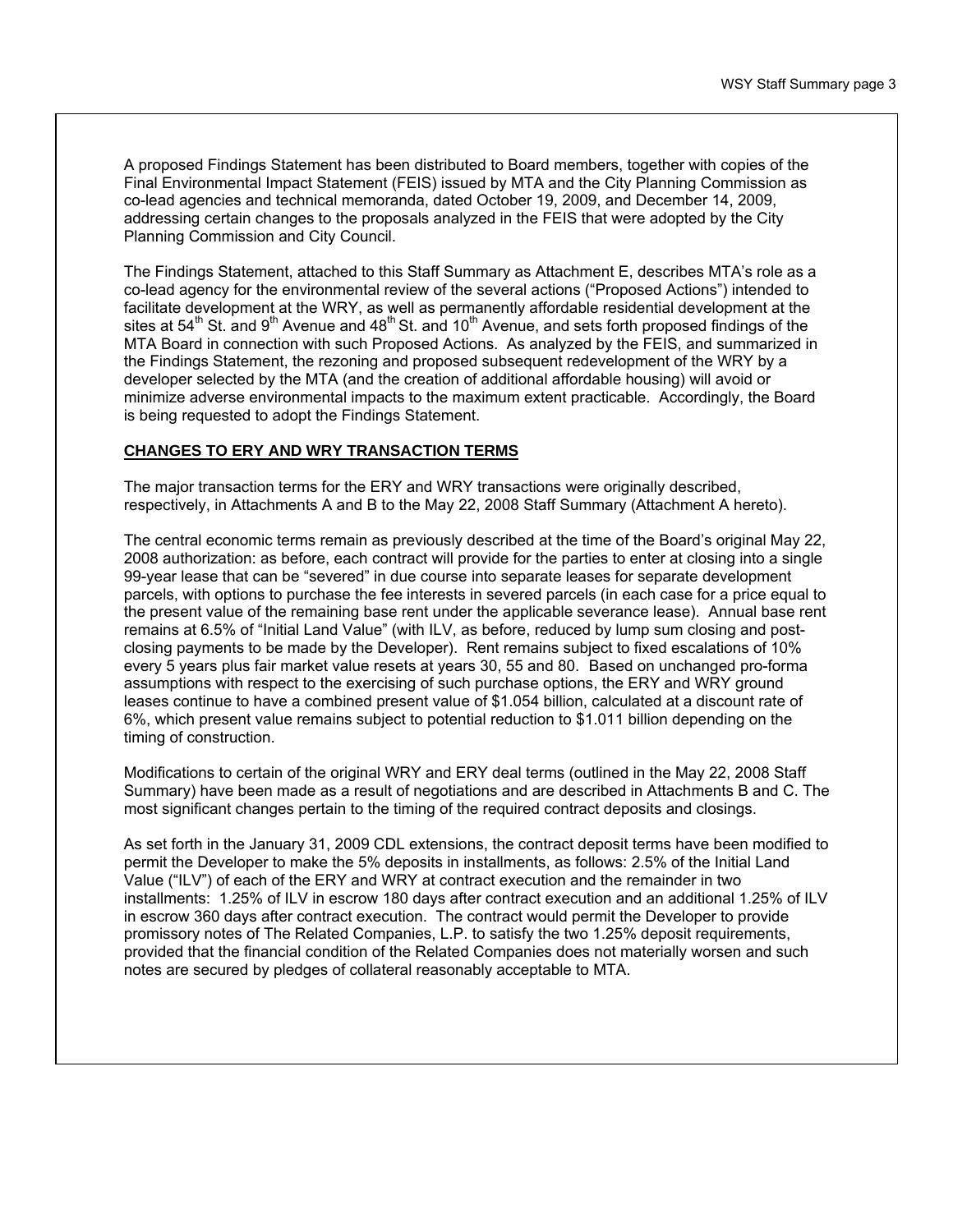A proposed Findings Statement has been distributed to Board members, together with copies of the Final Environmental Impact Statement (FEIS) issued by MTA and the City Planning Commission as co-lead agencies and technical memoranda, dated October 19, 2009, and December 14, 2009, addressing certain changes to the proposals analyzed in the FEIS that were adopted by the City Planning Commission and City Council.

The Findings Statement, attached to this Staff Summary as Attachment E, describes MTA's role as a co-lead agency for the environmental review of the several actions ("Proposed Actions") intended to facilitate development at the WRY, as well as permanently affordable residential development at the sites at 54th St. and 9th Avenue and 48th St. and 10th Avenue, and sets forth proposed findings of the MTA Board in connection with such Proposed Actions. As analyzed by the FEIS, and summarized in the Findings Statement, the rezoning and proposed subsequent redevelopment of the WRY by a developer selected by the MTA (and the creation of additional affordable housing) will avoid or minimize adverse environmental impacts to the maximum extent practicable. Accordingly, the Board is being requested to adopt the Findings Statement.

## CHANGES TO ERY AND WRY TRANSACTION TERMS

The major transaction terms for the ERY and WRY transactions were originally described, respectively, in Attachments A and B to the May 22, 2008 Staff Summary (Attachment A hereto).

The central economic terms remain as previously described at the time of the Board's original May 22, 2008 authorization: as before, each contract will provide for the parties to enter at closing into a single 99-year lease that can be "severed" in due course into separate leases for separate development parcels, with options to purchase the fee interests in severed parcels (in each case for a price equal to the present value of the remaining base rent under the applicable severance lease). Annual base rent remains at 6.5% of "Initial Land Value" (with ILV, as before, reduced by lump sum closing and post-closing payments to be made by the Developer). Rent remains subject to fixed escalations of 10% every 5 years plus fair market value resets at years 30, 55 and 80. Based on unchanged pro-forma assumptions with respect to the exercising of such purchase options, the ERY and WRY ground leases continue to have a combined present value of $1.054 billion, calculated at a discount rate of 6%, which present value remains subject to potential reduction to $1.011 billion depending on the timing of construction.

Modifications to certain of the original WRY and ERY deal terms (outlined in the May 22, 2008 Staff Summary) have been made as a result of negotiations and are described in Attachments B and C. The most significant changes pertain to the timing of the required contract deposits and closings.

As set forth in the January 31, 2009 CDL extensions, the contract deposit terms have been modified to permit the Developer to make the 5% deposits in installments, as follows: 2.5% of the Initial Land Value ("ILV") of each of the ERY and WRY at contract execution and the remainder in two installments: 1.25% of ILV in escrow 180 days after contract execution and an additional 1.25% of ILV in escrow 360 days after contract execution. The contract would permit the Developer to provide promissory notes of The Related Companies, L.P. to satisfy the two 1.25% deposit requirements, provided that the financial condition of the Related Companies does not materially worsen and such notes are secured by pledges of collateral reasonably acceptable to MTA.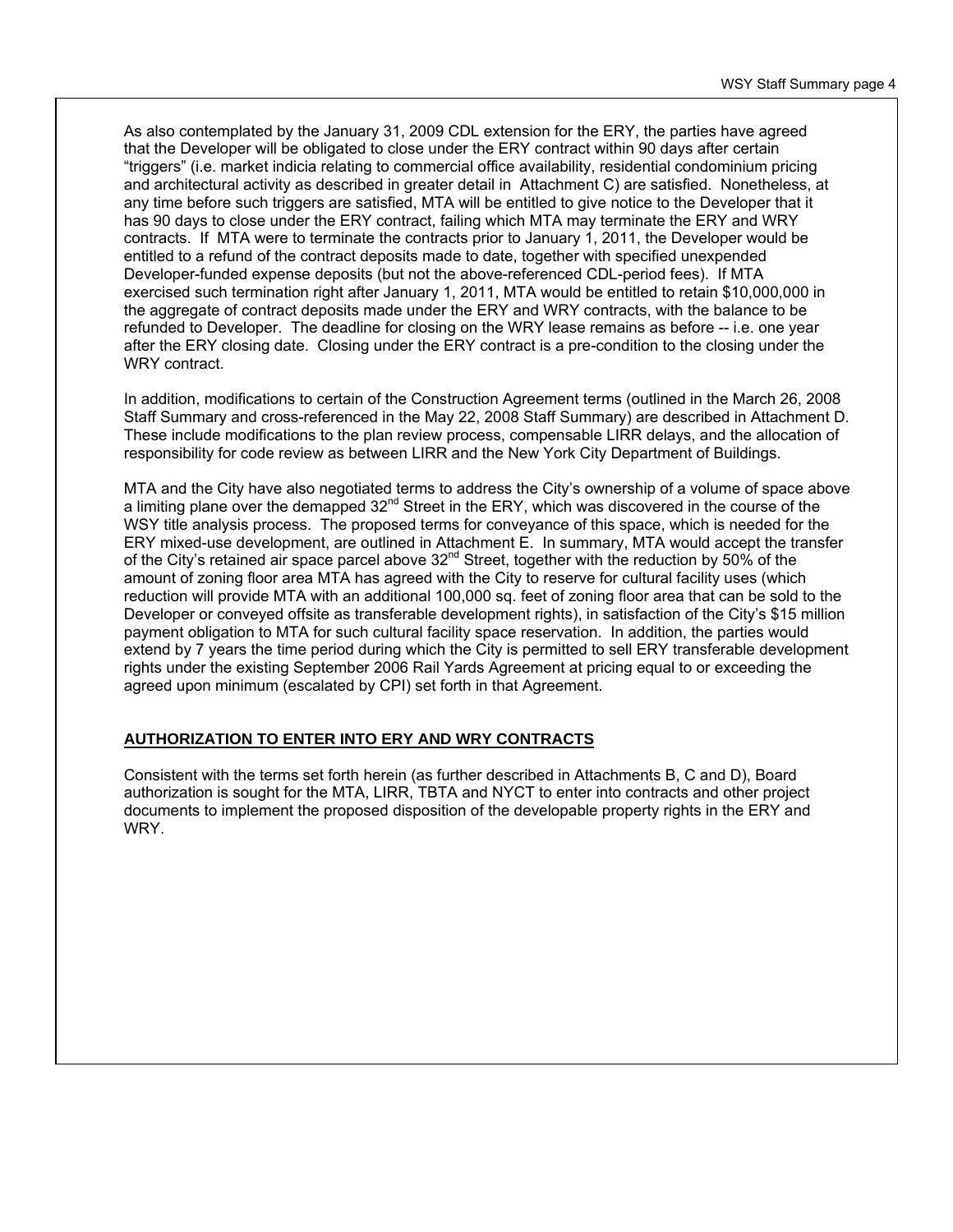As also contemplated by the January 31, 2009 CDL extension for the ERY, the parties have agreed that the Developer will be obligated to close under the ERY contract within 90 days after certain "triggers" (i.e. market indicia relating to commercial office availability, residential condominium pricing and architectural activity as described in greater detail in Attachment C) are satisfied. Nonetheless, at any time before such triggers are satisfied, MTA will be entitled to give notice to the Developer that it has 90 days to close under the ERY contract, failing which MTA may terminate the ERY and WRY contracts. If MTA were to terminate the contracts prior to January 1, 2011, the Developer would be entitled to a refund of the contract deposits made to date, together with specified unexpended Developer-funded expense deposits (but not the above-referenced CDL-period fees). If MTA exercised such termination right after January 1, 2011, MTA would be entitled to retain $10,000,000 in the aggregate of contract deposits made under the ERY and WRY contracts, with the balance to be refunded to Developer. The deadline for closing on the WRY lease remains as before -- i.e. one year after the ERY closing date. Closing under the ERY contract is a pre-condition to the closing under the WRY contract.

In addition, modifications to certain of the Construction Agreement terms (outlined in the March 26, 2008 Staff Summary and cross-referenced in the May 22, 2008 Staff Summary) are described in Attachment D. These include modifications to the plan review process, compensable LIRR delays, and the allocation of responsibility for code review as between LIRR and the New York City Department of Buildings.

MTA and the City have also negotiated terms to address the City's ownership of a volume of space above a limiting plane over the demapped 32nd Street in the ERY, which was discovered in the course of the WSY title analysis process. The proposed terms for conveyance of this space, which is needed for the ERY mixed-use development, are outlined in Attachment E. In summary, MTA would accept the transfer of the City's retained air space parcel above 32nd Street, together with the reduction by 50% of the amount of zoning floor area MTA has agreed with the City to reserve for cultural facility uses (which reduction will provide MTA with an additional 100,000 sq. feet of zoning floor area that can be sold to the Developer or conveyed offsite as transferable development rights), in satisfaction of the City's $15 million payment obligation to MTA for such cultural facility space reservation. In addition, the parties would extend by 7 years the time period during which the City is permitted to sell ERY transferable development rights under the existing September 2006 Rail Yards Agreement at pricing equal to or exceeding the agreed upon minimum (escalated by CPI) set forth in that Agreement.

## AUTHORIZATION TO ENTER INTO ERY AND WRY CONTRACTS

Consistent with the terms set forth herein (as further described in Attachments B, C and D), Board authorization is sought for the MTA, LIRR, TBTA and NYCT to enter into contracts and other project documents to implement the proposed disposition of the developable property rights in the ERY and WRY.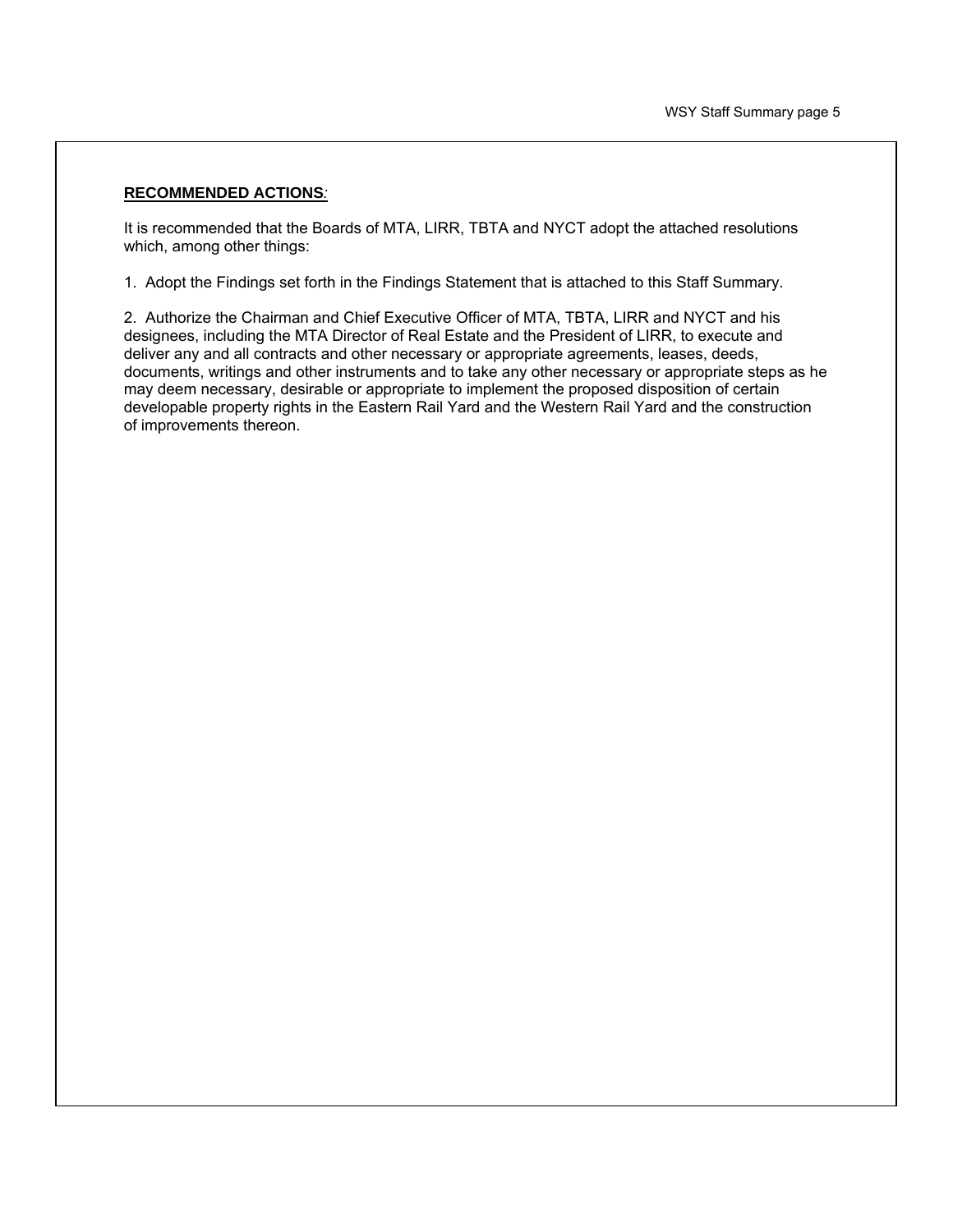**RECOMMENDED ACTIONS**:

It is recommended that the Boards of MTA, LIRR, TBTA and NYCT adopt the attached resolutions which, among other things:

1. Adopt the Findings set forth in the Findings Statement that is attached to this Staff Summary.

2. Authorize the Chairman and Chief Executive Officer of MTA, TBTA, LIRR and NYCT and his designees, including the MTA Director of Real Estate and the President of LIRR, to execute and deliver any and all contracts and other necessary or appropriate agreements, leases, deeds, documents, writings and other instruments and to take any other necessary or appropriate steps as he may deem necessary, desirable or appropriate to implement the proposed disposition of certain developable property rights in the Eastern Rail Yard and the Western Rail Yard and the construction of improvements thereon.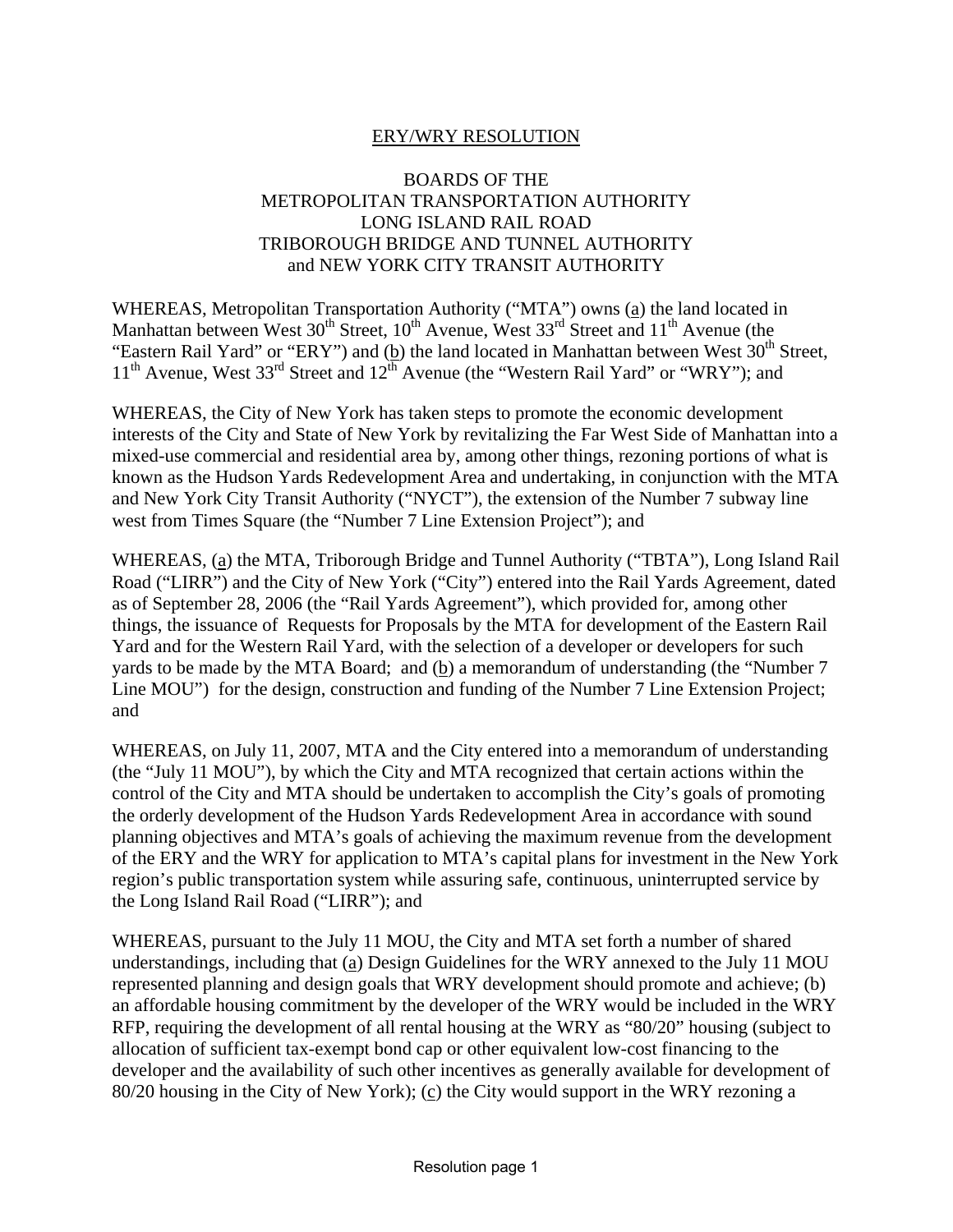# ERY/WRY RESOLUTION

## BOARDS OF THE METROPOLITAN TRANSPORTATION AUTHORITY LONG ISLAND RAIL ROAD TRIBOROUGH BRIDGE AND TUNNEL AUTHORITY and NEW YORK CITY TRANSIT AUTHORITY

WHEREAS, Metropolitan Transportation Authority ("MTA") owns (a) the land located in Manhattan between West 30th Street, 10th Avenue, West 33rd Street and 11th Avenue (the "Eastern Rail Yard" or "ERY") and (b) the land located in Manhattan between West 30th Street, 11th Avenue, West 33rd Street and 12th Avenue (the "Western Rail Yard" or "WRY"); and

WHEREAS, the City of New York has taken steps to promote the economic development interests of the City and State of New York by revitalizing the Far West Side of Manhattan into a mixed-use commercial and residential area by, among other things, rezoning portions of what is known as the Hudson Yards Redevelopment Area and undertaking, in conjunction with the MTA and New York City Transit Authority ("NYCT"), the extension of the Number 7 subway line west from Times Square (the "Number 7 Line Extension Project"); and

WHEREAS, (a) the MTA, Triborough Bridge and Tunnel Authority ("TBTA"), Long Island Rail Road ("LIRR") and the City of New York ("City") entered into the Rail Yards Agreement, dated as of September 28, 2006 (the "Rail Yards Agreement"), which provided for, among other things, the issuance of Requests for Proposals by the MTA for development of the Eastern Rail Yard and for the Western Rail Yard, with the selection of a developer or developers for such yards to be made by the MTA Board; and (b) a memorandum of understanding (the "Number 7 Line MOU") for the design, construction and funding of the Number 7 Line Extension Project; and

WHEREAS, on July 11, 2007, MTA and the City entered into a memorandum of understanding (the "July 11 MOU"), by which the City and MTA recognized that certain actions within the control of the City and MTA should be undertaken to accomplish the City's goals of promoting the orderly development of the Hudson Yards Redevelopment Area in accordance with sound planning objectives and MTA's goals of achieving the maximum revenue from the development of the ERY and the WRY for application to MTA's capital plans for investment in the New York region's public transportation system while assuring safe, continuous, uninterrupted service by the Long Island Rail Road ("LIRR"); and

WHEREAS, pursuant to the July 11 MOU, the City and MTA set forth a number of shared understandings, including that (a) Design Guidelines for the WRY annexed to the July 11 MOU represented planning and design goals that WRY development should promote and achieve; (b) an affordable housing commitment by the developer of the WRY would be included in the WRY RFP, requiring the development of all rental housing at the WRY as "80/20" housing (subject to allocation of sufficient tax-exempt bond cap or other equivalent low-cost financing to the developer and the availability of such other incentives as generally available for development of 80/20 housing in the City of New York); (c) the City would support in the WRY rezoning a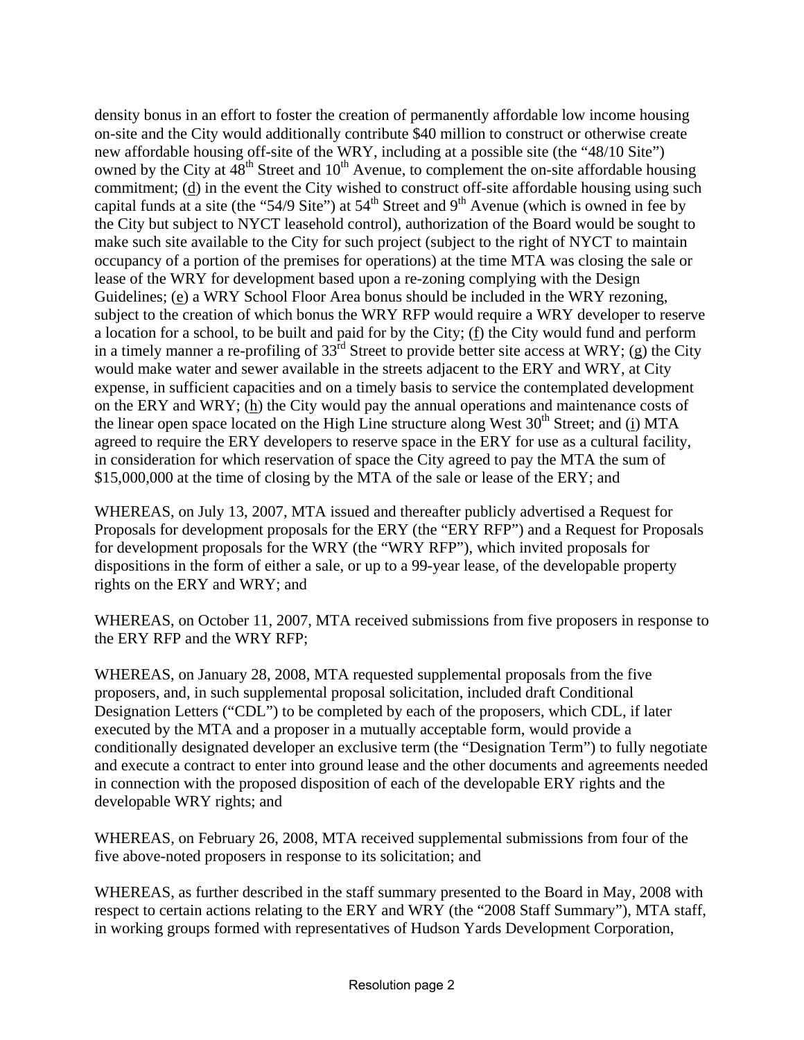density bonus in an effort to foster the creation of permanently affordable low income housing on-site and the City would additionally contribute $40 million to construct or otherwise create new affordable housing off-site of the WRY, including at a possible site (the "48/10 Site") owned by the City at 48th Street and 10th Avenue, to complement the on-site affordable housing commitment; (d) in the event the City wished to construct off-site affordable housing using such capital funds at a site (the "54/9 Site") at 54th Street and 9th Avenue (which is owned in fee by the City but subject to NYCT leasehold control), authorization of the Board would be sought to make such site available to the City for such project (subject to the right of NYCT to maintain occupancy of a portion of the premises for operations) at the time MTA was closing the sale or lease of the WRY for development based upon a re-zoning complying with the Design Guidelines; (e) a WRY School Floor Area bonus should be included in the WRY rezoning, subject to the creation of which bonus the WRY RFP would require a WRY developer to reserve a location for a school, to be built and paid for by the City; (f) the City would fund and perform in a timely manner a re-profiling of 33rd Street to provide better site access at WRY; (g) the City would make water and sewer available in the streets adjacent to the ERY and WRY, at City expense, in sufficient capacities and on a timely basis to service the contemplated development on the ERY and WRY; (h) the City would pay the annual operations and maintenance costs of the linear open space located on the High Line structure along West 30th Street; and (i) MTA agreed to require the ERY developers to reserve space in the ERY for use as a cultural facility, in consideration for which reservation of space the City agreed to pay the MTA the sum of $15,000,000 at the time of closing by the MTA of the sale or lease of the ERY; and

WHEREAS, on July 13, 2007, MTA issued and thereafter publicly advertised a Request for Proposals for development proposals for the ERY (the "ERY RFP") and a Request for Proposals for development proposals for the WRY (the "WRY RFP"), which invited proposals for dispositions in the form of either a sale, or up to a 99-year lease, of the developable property rights on the ERY and WRY; and

WHEREAS, on October 11, 2007, MTA received submissions from five proposers in response to the ERY RFP and the WRY RFP;

WHEREAS, on January 28, 2008, MTA requested supplemental proposals from the five proposers, and, in such supplemental proposal solicitation, included draft Conditional Designation Letters ("CDL") to be completed by each of the proposers, which CDL, if later executed by the MTA and a proposer in a mutually acceptable form, would provide a conditionally designated developer an exclusive term (the "Designation Term") to fully negotiate and execute a contract to enter into ground lease and the other documents and agreements needed in connection with the proposed disposition of each of the developable ERY rights and the developable WRY rights; and

WHEREAS, on February 26, 2008, MTA received supplemental submissions from four of the five above-noted proposers in response to its solicitation; and

WHEREAS, as further described in the staff summary presented to the Board in May, 2008 with respect to certain actions relating to the ERY and WRY (the "2008 Staff Summary"), MTA staff, in working groups formed with representatives of Hudson Yards Development Corporation,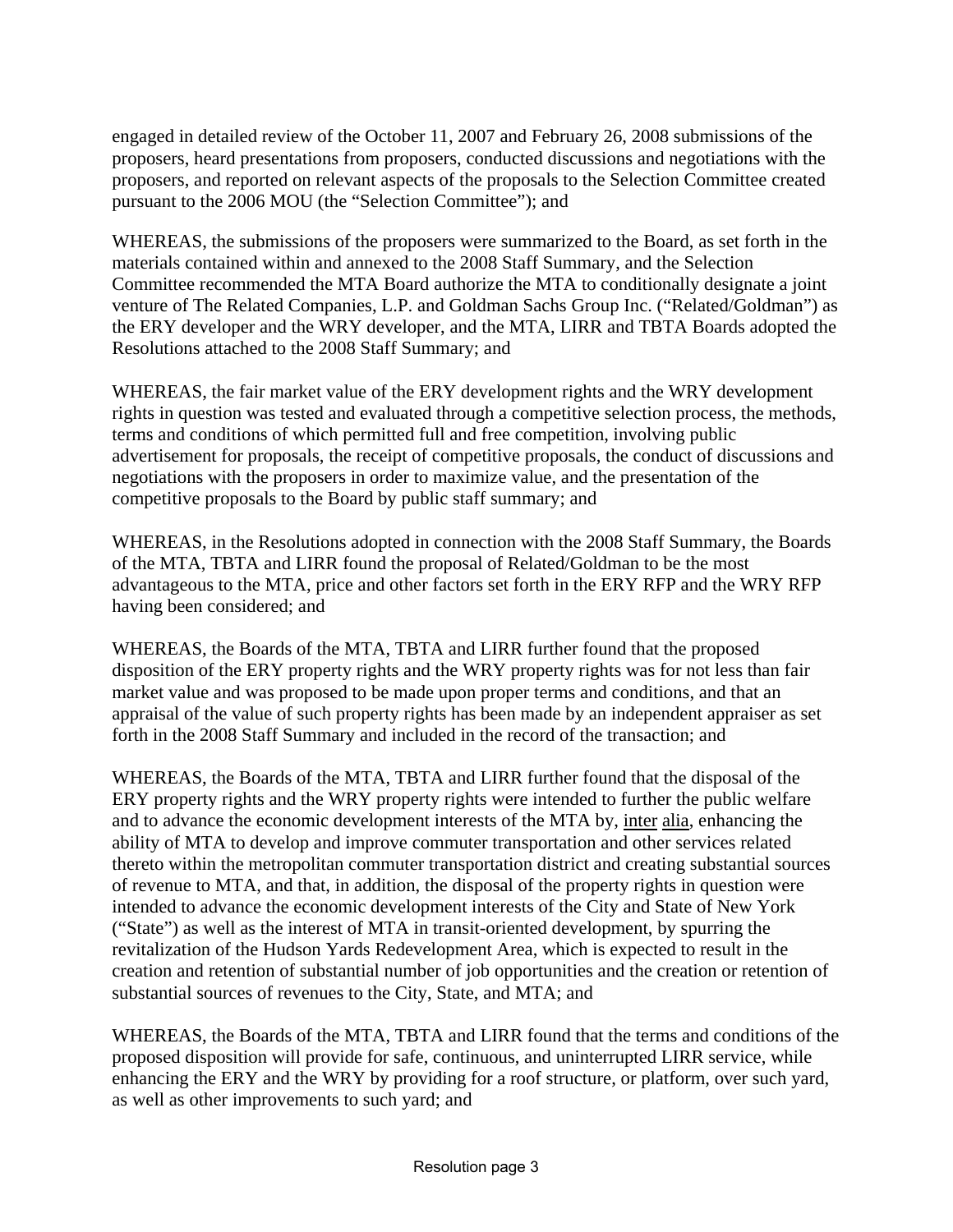engaged in detailed review of the October 11, 2007 and February 26, 2008 submissions of the proposers, heard presentations from proposers, conducted discussions and negotiations with the proposers, and reported on relevant aspects of the proposals to the Selection Committee created pursuant to the 2006 MOU (the "Selection Committee"); and

WHEREAS, the submissions of the proposers were summarized to the Board, as set forth in the materials contained within and annexed to the 2008 Staff Summary, and the Selection Committee recommended the MTA Board authorize the MTA to conditionally designate a joint venture of The Related Companies, L.P. and Goldman Sachs Group Inc. ("Related/Goldman") as the ERY developer and the WRY developer, and the MTA, LIRR and TBTA Boards adopted the Resolutions attached to the 2008 Staff Summary; and

WHEREAS, the fair market value of the ERY development rights and the WRY development rights in question was tested and evaluated through a competitive selection process, the methods, terms and conditions of which permitted full and free competition, involving public advertisement for proposals, the receipt of competitive proposals, the conduct of discussions and negotiations with the proposers in order to maximize value, and the presentation of the competitive proposals to the Board by public staff summary; and

WHEREAS, in the Resolutions adopted in connection with the 2008 Staff Summary, the Boards of the MTA, TBTA and LIRR found the proposal of Related/Goldman to be the most advantageous to the MTA, price and other factors set forth in the ERY RFP and the WRY RFP having been considered; and

WHEREAS, the Boards of the MTA, TBTA and LIRR further found that the proposed disposition of the ERY property rights and the WRY property rights was for not less than fair market value and was proposed to be made upon proper terms and conditions, and that an appraisal of the value of such property rights has been made by an independent appraiser as set forth in the 2008 Staff Summary and included in the record of the transaction; and

WHEREAS, the Boards of the MTA, TBTA and LIRR further found that the disposal of the ERY property rights and the WRY property rights were intended to further the public welfare and to advance the economic development interests of the MTA by, inter alia, enhancing the ability of MTA to develop and improve commuter transportation and other services related thereto within the metropolitan commuter transportation district and creating substantial sources of revenue to MTA, and that, in addition, the disposal of the property rights in question were intended to advance the economic development interests of the City and State of New York ("State") as well as the interest of MTA in transit-oriented development, by spurring the revitalization of the Hudson Yards Redevelopment Area, which is expected to result in the creation and retention of substantial number of job opportunities and the creation or retention of substantial sources of revenues to the City, State, and MTA; and

WHEREAS, the Boards of the MTA, TBTA and LIRR found that the terms and conditions of the proposed disposition will provide for safe, continuous, and uninterrupted LIRR service, while enhancing the ERY and the WRY by providing for a roof structure, or platform, over such yard, as well as other improvements to such yard; and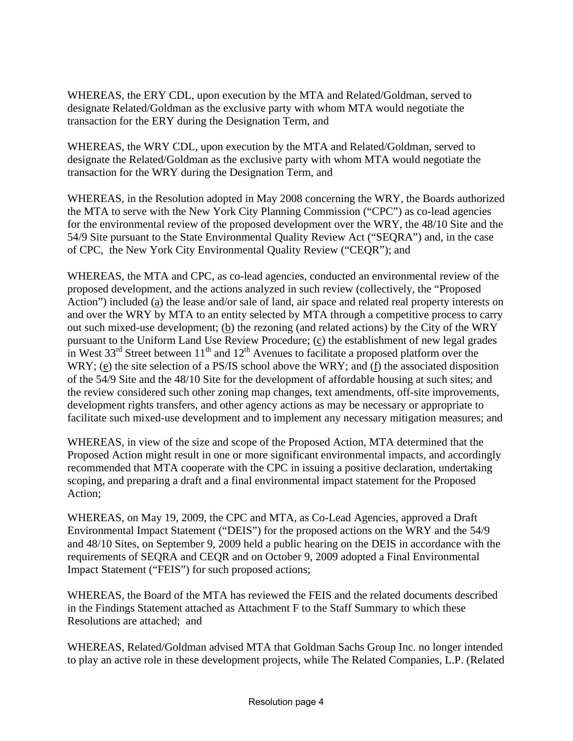WHEREAS, the ERY CDL, upon execution by the MTA and Related/Goldman, served to designate Related/Goldman as the exclusive party with whom MTA would negotiate the transaction for the ERY during the Designation Term, and

WHEREAS, the WRY CDL, upon execution by the MTA and Related/Goldman, served to designate the Related/Goldman as the exclusive party with whom MTA would negotiate the transaction for the WRY during the Designation Term, and

WHEREAS, in the Resolution adopted in May 2008 concerning the WRY, the Boards authorized the MTA to serve with the New York City Planning Commission ("CPC") as co-lead agencies for the environmental review of the proposed development over the WRY, the 48/10 Site and the 54/9 Site pursuant to the State Environmental Quality Review Act ("SEQRA") and, in the case of CPC, the New York City Environmental Quality Review ("CEQR"); and

WHEREAS, the MTA and CPC, as co-lead agencies, conducted an environmental review of the proposed development, and the actions analyzed in such review (collectively, the "Proposed Action") included (a) the lease and/or sale of land, air space and related real property interests on and over the WRY by MTA to an entity selected by MTA through a competitive process to carry out such mixed-use development; (b) the rezoning (and related actions) by the City of the WRY pursuant to the Uniform Land Use Review Procedure; (c) the establishment of new legal grades in West 33rd Street between 11th and 12th Avenues to facilitate a proposed platform over the WRY; (e) the site selection of a PS/IS school above the WRY; and (f) the associated disposition of the 54/9 Site and the 48/10 Site for the development of affordable housing at such sites; and the review considered such other zoning map changes, text amendments, off-site improvements, development rights transfers, and other agency actions as may be necessary or appropriate to facilitate such mixed-use development and to implement any necessary mitigation measures; and

WHEREAS, in view of the size and scope of the Proposed Action, MTA determined that the Proposed Action might result in one or more significant environmental impacts, and accordingly recommended that MTA cooperate with the CPC in issuing a positive declaration, undertaking scoping, and preparing a draft and a final environmental impact statement for the Proposed Action;

WHEREAS, on May 19, 2009, the CPC and MTA, as Co-Lead Agencies, approved a Draft Environmental Impact Statement ("DEIS") for the proposed actions on the WRY and the 54/9 and 48/10 Sites, on September 9, 2009 held a public hearing on the DEIS in accordance with the requirements of SEQRA and CEQR and on October 9, 2009 adopted a Final Environmental Impact Statement ("FEIS") for such proposed actions;

WHEREAS, the Board of the MTA has reviewed the FEIS and the related documents described in the Findings Statement attached as Attachment F to the Staff Summary to which these Resolutions are attached; and

WHEREAS, Related/Goldman advised MTA that Goldman Sachs Group Inc. no longer intended to play an active role in these development projects, while The Related Companies, L.P. (Related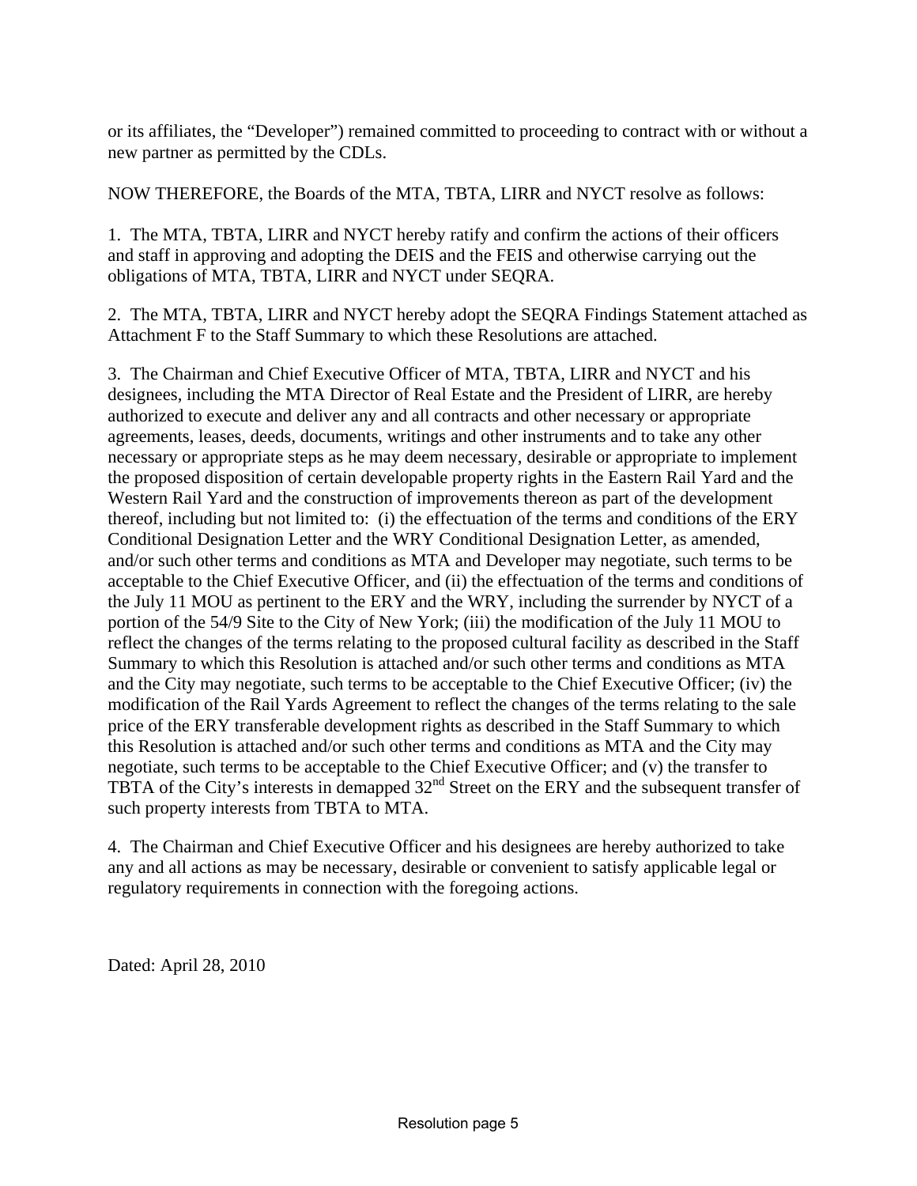or its affiliates, the "Developer") remained committed to proceeding to contract with or without a new partner as permitted by the CDLs.

NOW THEREFORE, the Boards of the MTA, TBTA, LIRR and NYCT resolve as follows:

1. The MTA, TBTA, LIRR and NYCT hereby ratify and confirm the actions of their officers and staff in approving and adopting the DEIS and the FEIS and otherwise carrying out the obligations of MTA, TBTA, LIRR and NYCT under SEQRA.

2. The MTA, TBTA, LIRR and NYCT hereby adopt the SEQRA Findings Statement attached as Attachment F to the Staff Summary to which these Resolutions are attached.

3. The Chairman and Chief Executive Officer of MTA, TBTA, LIRR and NYCT and his designees, including the MTA Director of Real Estate and the President of LIRR, are hereby authorized to execute and deliver any and all contracts and other necessary or appropriate agreements, leases, deeds, documents, writings and other instruments and to take any other necessary or appropriate steps as he may deem necessary, desirable or appropriate to implement the proposed disposition of certain developable property rights in the Eastern Rail Yard and the Western Rail Yard and the construction of improvements thereon as part of the development thereof, including but not limited to: (i) the effectuation of the terms and conditions of the ERY Conditional Designation Letter and the WRY Conditional Designation Letter, as amended, and/or such other terms and conditions as MTA and Developer may negotiate, such terms to be acceptable to the Chief Executive Officer, and (ii) the effectuation of the terms and conditions of the July 11 MOU as pertinent to the ERY and the WRY, including the surrender by NYCT of a portion of the 54/9 Site to the City of New York; (iii) the modification of the July 11 MOU to reflect the changes of the terms relating to the proposed cultural facility as described in the Staff Summary to which this Resolution is attached and/or such other terms and conditions as MTA and the City may negotiate, such terms to be acceptable to the Chief Executive Officer; (iv) the modification of the Rail Yards Agreement to reflect the changes of the terms relating to the sale price of the ERY transferable development rights as described in the Staff Summary to which this Resolution is attached and/or such other terms and conditions as MTA and the City may negotiate, such terms to be acceptable to the Chief Executive Officer; and (v) the transfer to TBTA of the City's interests in demapped 32nd Street on the ERY and the subsequent transfer of such property interests from TBTA to MTA.

4. The Chairman and Chief Executive Officer and his designees are hereby authorized to take any and all actions as may be necessary, desirable or convenient to satisfy applicable legal or regulatory requirements in connection with the foregoing actions.

Dated: April 28, 2010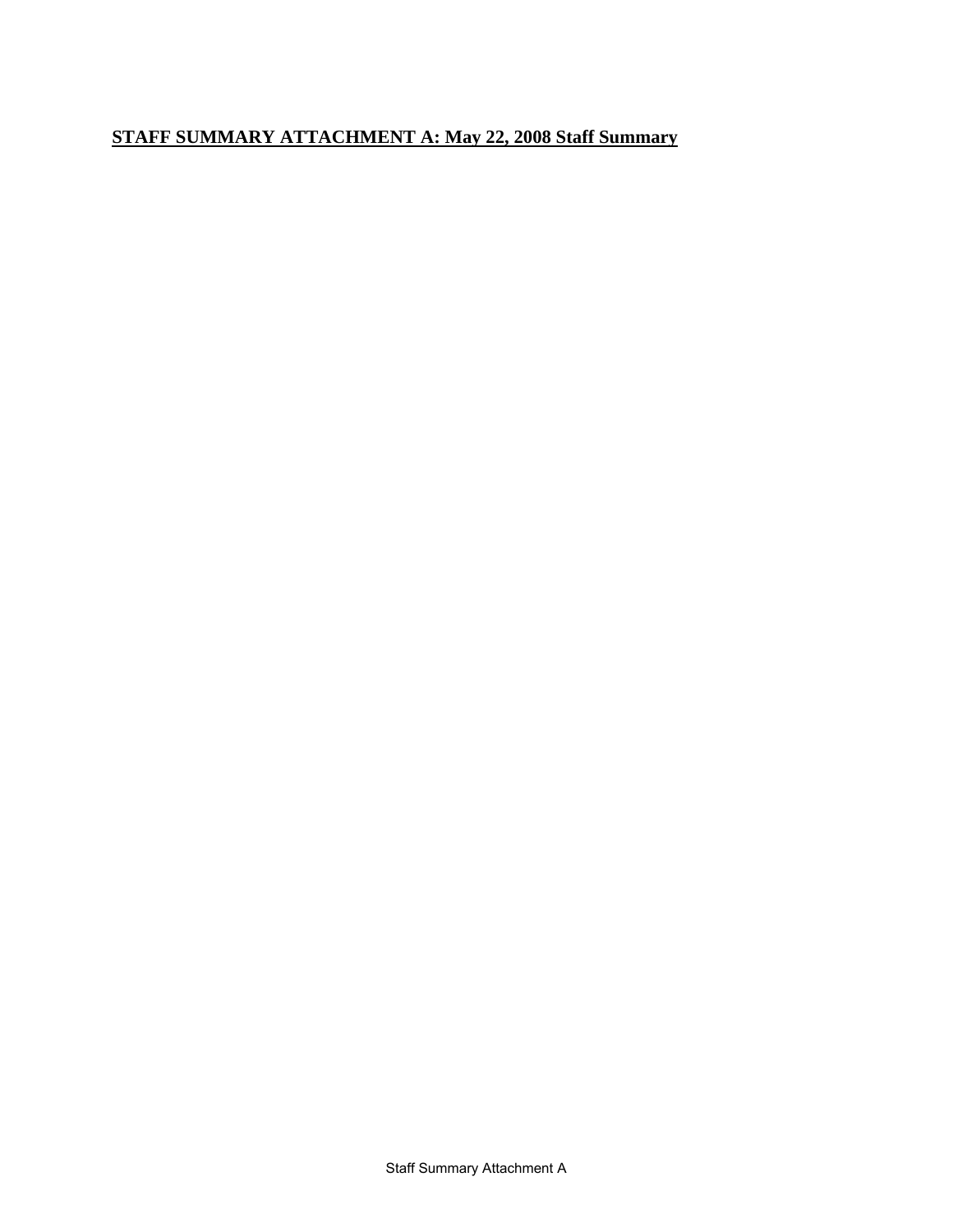**STAFF SUMMARY ATTACHMENT A: May 22, 2008 Staff Summary**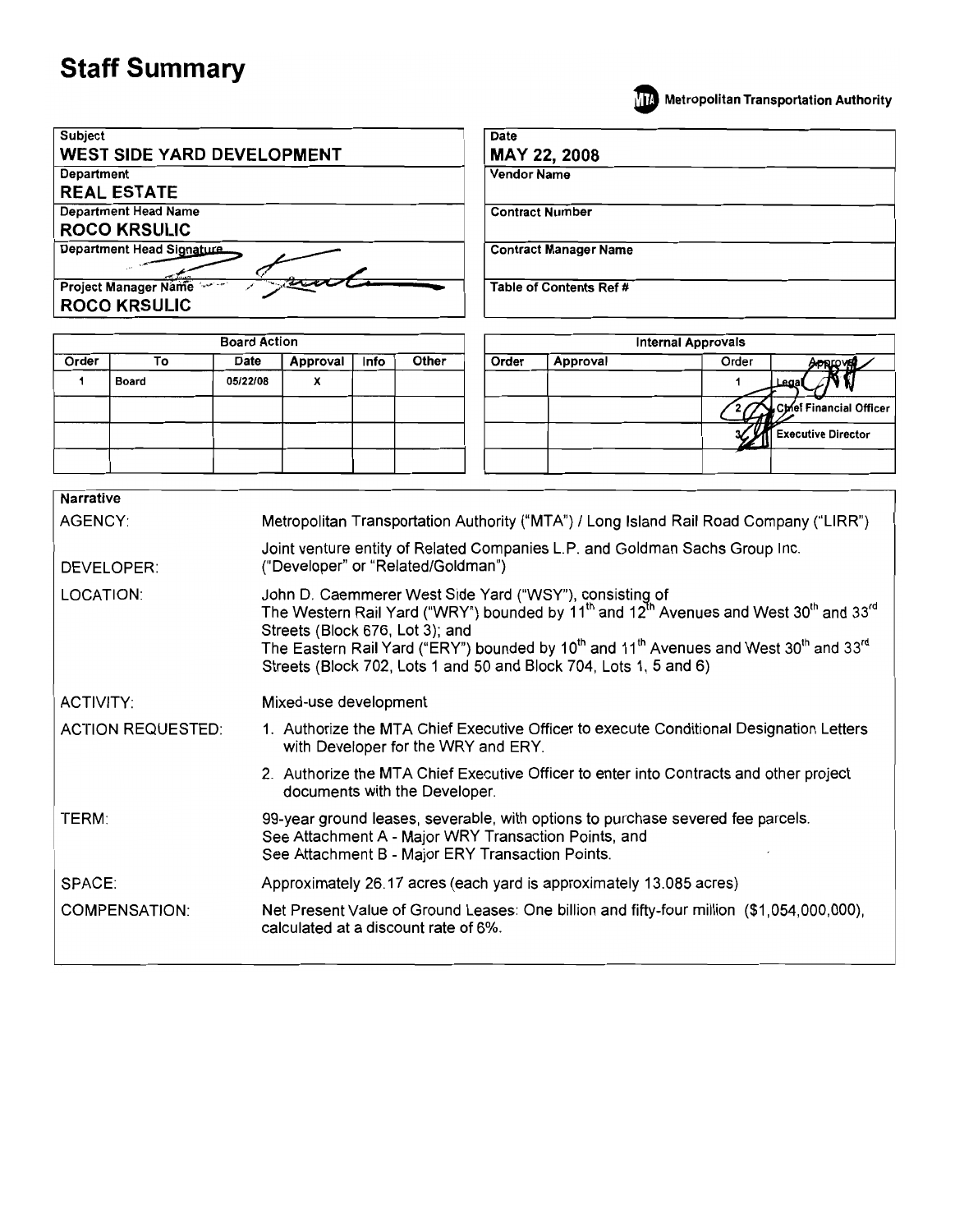# Staff Summary

Metropolitan Transportation Authority

| Subject | Date |
|---|---|
| **WEST SIDE YARD DEVELOPMENT** | **MAY 22, 2008** |
| Department | Vendor Name |
| **REAL ESTATE** | |
| Department Head Name | Contract Number |
| **ROCO KRSULIC** | |
| Department Head Signature | Contract Manager Name |
| Project Manager Name | Table of Contents Ref # |
| **ROCO KRSULIC** | |

| Board Action | | | | | |
|---|---|---|---|---|---|
| Order | To | Date | Approval | Info | Other |
| 1 | Board | 05/22/08 | X | | |
| | | | | | |
| | | | | | |
| | | | | | |

| Internal Approvals | | | |
|---|---|---|---|
| Order | Approval | Order | Approval |
| | | 1 | Legal |
| | | 2 | Chief Financial Officer |
| | | 3 | Executive Director |
| | | | |

| Narrative | |
|---|---|
| AGENCY: | Metropolitan Transportation Authority ("MTA") / Long Island Rail Road Company ("LIRR") |
| DEVELOPER: | Joint venture entity of Related Companies L.P. and Goldman Sachs Group Inc. ("Developer" or "Related/Goldman") |
| LOCATION: | John D. Caemmerer West Side Yard ("WSY"), consisting of The Western Rail Yard ("WRY") bounded by 11th and 12th Avenues and West 30th and 33rd Streets (Block 676, Lot 3); and The Eastern Rail Yard ("ERY") bounded by 10th and 11th Avenues and West 30th and 33rd Streets (Block 702, Lots 1 and 50 and Block 704, Lots 1, 5 and 6) |
| ACTIVITY: | Mixed-use development |
| ACTION REQUESTED: | 1. Authorize the MTA Chief Executive Officer to execute Conditional Designation Letters with Developer for the WRY and ERY. 2. Authorize the MTA Chief Executive Officer to enter into Contracts and other project documents with the Developer. |
| TERM: | 99-year ground leases, severable, with options to purchase severed fee parcels. See Attachment A - Major WRY Transaction Points, and See Attachment B - Major ERY Transaction Points. |
| SPACE: | Approximately 26.17 acres (each yard is approximately 13.085 acres) |
| COMPENSATION: | Net Present Value of Ground Leases: One billion and fifty-four million ($1,054,000,000), calculated at a discount rate of 6%. |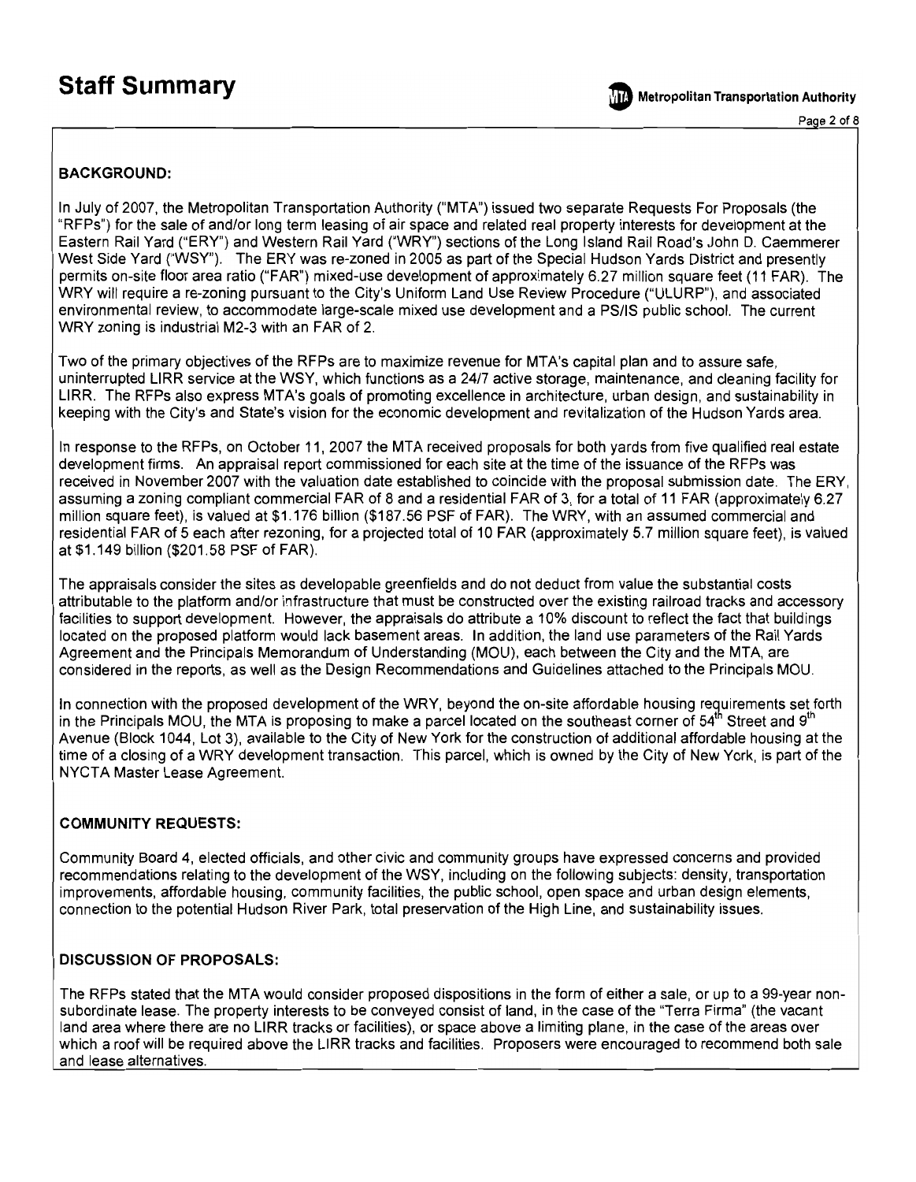# Staff Summary

## BACKGROUND:

In July of 2007, the Metropolitan Transportation Authority ("MTA") issued two separate Requests For Proposals (the "RFPs") for the sale of and/or long term leasing of air space and related real property interests for development at the Eastern Rail Yard ("ERY") and Western Rail Yard ("WRY") sections of the Long Island Rail Road's John D. Caemmerer West Side Yard ("WSY"). The ERY was re-zoned in 2005 as part of the Special Hudson Yards District and presently permits on-site floor area ratio ("FAR") mixed-use development of approximately 6.27 million square feet (11 FAR). The WRY will require a re-zoning pursuant to the City's Uniform Land Use Review Procedure ("ULURP"), and associated environmental review, to accommodate large-scale mixed use development and a PS/IS public school. The current WRY zoning is industrial M2-3 with an FAR of 2.

Two of the primary objectives of the RFPs are to maximize revenue for MTA's capital plan and to assure safe, uninterrupted LIRR service at the WSY, which functions as a 24/7 active storage, maintenance, and cleaning facility for LIRR. The RFPs also express MTA's goals of promoting excellence in architecture, urban design, and sustainability in keeping with the City's and State's vision for the economic development and revitalization of the Hudson Yards area.

In response to the RFPs, on October 11, 2007 the MTA received proposals for both yards from five qualified real estate development firms. An appraisal report commissioned for each site at the time of the issuance of the RFPs was received in November 2007 with the valuation date established to coincide with the proposal submission date. The ERY, assuming a zoning compliant commercial FAR of 8 and a residential FAR of 3, for a total of 11 FAR (approximately 6.27 million square feet), is valued at $1.176 billion ($187.56 PSF of FAR). The WRY, with an assumed commercial and residential FAR of 5 each after rezoning, for a projected total of 10 FAR (approximately 5.7 million square feet), is valued at $1.149 billion ($201.58 PSF of FAR).

The appraisals consider the sites as developable greenfields and do not deduct from value the substantial costs attributable to the platform and/or infrastructure that must be constructed over the existing railroad tracks and accessory facilities to support development. However, the appraisals do attribute a 10% discount to reflect the fact that buildings located on the proposed platform would lack basement areas. In addition, the land use parameters of the Rail Yards Agreement and the Principals Memorandum of Understanding (MOU), each between the City and the MTA, are considered in the reports, as well as the Design Recommendations and Guidelines attached to the Principals MOU.

In connection with the proposed development of the WRY, beyond the on-site affordable housing requirements set forth in the Principals MOU, the MTA is proposing to make a parcel located on the southeast corner of 54th Street and 9th Avenue (Block 1044, Lot 3), available to the City of New York for the construction of additional affordable housing at the time of a closing of a WRY development transaction. This parcel, which is owned by the City of New York, is part of the NYCTA Master Lease Agreement.

## COMMUNITY REQUESTS:

Community Board 4, elected officials, and other civic and community groups have expressed concerns and provided recommendations relating to the development of the WSY, including on the following subjects: density, transportation improvements, affordable housing, community facilities, the public school, open space and urban design elements, connection to the potential Hudson River Park, total preservation of the High Line, and sustainability issues.

## DISCUSSION OF PROPOSALS:

The RFPs stated that the MTA would consider proposed dispositions in the form of either a sale, or up to a 99-year non-subordinate lease. The property interests to be conveyed consist of land, in the case of the "Terra Firma" (the vacant land area where there are no LIRR tracks or facilities), or space above a limiting plane, in the case of the areas over which a roof will be required above the LIRR tracks and facilities. Proposers were encouraged to recommend both sale and lease alternatives.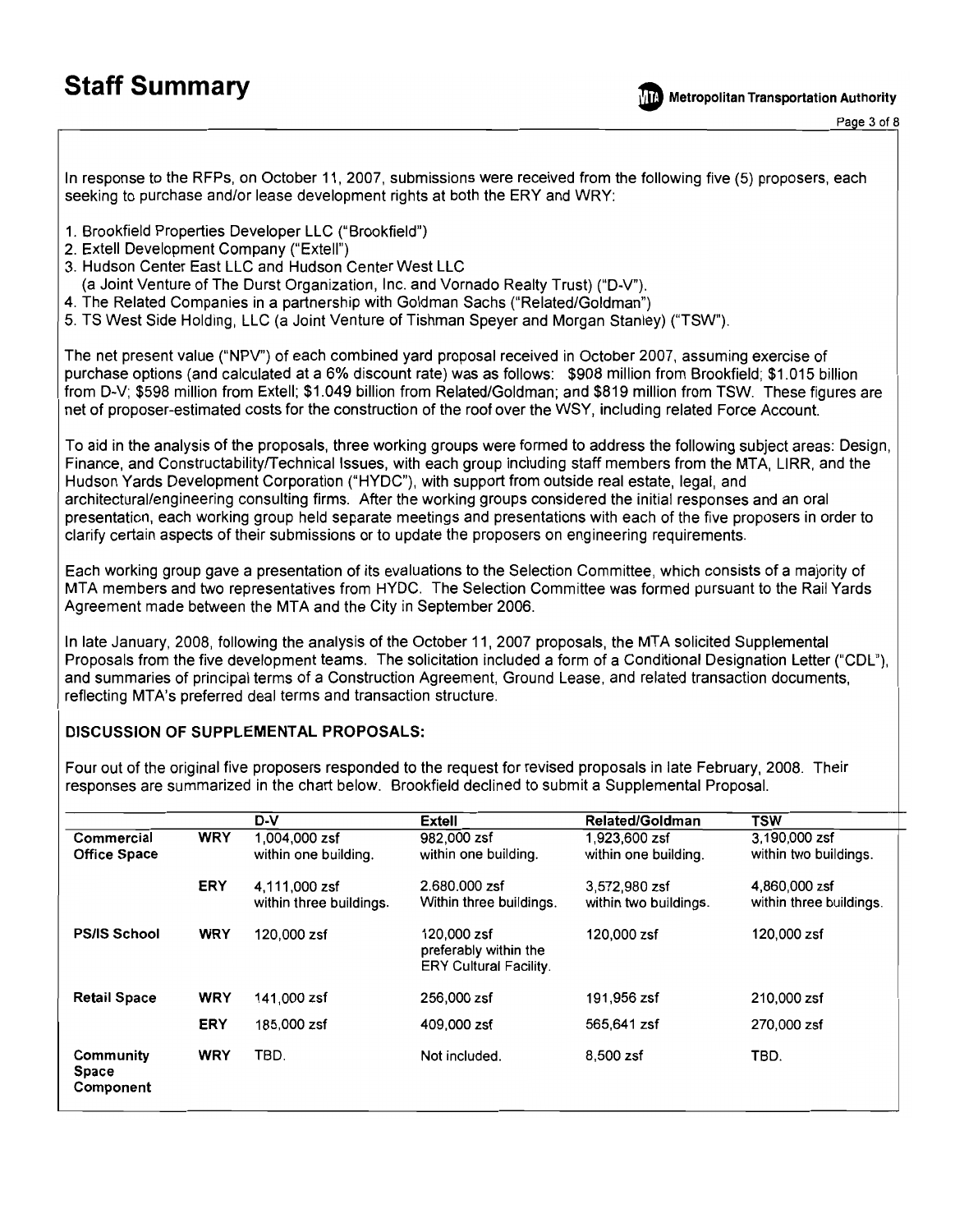In response to the RFPs, on October 11, 2007, submissions were received from the following five (5) proposers, each seeking to purchase and/or lease development rights at both the ERY and WRY:

1. Brookfield Properties Developer LLC ("Brookfield")
2. Extell Development Company ("Extell")
3. Hudson Center East LLC and Hudson Center West LLC
   (a Joint Venture of The Durst Organization, Inc. and Vornado Realty Trust) ("D-V").
4. The Related Companies in a partnership with Goldman Sachs ("Related/Goldman")
5. TS West Side Holding, LLC (a Joint Venture of Tishman Speyer and Morgan Stanley) ("TSW").

The net present value ("NPV") of each combined yard proposal received in October 2007, assuming exercise of purchase options (and calculated at a 6% discount rate) was as follows: $908 million from Brookfield; $1.015 billion from D-V; $598 million from Extell; $1.049 billion from Related/Goldman; and $819 million from TSW. These figures are net of proposer-estimated costs for the construction of the roof over the WSY, including related Force Account.

To aid in the analysis of the proposals, three working groups were formed to address the following subject areas: Design, Finance, and Constructability/Technical Issues, with each group including staff members from the MTA, LIRR, and the Hudson Yards Development Corporation ("HYDC"), with support from outside real estate, legal, and architectural/engineering consulting firms. After the working groups considered the initial responses and an oral presentation, each working group held separate meetings and presentations with each of the five proposers in order to clarify certain aspects of their submissions or to update the proposers on engineering requirements.

Each working group gave a presentation of its evaluations to the Selection Committee, which consists of a majority of MTA members and two representatives from HYDC. The Selection Committee was formed pursuant to the Rail Yards Agreement made between the MTA and the City in September 2006.

In late January, 2008, following the analysis of the October 11, 2007 proposals, the MTA solicited Supplemental Proposals from the five development teams. The solicitation included a form of a Conditional Designation Letter ("CDL"), and summaries of principal terms of a Construction Agreement, Ground Lease, and related transaction documents, reflecting MTA's preferred deal terms and transaction structure.

## DISCUSSION OF SUPPLEMENTAL PROPOSALS:

Four out of the original five proposers responded to the request for revised proposals in late February, 2008. Their responses are summarized in the chart below. Brookfield declined to submit a Supplemental Proposal.

| | | D-V | Extell | Related/Goldman | TSW |
|---|---|---|---|---|---|
| **Commercial Office Space** | **WRY** | 1,004,000 zsf within one building. | 982,000 zsf within one building. | 1,923,600 zsf within one building. | 3,190,000 zsf within two buildings. |
| | **ERY** | 4,111,000 zsf within three buildings. | 2.680.000 zsf Within three buildings. | 3,572,980 zsf within two buildings. | 4,860,000 zsf within three buildings. |
| **PS/IS School** | **WRY** | 120,000 zsf | 120,000 zsf preferably within the ERY Cultural Facility. | 120,000 zsf | 120,000 zsf |
| **Retail Space** | **WRY** | 141,000 zsf | 256,000 zsf | 191,956 zsf | 210,000 zsf |
| | **ERY** | 185,000 zsf | 409,000 zsf | 565,641 zsf | 270,000 zsf |
| **Community Space Component** | **WRY** | TBD. | Not included. | 8,500 zsf | TBD. |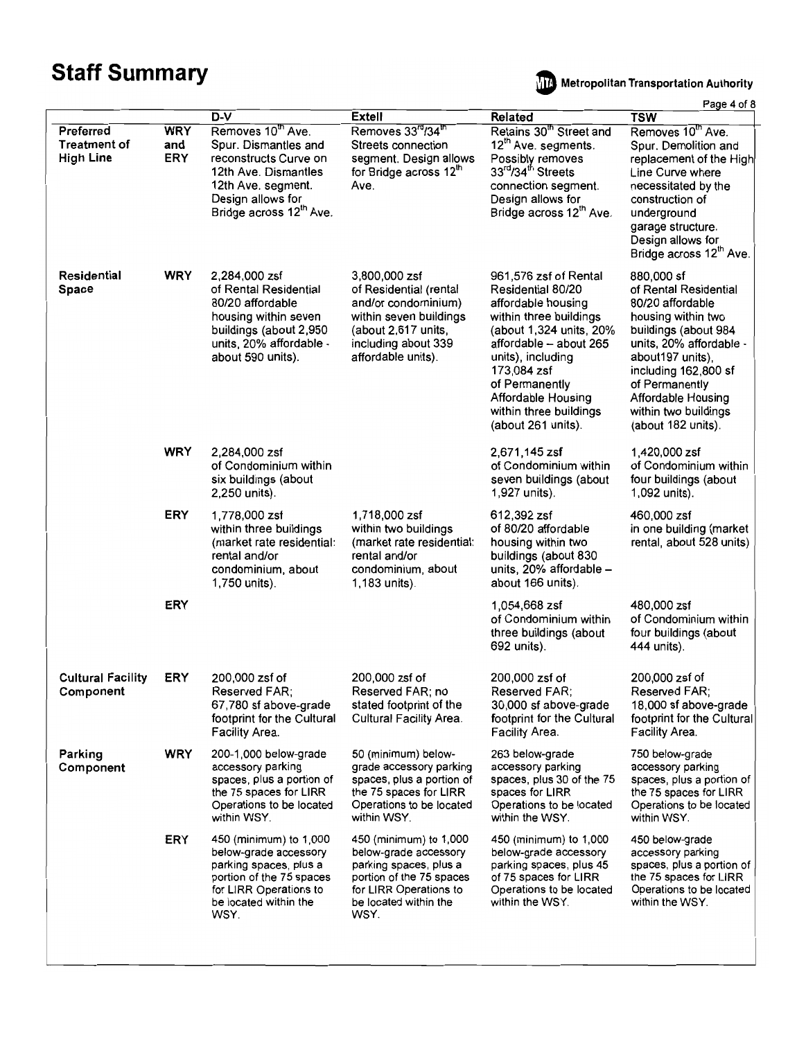# Staff Summary

**Metropolitan Transportation Authority**

| | | D-V | Extell | Related | TSW |
|---|---|---|---|---|---|
| **Preferred Treatment of High Line** | **WRY and ERY** | Removes 10th Ave. Spur. Dismantles and reconstructs Curve on 12th Ave. Dismantles 12th Ave. segment. Design allows for Bridge across 12th Ave. | Removes 33rd/34th Streets connection segment. Design allows for Bridge across 12th Ave. | Retains 30th Street and 12th Ave. segments. Possibly removes 33rd/34th Streets connection segment. Design allows for Bridge across 12th Ave. | Removes 10th Ave. Spur. Demolition and replacement of the High Line Curve where necessitated by the construction of underground garage structure. Design allows for Bridge across 12th Ave. |
| **Residential Space** | **WRY** | 2,284,000 zsf of Rental Residential 80/20 affordable housing within seven buildings (about 2,950 units, 20% affordable - about 590 units). | 3,800,000 zsf of Residential (rental and/or condominium) within seven buildings (about 2,617 units, including about 339 affordable units). | 961,576 zsf of Rental Residential 80/20 affordable housing within three buildings (about 1,324 units, 20% affordable – about 265 units), including 173,084 zsf of Permanently Affordable Housing within three buildings (about 261 units). | 880,000 sf of Rental Residential 80/20 affordable housing within two buildings (about 984 units, 20% affordable - about197 units), including 162,800 sf of Permanently Affordable Housing within two buildings (about 182 units). |
| | **WRY** | 2,284,000 zsf of Condominium within six buildings (about 2,250 units). | | 2,671,145 zsf of Condominium within seven buildings (about 1,927 units). | 1,420,000 zsf of Condominium within four buildings (about 1,092 units). |
| | **ERY** | 1,778,000 zsf within three buildings (market rate residential: rental and/or condominium, about 1,750 units). | 1,718,000 zsf within two buildings (market rate residential: rental and/or condominium, about 1,183 units). | 612,392 zsf of 80/20 affordable housing within two buildings (about 830 units, 20% affordable – about 166 units). | 460,000 zsf in one building (market rental, about 528 units) |
| | **ERY** | | | 1,054,668 zsf of Condominium within three buildings (about 692 units). | 480,000 zsf of Condominium within four buildings (about 444 units). |
| **Cultural Facility Component** | **ERY** | 200,000 zsf of Reserved FAR; 67,780 sf above-grade footprint for the Cultural Facility Area. | 200,000 zsf of Reserved FAR; no stated footprint of the Cultural Facility Area. | 200,000 zsf of Reserved FAR; 30,000 sf above-grade footprint for the Cultural Facility Area. | 200,000 zsf of Reserved FAR; 18,000 sf above-grade footprint for the Cultural Facility Area. |
| **Parking Component** | **WRY** | 200-1,000 below-grade accessory parking spaces, plus a portion of the 75 spaces for LIRR Operations to be located within WSY. | 50 (minimum) below-grade accessory parking spaces, plus a portion of the 75 spaces for LIRR Operations to be located within WSY. | 263 below-grade accessory parking spaces, plus 30 of the 75 spaces for LIRR Operations to be located within the WSY. | 750 below-grade accessory parking spaces, plus a portion of the 75 spaces for LIRR Operations to be located within WSY. |
| | **ERY** | 450 (minimum) to 1,000 below-grade accessory parking spaces, plus a portion of the 75 spaces for LIRR Operations to be located within the WSY. | 450 (minimum) to 1,000 below-grade accessory parking spaces, plus a portion of the 75 spaces for LIRR Operations to be located within the WSY. | 450 (minimum) to 1,000 below-grade accessory parking spaces, plus 45 of 75 spaces for LIRR Operations to be located within the WSY. | 450 below-grade accessory parking spaces, plus a portion of the 75 spaces for LIRR Operations to be located within the WSY. |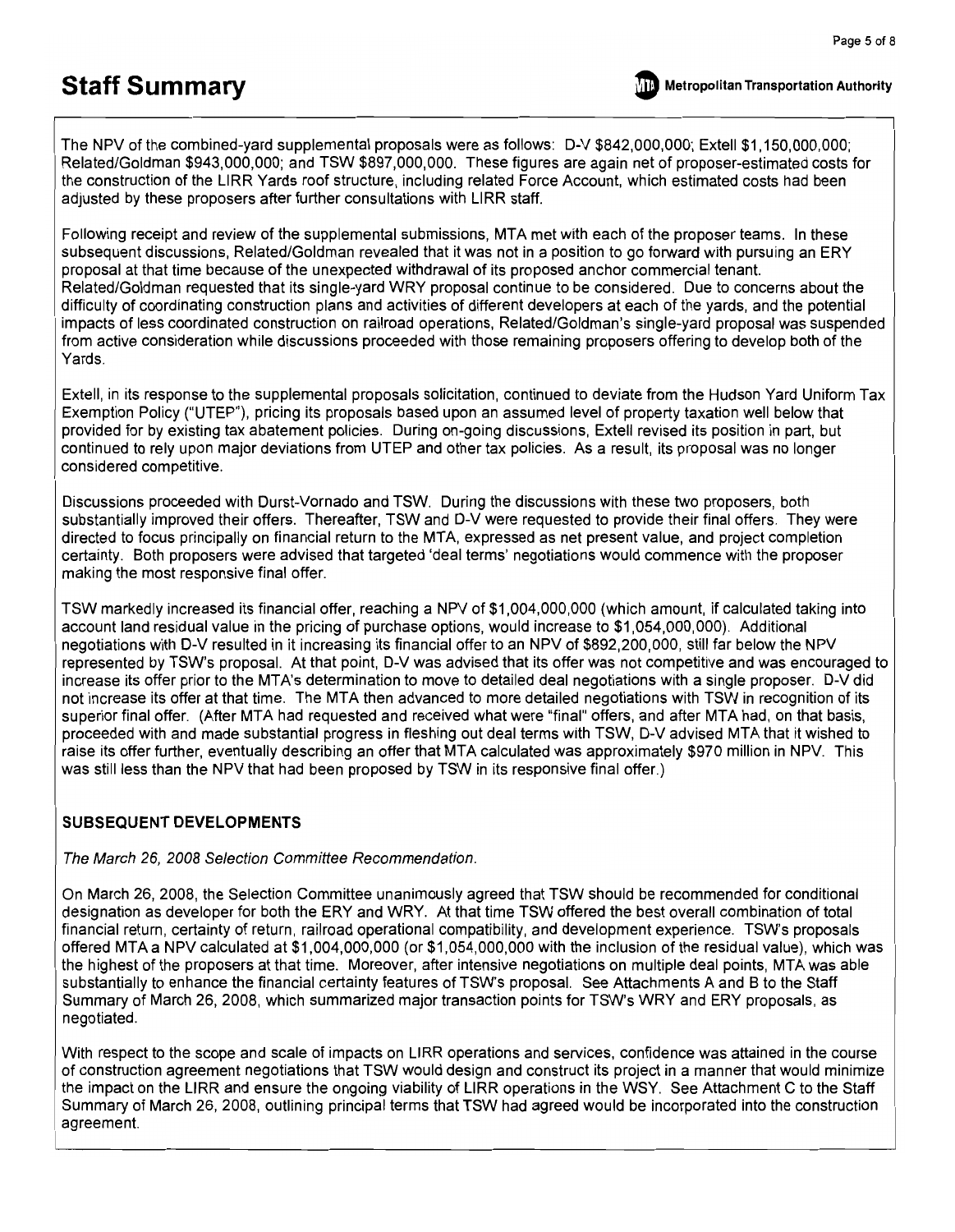The NPV of the combined-yard supplemental proposals were as follows: D-V $842,000,000; Extell $1,150,000,000; Related/Goldman $943,000,000; and TSW $897,000,000. These figures are again net of proposer-estimated costs for the construction of the LIRR Yards roof structure, including related Force Account, which estimated costs had been adjusted by these proposers after further consultations with LIRR staff.

Following receipt and review of the supplemental submissions, MTA met with each of the proposer teams. In these subsequent discussions, Related/Goldman revealed that it was not in a position to go forward with pursuing an ERY proposal at that time because of the unexpected withdrawal of its proposed anchor commercial tenant. Related/Goldman requested that its single-yard WRY proposal continue to be considered. Due to concerns about the difficulty of coordinating construction plans and activities of different developers at each of the yards, and the potential impacts of less coordinated construction on railroad operations, Related/Goldman's single-yard proposal was suspended from active consideration while discussions proceeded with those remaining proposers offering to develop both of the Yards.

Extell, in its response to the supplemental proposals solicitation, continued to deviate from the Hudson Yard Uniform Tax Exemption Policy ("UTEP"), pricing its proposals based upon an assumed level of property taxation well below that provided for by existing tax abatement policies. During on-going discussions, Extell revised its position in part, but continued to rely upon major deviations from UTEP and other tax policies. As a result, its proposal was no longer considered competitive.

Discussions proceeded with Durst-Vornado and TSW. During the discussions with these two proposers, both substantially improved their offers. Thereafter, TSW and D-V were requested to provide their final offers. They were directed to focus principally on financial return to the MTA, expressed as net present value, and project completion certainty. Both proposers were advised that targeted 'deal terms' negotiations would commence with the proposer making the most responsive final offer.

TSW markedly increased its financial offer, reaching a NPV of $1,004,000,000 (which amount, if calculated taking into account land residual value in the pricing of purchase options, would increase to $1,054,000,000). Additional negotiations with D-V resulted in it increasing its financial offer to an NPV of $892,200,000, still far below the NPV represented by TSW's proposal. At that point, D-V was advised that its offer was not competitive and was encouraged to increase its offer prior to the MTA's determination to move to detailed deal negotiations with a single proposer. D-V did not increase its offer at that time. The MTA then advanced to more detailed negotiations with TSW in recognition of its superior final offer. (After MTA had requested and received what were "final" offers, and after MTA had, on that basis, proceeded with and made substantial progress in fleshing out deal terms with TSW, D-V advised MTA that it wished to raise its offer further, eventually describing an offer that MTA calculated was approximately $970 million in NPV. This was still less than the NPV that had been proposed by TSW in its responsive final offer.)

## SUBSEQUENT DEVELOPMENTS

*The March 26, 2008 Selection Committee Recommendation.*

On March 26, 2008, the Selection Committee unanimously agreed that TSW should be recommended for conditional designation as developer for both the ERY and WRY. At that time TSW offered the best overall combination of total financial return, certainty of return, railroad operational compatibility, and development experience. TSW's proposals offered MTA a NPV calculated at $1,004,000,000 (or $1,054,000,000 with the inclusion of the residual value), which was the highest of the proposers at that time. Moreover, after intensive negotiations on multiple deal points, MTA was able substantially to enhance the financial certainty features of TSW's proposal. See Attachments A and B to the Staff Summary of March 26, 2008, which summarized major transaction points for TSW's WRY and ERY proposals, as negotiated.

With respect to the scope and scale of impacts on LIRR operations and services, confidence was attained in the course of construction agreement negotiations that TSW would design and construct its project in a manner that would minimize the impact on the LIRR and ensure the ongoing viability of LIRR operations in the WSY. See Attachment C to the Staff Summary of March 26, 2008, outlining principal terms that TSW had agreed would be incorporated into the construction agreement.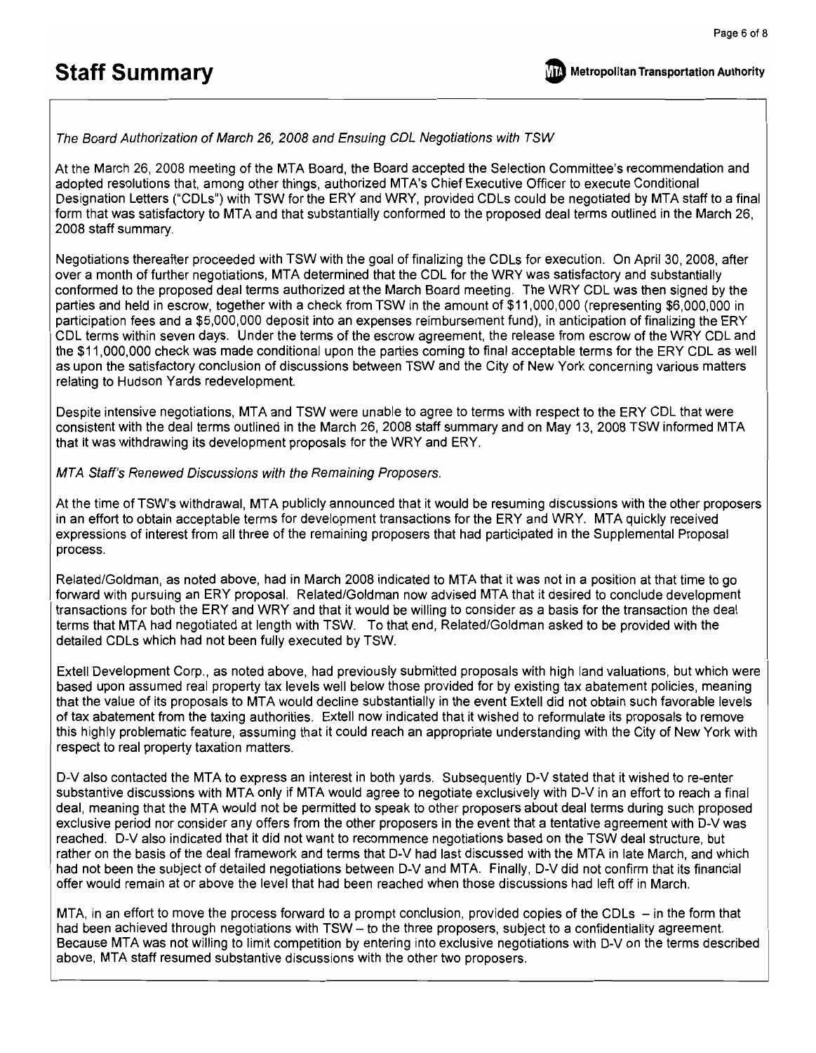*The Board Authorization of March 26, 2008 and Ensuing CDL Negotiations with TSW*

At the March 26, 2008 meeting of the MTA Board, the Board accepted the Selection Committee's recommendation and adopted resolutions that, among other things, authorized MTA's Chief Executive Officer to execute Conditional Designation Letters ("CDLs") with TSW for the ERY and WRY, provided CDLs could be negotiated by MTA staff to a final form that was satisfactory to MTA and that substantially conformed to the proposed deal terms outlined in the March 26, 2008 staff summary.

Negotiations thereafter proceeded with TSW with the goal of finalizing the CDLs for execution. On April 30, 2008, after over a month of further negotiations, MTA determined that the CDL for the WRY was satisfactory and substantially conformed to the proposed deal terms authorized at the March Board meeting. The WRY CDL was then signed by the parties and held in escrow, together with a check from TSW in the amount of $11,000,000 (representing $6,000,000 in participation fees and a $5,000,000 deposit into an expenses reimbursement fund), in anticipation of finalizing the ERY CDL terms within seven days. Under the terms of the escrow agreement, the release from escrow of the WRY CDL and the $11,000,000 check was made conditional upon the parties coming to final acceptable terms for the ERY CDL as well as upon the satisfactory conclusion of discussions between TSW and the City of New York concerning various matters relating to Hudson Yards redevelopment.

Despite intensive negotiations, MTA and TSW were unable to agree to terms with respect to the ERY CDL that were consistent with the deal terms outlined in the March 26, 2008 staff summary and on May 13, 2008 TSW informed MTA that it was withdrawing its development proposals for the WRY and ERY.

*MTA Staff's Renewed Discussions with the Remaining Proposers.*

At the time of TSW's withdrawal, MTA publicly announced that it would be resuming discussions with the other proposers in an effort to obtain acceptable terms for development transactions for the ERY and WRY. MTA quickly received expressions of interest from all three of the remaining proposers that had participated in the Supplemental Proposal process.

Related/Goldman, as noted above, had in March 2008 indicated to MTA that it was not in a position at that time to go forward with pursuing an ERY proposal. Related/Goldman now advised MTA that it desired to conclude development transactions for both the ERY and WRY and that it would be willing to consider as a basis for the transaction the deal terms that MTA had negotiated at length with TSW. To that end, Related/Goldman asked to be provided with the detailed CDLs which had not been fully executed by TSW.

Extell Development Corp., as noted above, had previously submitted proposals with high land valuations, but which were based upon assumed real property tax levels well below those provided for by existing tax abatement policies, meaning that the value of its proposals to MTA would decline substantially in the event Extell did not obtain such favorable levels of tax abatement from the taxing authorities. Extell now indicated that it wished to reformulate its proposals to remove this highly problematic feature, assuming that it could reach an appropriate understanding with the City of New York with respect to real property taxation matters.

D-V also contacted the MTA to express an interest in both yards. Subsequently D-V stated that it wished to re-enter substantive discussions with MTA only if MTA would agree to negotiate exclusively with D-V in an effort to reach a final deal, meaning that the MTA would not be permitted to speak to other proposers about deal terms during such proposed exclusive period nor consider any offers from the other proposers in the event that a tentative agreement with D-V was reached. D-V also indicated that it did not want to recommence negotiations based on the TSW deal structure, but rather on the basis of the deal framework and terms that D-V had last discussed with the MTA in late March, and which had not been the subject of detailed negotiations between D-V and MTA. Finally, D-V did not confirm that its financial offer would remain at or above the level that had been reached when those discussions had left off in March.

MTA, in an effort to move the process forward to a prompt conclusion, provided copies of the CDLs – in the form that had been achieved through negotiations with TSW – to the three proposers, subject to a confidentiality agreement. Because MTA was not willing to limit competition by entering into exclusive negotiations with D-V on the terms described above, MTA staff resumed substantive discussions with the other two proposers.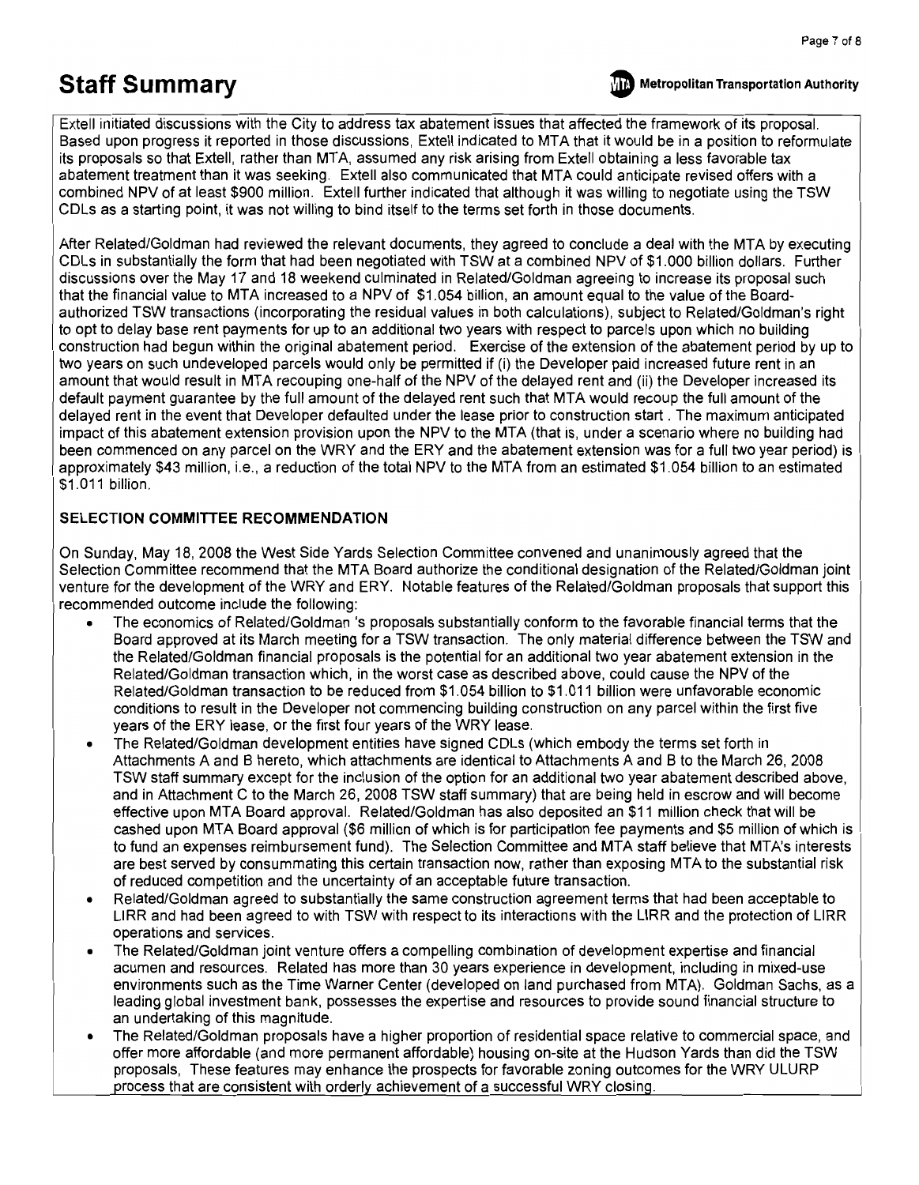Extell initiated discussions with the City to address tax abatement issues that affected the framework of its proposal. Based upon progress it reported in those discussions, Extell indicated to MTA that it would be in a position to reformulate its proposals so that Extell, rather than MTA, assumed any risk arising from Extell obtaining a less favorable tax abatement treatment than it was seeking. Extell also communicated that MTA could anticipate revised offers with a combined NPV of at least $900 million. Extell further indicated that although it was willing to negotiate using the TSW CDLs as a starting point, it was not willing to bind itself to the terms set forth in those documents.

After Related/Goldman had reviewed the relevant documents, they agreed to conclude a deal with the MTA by executing CDLs in substantially the form that had been negotiated with TSW at a combined NPV of $1.000 billion dollars. Further discussions over the May 17 and 18 weekend culminated in Related/Goldman agreeing to increase its proposal such that the financial value to MTA increased to a NPV of $1.054 billion, an amount equal to the value of the Board-authorized TSW transactions (incorporating the residual values in both calculations), subject to Related/Goldman's right to opt to delay base rent payments for up to an additional two years with respect to parcels upon which no building construction had begun within the original abatement period. Exercise of the extension of the abatement period by up to two years on such undeveloped parcels would only be permitted if (i) the Developer paid increased future rent in an amount that would result in MTA recouping one-half of the NPV of the delayed rent and (ii) the Developer increased its default payment guarantee by the full amount of the delayed rent such that MTA would recoup the full amount of the delayed rent in the event that Developer defaulted under the lease prior to construction start . The maximum anticipated impact of this abatement extension provision upon the NPV to the MTA (that is, under a scenario where no building had been commenced on any parcel on the WRY and the ERY and the abatement extension was for a full two year period) is approximately $43 million, i.e., a reduction of the total NPV to the MTA from an estimated $1.054 billion to an estimated $1.011 billion.

**SELECTION COMMITTEE RECOMMENDATION**

On Sunday, May 18, 2008 the West Side Yards Selection Committee convened and unanimously agreed that the Selection Committee recommend that the MTA Board authorize the conditional designation of the Related/Goldman joint venture for the development of the WRY and ERY. Notable features of the Related/Goldman proposals that support this recommended outcome include the following:

- The economics of Related/Goldman 's proposals substantially conform to the favorable financial terms that the Board approved at its March meeting for a TSW transaction. The only material difference between the TSW and the Related/Goldman financial proposals is the potential for an additional two year abatement extension in the Related/Goldman transaction which, in the worst case as described above, could cause the NPV of the Related/Goldman transaction to be reduced from $1.054 billion to $1.011 billion were unfavorable economic conditions to result in the Developer not commencing building construction on any parcel within the first five years of the ERY lease, or the first four years of the WRY lease.
- The Related/Goldman development entities have signed CDLs (which embody the terms set forth in Attachments A and B hereto, which attachments are identical to Attachments A and B to the March 26, 2008 TSW staff summary except for the inclusion of the option for an additional two year abatement described above, and in Attachment C to the March 26, 2008 TSW staff summary) that are being held in escrow and will become effective upon MTA Board approval. Related/Goldman has also deposited an $11 million check that will be cashed upon MTA Board approval ($6 million of which is for participation fee payments and $5 million of which is to fund an expenses reimbursement fund). The Selection Committee and MTA staff believe that MTA's interests are best served by consummating this certain transaction now, rather than exposing MTA to the substantial risk of reduced competition and the uncertainty of an acceptable future transaction.
- Related/Goldman agreed to substantially the same construction agreement terms that had been acceptable to LIRR and had been agreed to with TSW with respect to its interactions with the LIRR and the protection of LIRR operations and services.
- The Related/Goldman joint venture offers a compelling combination of development expertise and financial acumen and resources. Related has more than 30 years experience in development, including in mixed-use environments such as the Time Warner Center (developed on land purchased from MTA). Goldman Sachs, as a leading global investment bank, possesses the expertise and resources to provide sound financial structure to an undertaking of this magnitude.
- The Related/Goldman proposals have a higher proportion of residential space relative to commercial space, and offer more affordable (and more permanent affordable) housing on-site at the Hudson Yards than did the TSW proposals, These features may enhance the prospects for favorable zoning outcomes for the WRY ULURP process that are consistent with orderly achievement of a successful WRY closing.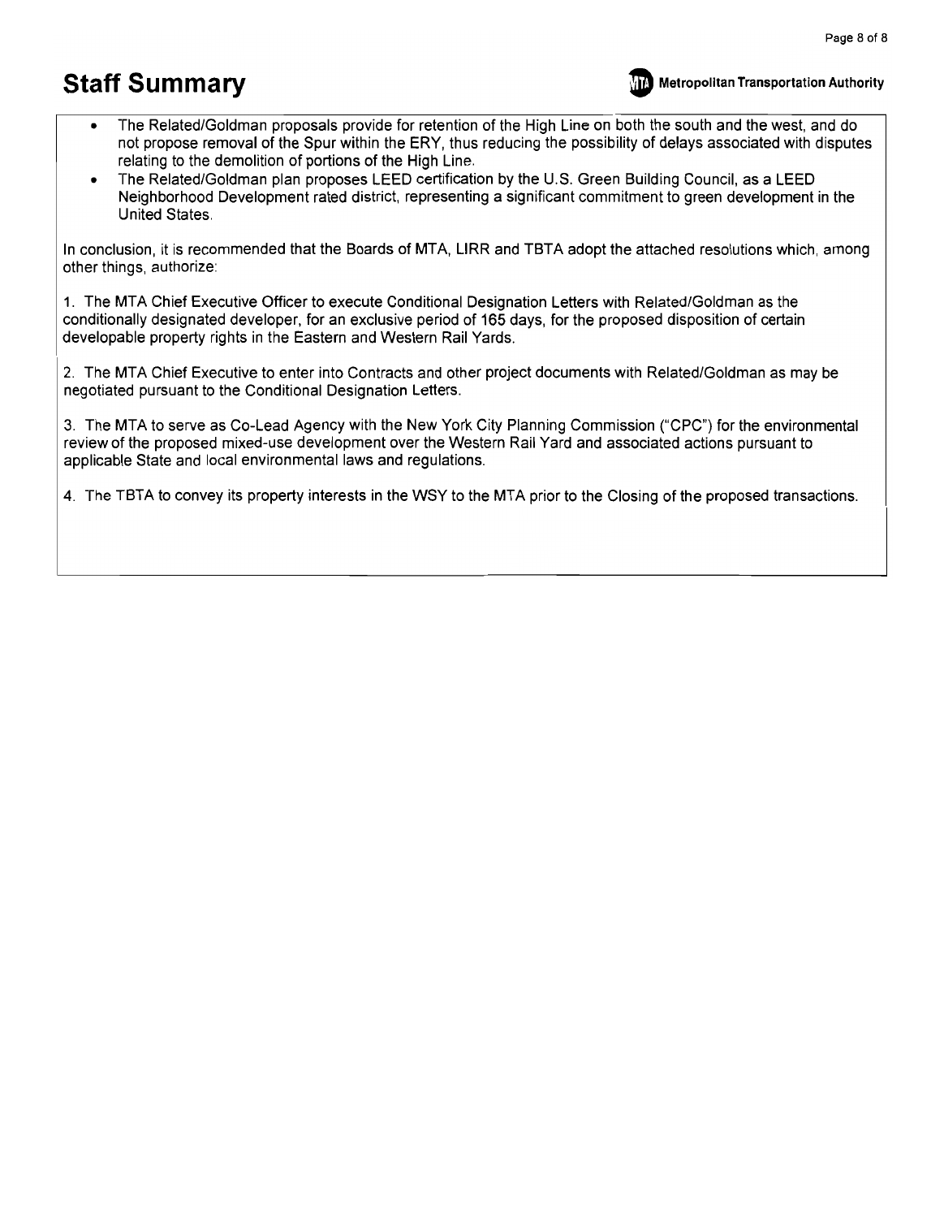# Staff Summary

- The Related/Goldman proposals provide for retention of the High Line on both the south and the west, and do not propose removal of the Spur within the ERY, thus reducing the possibility of delays associated with disputes relating to the demolition of portions of the High Line.
- The Related/Goldman plan proposes LEED certification by the U.S. Green Building Council, as a LEED Neighborhood Development rated district, representing a significant commitment to green development in the United States.

In conclusion, it is recommended that the Boards of MTA, LIRR and TBTA adopt the attached resolutions which, among other things, authorize:

1. The MTA Chief Executive Officer to execute Conditional Designation Letters with Related/Goldman as the conditionally designated developer, for an exclusive period of 165 days, for the proposed disposition of certain developable property rights in the Eastern and Western Rail Yards.

2. The MTA Chief Executive to enter into Contracts and other project documents with Related/Goldman as may be negotiated pursuant to the Conditional Designation Letters.

3. The MTA to serve as Co-Lead Agency with the New York City Planning Commission ("CPC") for the environmental review of the proposed mixed-use development over the Western Rail Yard and associated actions pursuant to applicable State and local environmental laws and regulations.

4. The TBTA to convey its property interests in the WSY to the MTA prior to the Closing of the proposed transactions.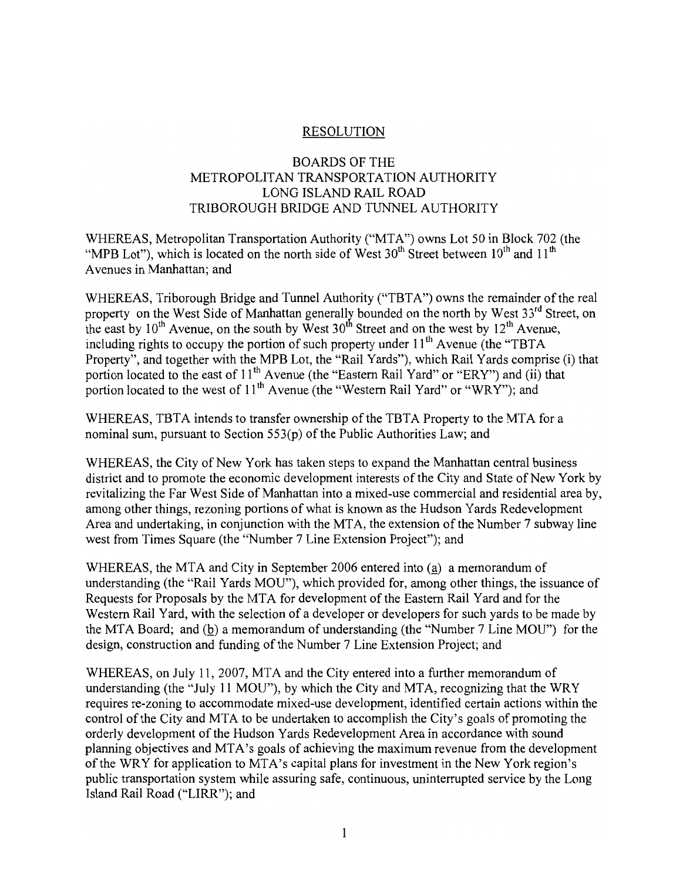## RESOLUTION

### BOARDS OF THE METROPOLITAN TRANSPORTATION AUTHORITY LONG ISLAND RAIL ROAD TRIBOROUGH BRIDGE AND TUNNEL AUTHORITY

WHEREAS, Metropolitan Transportation Authority ("MTA") owns Lot 50 in Block 702 (the "MPB Lot"), which is located on the north side of West 30th Street between 10th and 11th Avenues in Manhattan; and

WHEREAS, Triborough Bridge and Tunnel Authority ("TBTA") owns the remainder of the real property on the West Side of Manhattan generally bounded on the north by West 33rd Street, on the east by 10th Avenue, on the south by West 30th Street and on the west by 12th Avenue, including rights to occupy the portion of such property under 11th Avenue (the "TBTA Property", and together with the MPB Lot, the "Rail Yards"), which Rail Yards comprise (i) that portion located to the east of 11th Avenue (the "Eastern Rail Yard" or "ERY") and (ii) that portion located to the west of 11th Avenue (the "Western Rail Yard" or "WRY"); and

WHEREAS, TBTA intends to transfer ownership of the TBTA Property to the MTA for a nominal sum, pursuant to Section 553(p) of the Public Authorities Law; and

WHEREAS, the City of New York has taken steps to expand the Manhattan central business district and to promote the economic development interests of the City and State of New York by revitalizing the Far West Side of Manhattan into a mixed-use commercial and residential area by, among other things, rezoning portions of what is known as the Hudson Yards Redevelopment Area and undertaking, in conjunction with the MTA, the extension of the Number 7 subway line west from Times Square (the "Number 7 Line Extension Project"); and

WHEREAS, the MTA and City in September 2006 entered into (a) a memorandum of understanding (the "Rail Yards MOU"), which provided for, among other things, the issuance of Requests for Proposals by the MTA for development of the Eastern Rail Yard and for the Western Rail Yard, with the selection of a developer or developers for such yards to be made by the MTA Board; and (b) a memorandum of understanding (the "Number 7 Line MOU") for the design, construction and funding of the Number 7 Line Extension Project; and

WHEREAS, on July 11, 2007, MTA and the City entered into a further memorandum of understanding (the "July 11 MOU"), by which the City and MTA, recognizing that the WRY requires re-zoning to accommodate mixed-use development, identified certain actions within the control of the City and MTA to be undertaken to accomplish the City's goals of promoting the orderly development of the Hudson Yards Redevelopment Area in accordance with sound planning objectives and MTA's goals of achieving the maximum revenue from the development of the WRY for application to MTA's capital plans for investment in the New York region's public transportation system while assuring safe, continuous, uninterrupted service by the Long Island Rail Road ("LIRR"); and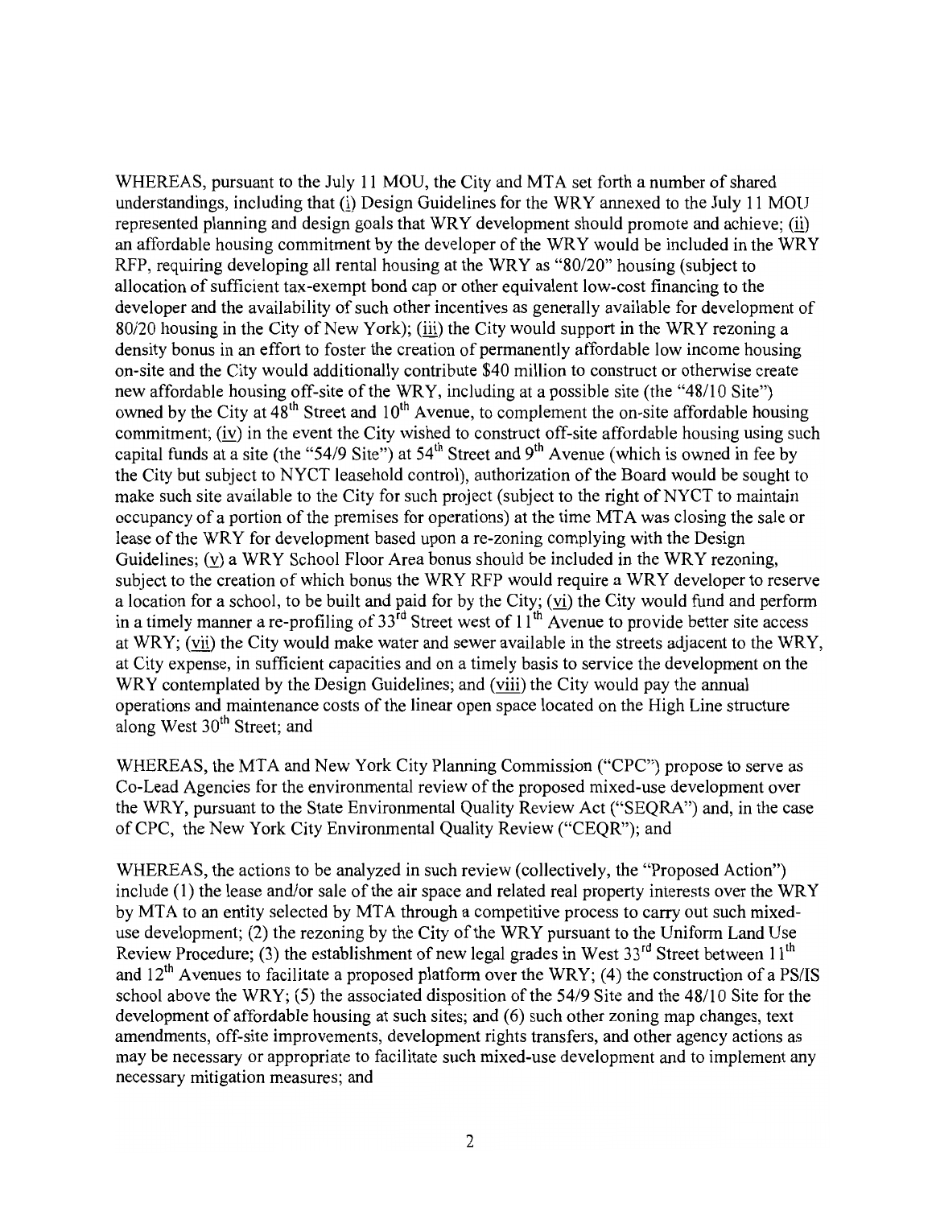WHEREAS, pursuant to the July 11 MOU, the City and MTA set forth a number of shared understandings, including that (i) Design Guidelines for the WRY annexed to the July 11 MOU represented planning and design goals that WRY development should promote and achieve; (ii) an affordable housing commitment by the developer of the WRY would be included in the WRY RFP, requiring developing all rental housing at the WRY as "80/20" housing (subject to allocation of sufficient tax-exempt bond cap or other equivalent low-cost financing to the developer and the availability of such other incentives as generally available for development of 80/20 housing in the City of New York); (iii) the City would support in the WRY rezoning a density bonus in an effort to foster the creation of permanently affordable low income housing on-site and the City would additionally contribute $40 million to construct or otherwise create new affordable housing off-site of the WRY, including at a possible site (the "48/10 Site") owned by the City at 48th Street and 10th Avenue, to complement the on-site affordable housing commitment; (iv) in the event the City wished to construct off-site affordable housing using such capital funds at a site (the "54/9 Site") at 54th Street and 9th Avenue (which is owned in fee by the City but subject to NYCT leasehold control), authorization of the Board would be sought to make such site available to the City for such project (subject to the right of NYCT to maintain occupancy of a portion of the premises for operations) at the time MTA was closing the sale or lease of the WRY for development based upon a re-zoning complying with the Design Guidelines; (v) a WRY School Floor Area bonus should be included in the WRY rezoning, subject to the creation of which bonus the WRY RFP would require a WRY developer to reserve a location for a school, to be built and paid for by the City; (vi) the City would fund and perform in a timely manner a re-profiling of 33rd Street west of 11th Avenue to provide better site access at WRY; (vii) the City would make water and sewer available in the streets adjacent to the WRY, at City expense, in sufficient capacities and on a timely basis to service the development on the WRY contemplated by the Design Guidelines; and (viii) the City would pay the annual operations and maintenance costs of the linear open space located on the High Line structure along West 30th Street; and

WHEREAS, the MTA and New York City Planning Commission ("CPC") propose to serve as Co-Lead Agencies for the environmental review of the proposed mixed-use development over the WRY, pursuant to the State Environmental Quality Review Act ("SEQRA") and, in the case of CPC, the New York City Environmental Quality Review ("CEQR"); and

WHEREAS, the actions to be analyzed in such review (collectively, the "Proposed Action") include (1) the lease and/or sale of the air space and related real property interests over the WRY by MTA to an entity selected by MTA through a competitive process to carry out such mixed-use development; (2) the rezoning by the City of the WRY pursuant to the Uniform Land Use Review Procedure; (3) the establishment of new legal grades in West 33rd Street between 11th and 12th Avenues to facilitate a proposed platform over the WRY; (4) the construction of a PS/IS school above the WRY; (5) the associated disposition of the 54/9 Site and the 48/10 Site for the development of affordable housing at such sites; and (6) such other zoning map changes, text amendments, off-site improvements, development rights transfers, and other agency actions as may be necessary or appropriate to facilitate such mixed-use development and to implement any necessary mitigation measures; and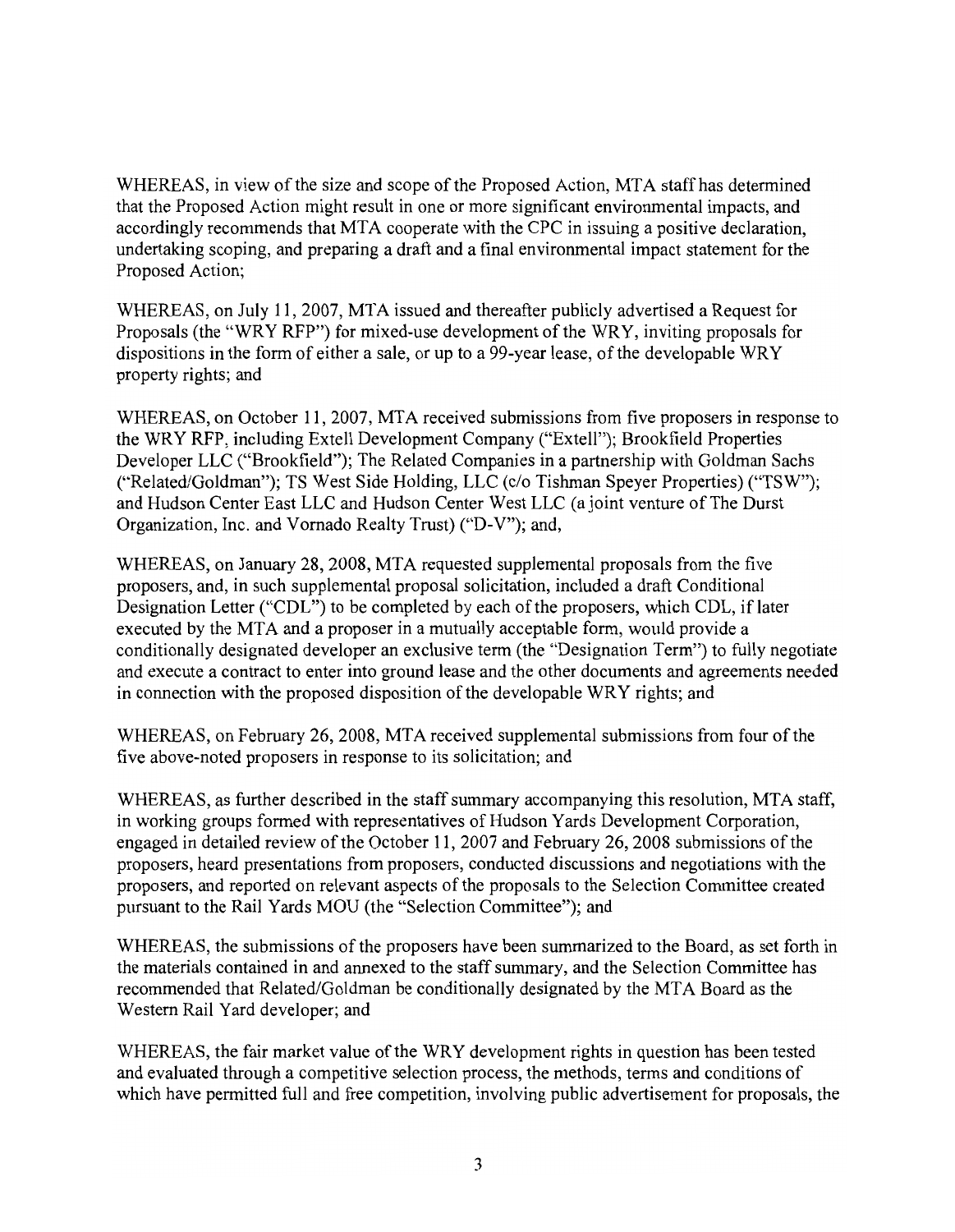WHEREAS, in view of the size and scope of the Proposed Action, MTA staff has determined that the Proposed Action might result in one or more significant environmental impacts, and accordingly recommends that MTA cooperate with the CPC in issuing a positive declaration, undertaking scoping, and preparing a draft and a final environmental impact statement for the Proposed Action;

WHEREAS, on July 11, 2007, MTA issued and thereafter publicly advertised a Request for Proposals (the "WRY RFP") for mixed-use development of the WRY, inviting proposals for dispositions in the form of either a sale, or up to a 99-year lease, of the developable WRY property rights; and

WHEREAS, on October 11, 2007, MTA received submissions from five proposers in response to the WRY RFP, including Extell Development Company ("Extell"); Brookfield Properties Developer LLC ("Brookfield"); The Related Companies in a partnership with Goldman Sachs ("Related/Goldman"); TS West Side Holding, LLC (c/o Tishman Speyer Properties) ("TSW"); and Hudson Center East LLC and Hudson Center West LLC (a joint venture of The Durst Organization, Inc. and Vornado Realty Trust) ("D-V"); and,

WHEREAS, on January 28, 2008, MTA requested supplemental proposals from the five proposers, and, in such supplemental proposal solicitation, included a draft Conditional Designation Letter ("CDL") to be completed by each of the proposers, which CDL, if later executed by the MTA and a proposer in a mutually acceptable form, would provide a conditionally designated developer an exclusive term (the "Designation Term") to fully negotiate and execute a contract to enter into ground lease and the other documents and agreements needed in connection with the proposed disposition of the developable WRY rights; and

WHEREAS, on February 26, 2008, MTA received supplemental submissions from four of the five above-noted proposers in response to its solicitation; and

WHEREAS, as further described in the staff summary accompanying this resolution, MTA staff, in working groups formed with representatives of Hudson Yards Development Corporation, engaged in detailed review of the October 11, 2007 and February 26, 2008 submissions of the proposers, heard presentations from proposers, conducted discussions and negotiations with the proposers, and reported on relevant aspects of the proposals to the Selection Committee created pursuant to the Rail Yards MOU (the "Selection Committee"); and

WHEREAS, the submissions of the proposers have been summarized to the Board, as set forth in the materials contained in and annexed to the staff summary, and the Selection Committee has recommended that Related/Goldman be conditionally designated by the MTA Board as the Western Rail Yard developer; and

WHEREAS, the fair market value of the WRY development rights in question has been tested and evaluated through a competitive selection process, the methods, terms and conditions of which have permitted full and free competition, involving public advertisement for proposals, the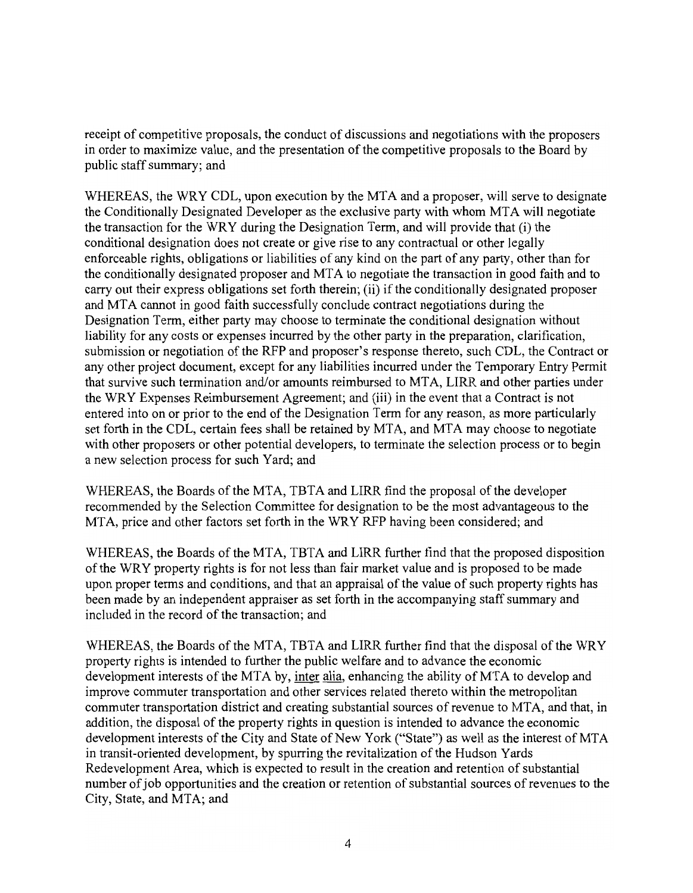receipt of competitive proposals, the conduct of discussions and negotiations with the proposers in order to maximize value, and the presentation of the competitive proposals to the Board by public staff summary; and

WHEREAS, the WRY CDL, upon execution by the MTA and a proposer, will serve to designate the Conditionally Designated Developer as the exclusive party with whom MTA will negotiate the transaction for the WRY during the Designation Term, and will provide that (i) the conditional designation does not create or give rise to any contractual or other legally enforceable rights, obligations or liabilities of any kind on the part of any party, other than for the conditionally designated proposer and MTA to negotiate the transaction in good faith and to carry out their express obligations set forth therein; (ii) if the conditionally designated proposer and MTA cannot in good faith successfully conclude contract negotiations during the Designation Term, either party may choose to terminate the conditional designation without liability for any costs or expenses incurred by the other party in the preparation, clarification, submission or negotiation of the RFP and proposer's response thereto, such CDL, the Contract or any other project document, except for any liabilities incurred under the Temporary Entry Permit that survive such termination and/or amounts reimbursed to MTA, LIRR and other parties under the WRY Expenses Reimbursement Agreement; and (iii) in the event that a Contract is not entered into on or prior to the end of the Designation Term for any reason, as more particularly set forth in the CDL, certain fees shall be retained by MTA, and MTA may choose to negotiate with other proposers or other potential developers, to terminate the selection process or to begin a new selection process for such Yard; and

WHEREAS, the Boards of the MTA, TBTA and LIRR find the proposal of the developer recommended by the Selection Committee for designation to be the most advantageous to the MTA, price and other factors set forth in the WRY RFP having been considered; and

WHEREAS, the Boards of the MTA, TBTA and LIRR further find that the proposed disposition of the WRY property rights is for not less than fair market value and is proposed to be made upon proper terms and conditions, and that an appraisal of the value of such property rights has been made by an independent appraiser as set forth in the accompanying staff summary and included in the record of the transaction; and

WHEREAS, the Boards of the MTA, TBTA and LIRR further find that the disposal of the WRY property rights is intended to further the public welfare and to advance the economic development interests of the MTA by, inter alia, enhancing the ability of MTA to develop and improve commuter transportation and other services related thereto within the metropolitan commuter transportation district and creating substantial sources of revenue to MTA, and that, in addition, the disposal of the property rights in question is intended to advance the economic development interests of the City and State of New York ("State") as well as the interest of MTA in transit-oriented development, by spurring the revitalization of the Hudson Yards Redevelopment Area, which is expected to result in the creation and retention of substantial number of job opportunities and the creation or retention of substantial sources of revenues to the City, State, and MTA; and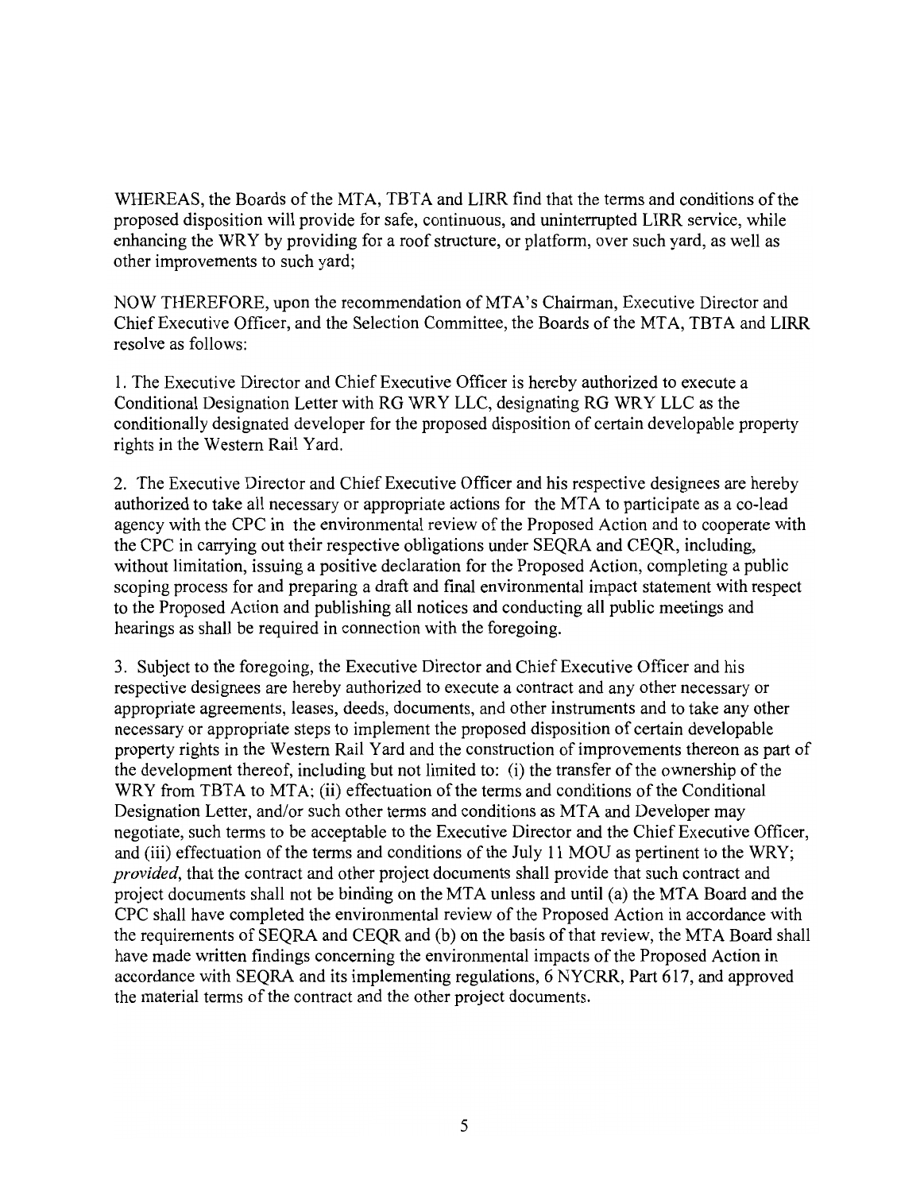WHEREAS, the Boards of the MTA, TBTA and LIRR find that the terms and conditions of the proposed disposition will provide for safe, continuous, and uninterrupted LIRR service, while enhancing the WRY by providing for a roof structure, or platform, over such yard, as well as other improvements to such yard;

NOW THEREFORE, upon the recommendation of MTA's Chairman, Executive Director and Chief Executive Officer, and the Selection Committee, the Boards of the MTA, TBTA and LIRR resolve as follows:

1. The Executive Director and Chief Executive Officer is hereby authorized to execute a Conditional Designation Letter with RG WRY LLC, designating RG WRY LLC as the conditionally designated developer for the proposed disposition of certain developable property rights in the Western Rail Yard.

2. The Executive Director and Chief Executive Officer and his respective designees are hereby authorized to take all necessary or appropriate actions for the MTA to participate as a co-lead agency with the CPC in the environmental review of the Proposed Action and to cooperate with the CPC in carrying out their respective obligations under SEQRA and CEQR, including, without limitation, issuing a positive declaration for the Proposed Action, completing a public scoping process for and preparing a draft and final environmental impact statement with respect to the Proposed Action and publishing all notices and conducting all public meetings and hearings as shall be required in connection with the foregoing.

3. Subject to the foregoing, the Executive Director and Chief Executive Officer and his respective designees are hereby authorized to execute a contract and any other necessary or appropriate agreements, leases, deeds, documents, and other instruments and to take any other necessary or appropriate steps to implement the proposed disposition of certain developable property rights in the Western Rail Yard and the construction of improvements thereon as part of the development thereof, including but not limited to: (i) the transfer of the ownership of the WRY from TBTA to MTA; (ii) effectuation of the terms and conditions of the Conditional Designation Letter, and/or such other terms and conditions as MTA and Developer may negotiate, such terms to be acceptable to the Executive Director and the Chief Executive Officer, and (iii) effectuation of the terms and conditions of the July 11 MOU as pertinent to the WRY; *provided*, that the contract and other project documents shall provide that such contract and project documents shall not be binding on the MTA unless and until (a) the MTA Board and the CPC shall have completed the environmental review of the Proposed Action in accordance with the requirements of SEQRA and CEQR and (b) on the basis of that review, the MTA Board shall have made written findings concerning the environmental impacts of the Proposed Action in accordance with SEQRA and its implementing regulations, 6 NYCRR, Part 617, and approved the material terms of the contract and the other project documents.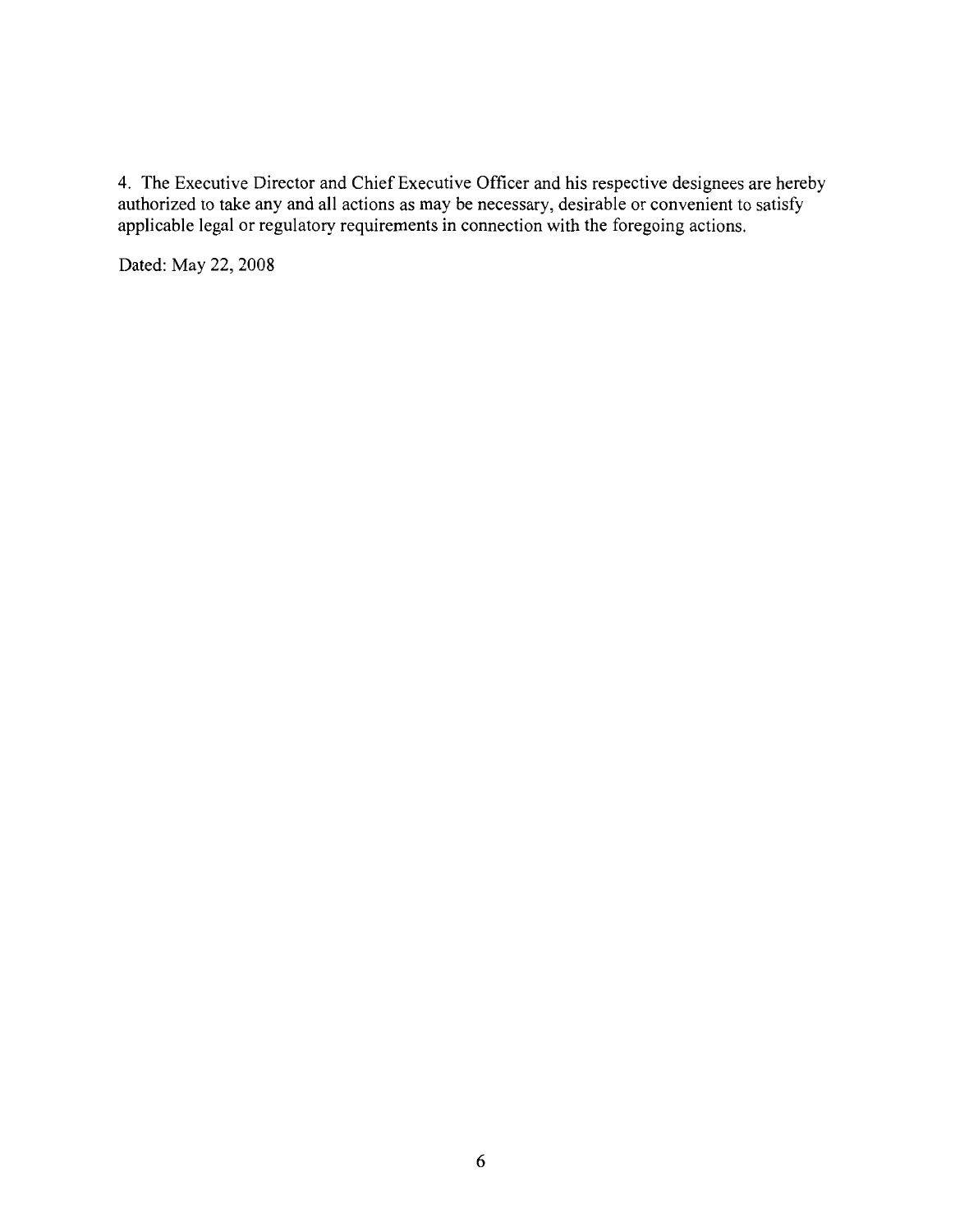4. The Executive Director and Chief Executive Officer and his respective designees are hereby authorized to take any and all actions as may be necessary, desirable or convenient to satisfy applicable legal or regulatory requirements in connection with the foregoing actions.

Dated: May 22, 2008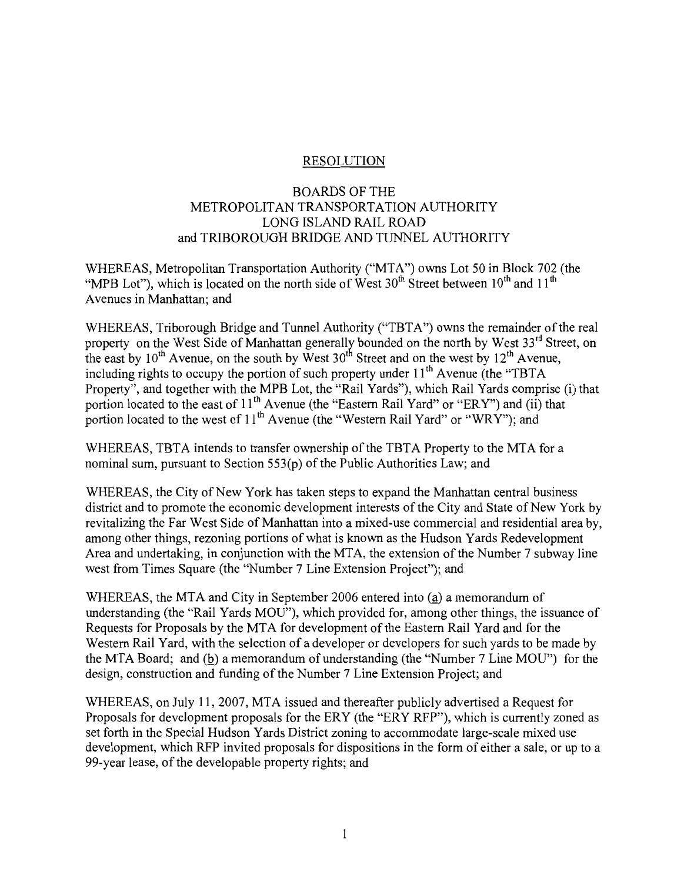## RESOLUTION

### BOARDS OF THE METROPOLITAN TRANSPORTATION AUTHORITY LONG ISLAND RAIL ROAD and TRIBOROUGH BRIDGE AND TUNNEL AUTHORITY

WHEREAS, Metropolitan Transportation Authority ("MTA") owns Lot 50 in Block 702 (the "MPB Lot"), which is located on the north side of West 30th Street between 10th and 11th Avenues in Manhattan; and

WHEREAS, Triborough Bridge and Tunnel Authority ("TBTA") owns the remainder of the real property on the West Side of Manhattan generally bounded on the north by West 33rd Street, on the east by 10th Avenue, on the south by West 30th Street and on the west by 12th Avenue, including rights to occupy the portion of such property under 11th Avenue (the "TBTA Property", and together with the MPB Lot, the "Rail Yards"), which Rail Yards comprise (i) that portion located to the east of 11th Avenue (the "Eastern Rail Yard" or "ERY") and (ii) that portion located to the west of 11th Avenue (the "Western Rail Yard" or "WRY"); and

WHEREAS, TBTA intends to transfer ownership of the TBTA Property to the MTA for a nominal sum, pursuant to Section 553(p) of the Public Authorities Law; and

WHEREAS, the City of New York has taken steps to expand the Manhattan central business district and to promote the economic development interests of the City and State of New York by revitalizing the Far West Side of Manhattan into a mixed-use commercial and residential area by, among other things, rezoning portions of what is known as the Hudson Yards Redevelopment Area and undertaking, in conjunction with the MTA, the extension of the Number 7 subway line west from Times Square (the "Number 7 Line Extension Project"); and

WHEREAS, the MTA and City in September 2006 entered into (a) a memorandum of understanding (the "Rail Yards MOU"), which provided for, among other things, the issuance of Requests for Proposals by the MTA for development of the Eastern Rail Yard and for the Western Rail Yard, with the selection of a developer or developers for such yards to be made by the MTA Board; and (b) a memorandum of understanding (the "Number 7 Line MOU") for the design, construction and funding of the Number 7 Line Extension Project; and

WHEREAS, on July 11, 2007, MTA issued and thereafter publicly advertised a Request for Proposals for development proposals for the ERY (the "ERY RFP"), which is currently zoned as set forth in the Special Hudson Yards District zoning to accommodate large-scale mixed use development, which RFP invited proposals for dispositions in the form of either a sale, or up to a 99-year lease, of the developable property rights; and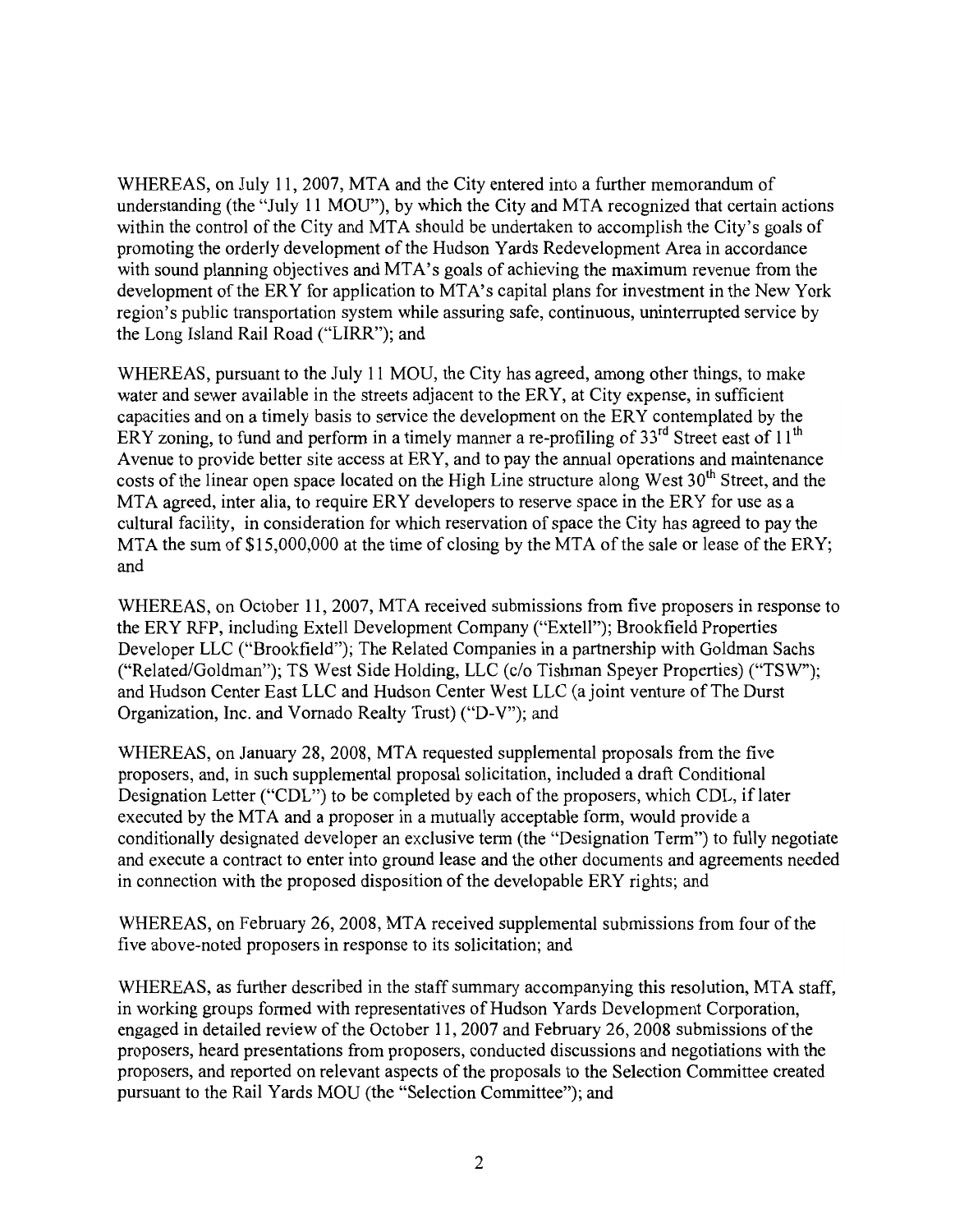WHEREAS, on July 11, 2007, MTA and the City entered into a further memorandum of understanding (the "July 11 MOU"), by which the City and MTA recognized that certain actions within the control of the City and MTA should be undertaken to accomplish the City's goals of promoting the orderly development of the Hudson Yards Redevelopment Area in accordance with sound planning objectives and MTA's goals of achieving the maximum revenue from the development of the ERY for application to MTA's capital plans for investment in the New York region's public transportation system while assuring safe, continuous, uninterrupted service by the Long Island Rail Road ("LIRR"); and

WHEREAS, pursuant to the July 11 MOU, the City has agreed, among other things, to make water and sewer available in the streets adjacent to the ERY, at City expense, in sufficient capacities and on a timely basis to service the development on the ERY contemplated by the ERY zoning, to fund and perform in a timely manner a re-profiling of 33rd Street east of 11th Avenue to provide better site access at ERY, and to pay the annual operations and maintenance costs of the linear open space located on the High Line structure along West 30th Street, and the MTA agreed, inter alia, to require ERY developers to reserve space in the ERY for use as a cultural facility, in consideration for which reservation of space the City has agreed to pay the MTA the sum of $15,000,000 at the time of closing by the MTA of the sale or lease of the ERY; and

WHEREAS, on October 11, 2007, MTA received submissions from five proposers in response to the ERY RFP, including Extell Development Company ("Extell"); Brookfield Properties Developer LLC ("Brookfield"); The Related Companies in a partnership with Goldman Sachs ("Related/Goldman"); TS West Side Holding, LLC (c/o Tishman Speyer Properties) ("TSW"); and Hudson Center East LLC and Hudson Center West LLC (a joint venture of The Durst Organization, Inc. and Vornado Realty Trust) ("D-V"); and

WHEREAS, on January 28, 2008, MTA requested supplemental proposals from the five proposers, and, in such supplemental proposal solicitation, included a draft Conditional Designation Letter ("CDL") to be completed by each of the proposers, which CDL, if later executed by the MTA and a proposer in a mutually acceptable form, would provide a conditionally designated developer an exclusive term (the "Designation Term") to fully negotiate and execute a contract to enter into ground lease and the other documents and agreements needed in connection with the proposed disposition of the developable ERY rights; and

WHEREAS, on February 26, 2008, MTA received supplemental submissions from four of the five above-noted proposers in response to its solicitation; and

WHEREAS, as further described in the staff summary accompanying this resolution, MTA staff, in working groups formed with representatives of Hudson Yards Development Corporation, engaged in detailed review of the October 11, 2007 and February 26, 2008 submissions of the proposers, heard presentations from proposers, conducted discussions and negotiations with the proposers, and reported on relevant aspects of the proposals to the Selection Committee created pursuant to the Rail Yards MOU (the "Selection Committee"); and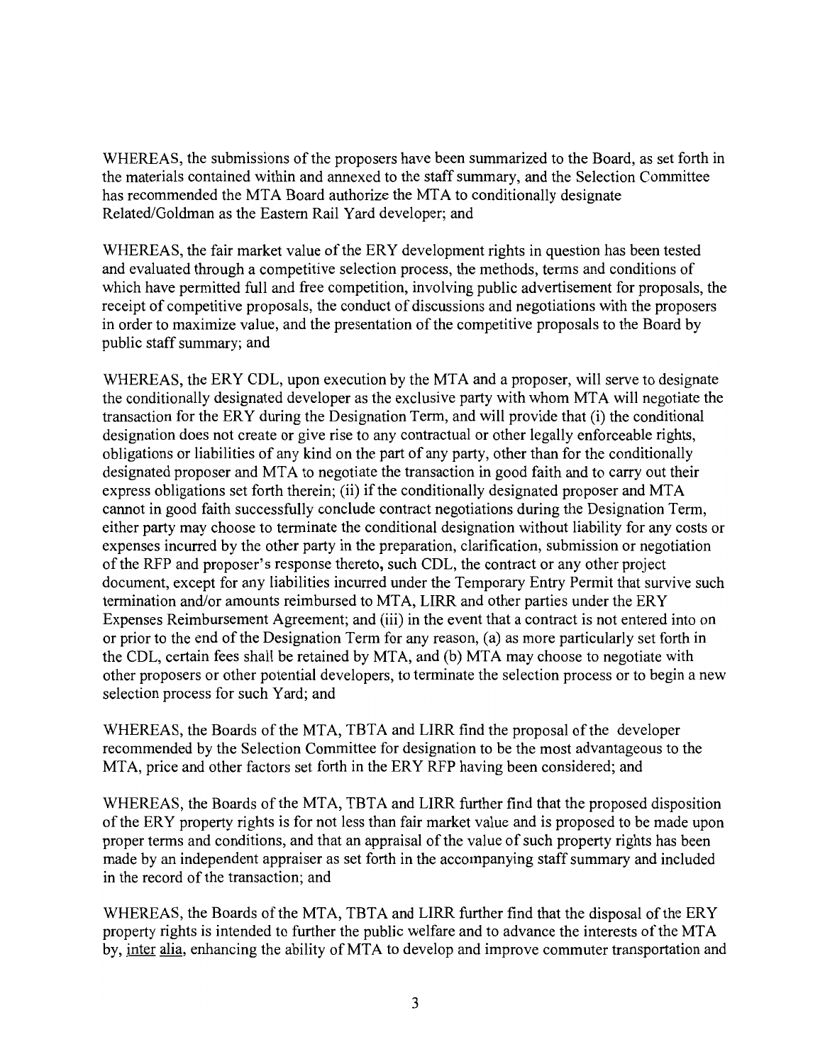WHEREAS, the submissions of the proposers have been summarized to the Board, as set forth in the materials contained within and annexed to the staff summary, and the Selection Committee has recommended the MTA Board authorize the MTA to conditionally designate Related/Goldman as the Eastern Rail Yard developer; and

WHEREAS, the fair market value of the ERY development rights in question has been tested and evaluated through a competitive selection process, the methods, terms and conditions of which have permitted full and free competition, involving public advertisement for proposals, the receipt of competitive proposals, the conduct of discussions and negotiations with the proposers in order to maximize value, and the presentation of the competitive proposals to the Board by public staff summary; and

WHEREAS, the ERY CDL, upon execution by the MTA and a proposer, will serve to designate the conditionally designated developer as the exclusive party with whom MTA will negotiate the transaction for the ERY during the Designation Term, and will provide that (i) the conditional designation does not create or give rise to any contractual or other legally enforceable rights, obligations or liabilities of any kind on the part of any party, other than for the conditionally designated proposer and MTA to negotiate the transaction in good faith and to carry out their express obligations set forth therein; (ii) if the conditionally designated proposer and MTA cannot in good faith successfully conclude contract negotiations during the Designation Term, either party may choose to terminate the conditional designation without liability for any costs or expenses incurred by the other party in the preparation, clarification, submission or negotiation of the RFP and proposer's response thereto, such CDL, the contract or any other project document, except for any liabilities incurred under the Temporary Entry Permit that survive such termination and/or amounts reimbursed to MTA, LIRR and other parties under the ERY Expenses Reimbursement Agreement; and (iii) in the event that a contract is not entered into on or prior to the end of the Designation Term for any reason, (a) as more particularly set forth in the CDL, certain fees shall be retained by MTA, and (b) MTA may choose to negotiate with other proposers or other potential developers, to terminate the selection process or to begin a new selection process for such Yard; and

WHEREAS, the Boards of the MTA, TBTA and LIRR find the proposal of the developer recommended by the Selection Committee for designation to be the most advantageous to the MTA, price and other factors set forth in the ERY RFP having been considered; and

WHEREAS, the Boards of the MTA, TBTA and LIRR further find that the proposed disposition of the ERY property rights is for not less than fair market value and is proposed to be made upon proper terms and conditions, and that an appraisal of the value of such property rights has been made by an independent appraiser as set forth in the accompanying staff summary and included in the record of the transaction; and

WHEREAS, the Boards of the MTA, TBTA and LIRR further find that the disposal of the ERY property rights is intended to further the public welfare and to advance the interests of the MTA by, inter alia, enhancing the ability of MTA to develop and improve commuter transportation and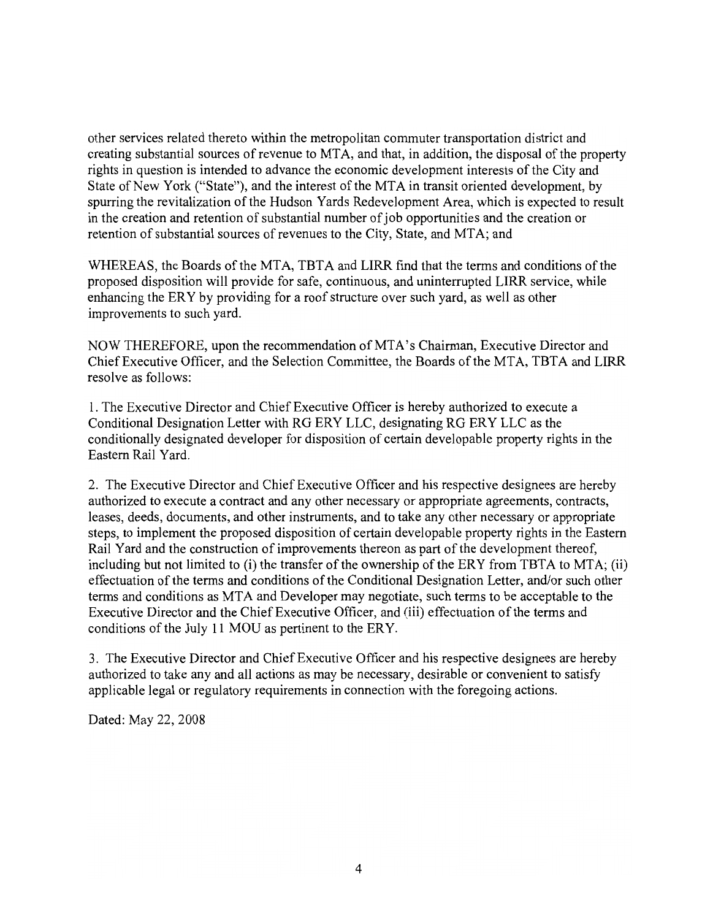other services related thereto within the metropolitan commuter transportation district and creating substantial sources of revenue to MTA, and that, in addition, the disposal of the property rights in question is intended to advance the economic development interests of the City and State of New York ("State"), and the interest of the MTA in transit oriented development, by spurring the revitalization of the Hudson Yards Redevelopment Area, which is expected to result in the creation and retention of substantial number of job opportunities and the creation or retention of substantial sources of revenues to the City, State, and MTA; and

WHEREAS, the Boards of the MTA, TBTA and LIRR find that the terms and conditions of the proposed disposition will provide for safe, continuous, and uninterrupted LIRR service, while enhancing the ERY by providing for a roof structure over such yard, as well as other improvements to such yard.

NOW THEREFORE, upon the recommendation of MTA's Chairman, Executive Director and Chief Executive Officer, and the Selection Committee, the Boards of the MTA, TBTA and LIRR resolve as follows:

1. The Executive Director and Chief Executive Officer is hereby authorized to execute a Conditional Designation Letter with RG ERY LLC, designating RG ERY LLC as the conditionally designated developer for disposition of certain developable property rights in the Eastern Rail Yard.

2. The Executive Director and Chief Executive Officer and his respective designees are hereby authorized to execute a contract and any other necessary or appropriate agreements, contracts, leases, deeds, documents, and other instruments, and to take any other necessary or appropriate steps, to implement the proposed disposition of certain developable property rights in the Eastern Rail Yard and the construction of improvements thereon as part of the development thereof, including but not limited to (i) the transfer of the ownership of the ERY from TBTA to MTA; (ii) effectuation of the terms and conditions of the Conditional Designation Letter, and/or such other terms and conditions as MTA and Developer may negotiate, such terms to be acceptable to the Executive Director and the Chief Executive Officer, and (iii) effectuation of the terms and conditions of the July 11 MOU as pertinent to the ERY.

3. The Executive Director and Chief Executive Officer and his respective designees are hereby authorized to take any and all actions as may be necessary, desirable or convenient to satisfy applicable legal or regulatory requirements in connection with the foregoing actions.

Dated: May 22, 2008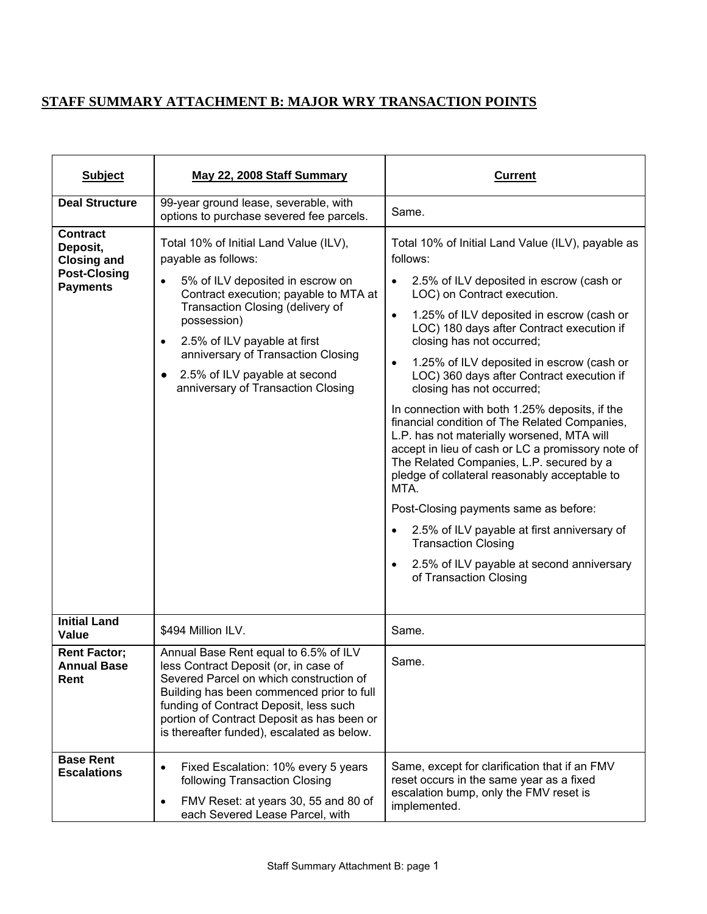## STAFF SUMMARY ATTACHMENT B: MAJOR WRY TRANSACTION POINTS

| Subject | May 22, 2008 Staff Summary | Current |
|---|---|---|
| **Deal Structure** | 99-year ground lease, severable, with options to purchase severed fee parcels. | Same. |
| **Contract Deposit, Closing and Post-Closing Payments** | Total 10% of Initial Land Value (ILV), payable as follows:<br>• 5% of ILV deposited in escrow on Contract execution; payable to MTA at Transaction Closing (delivery of possession)<br>• 2.5% of ILV payable at first anniversary of Transaction Closing<br>• 2.5% of ILV payable at second anniversary of Transaction Closing | Total 10% of Initial Land Value (ILV), payable as follows:<br>• 2.5% of ILV deposited in escrow (cash or LOC) on Contract execution.<br>• 1.25% of ILV deposited in escrow (cash or LOC) 180 days after Contract execution if closing has not occurred;<br>• 1.25% of ILV deposited in escrow (cash or LOC) 360 days after Contract execution if closing has not occurred;<br>In connection with both 1.25% deposits, if the financial condition of The Related Companies, L.P. has not materially worsened, MTA will accept in lieu of cash or LC a promissory note of The Related Companies, L.P. secured by a pledge of collateral reasonably acceptable to MTA.<br>Post-Closing payments same as before:<br>• 2.5% of ILV payable at first anniversary of Transaction Closing<br>• 2.5% of ILV payable at second anniversary of Transaction Closing |
| **Initial Land Value** | $494 Million ILV. | Same. |
| **Rent Factor; Annual Base Rent** | Annual Base Rent equal to 6.5% of ILV less Contract Deposit (or, in case of Severed Parcel on which construction of Building has been commenced prior to full funding of Contract Deposit, less such portion of Contract Deposit as has been or is thereafter funded), escalated as below. | Same. |
| **Base Rent Escalations** | • Fixed Escalation: 10% every 5 years following Transaction Closing<br>• FMV Reset: at years 30, 55 and 80 of each Severed Lease Parcel, with | Same, except for clarification that if an FMV reset occurs in the same year as a fixed escalation bump, only the FMV reset is implemented. |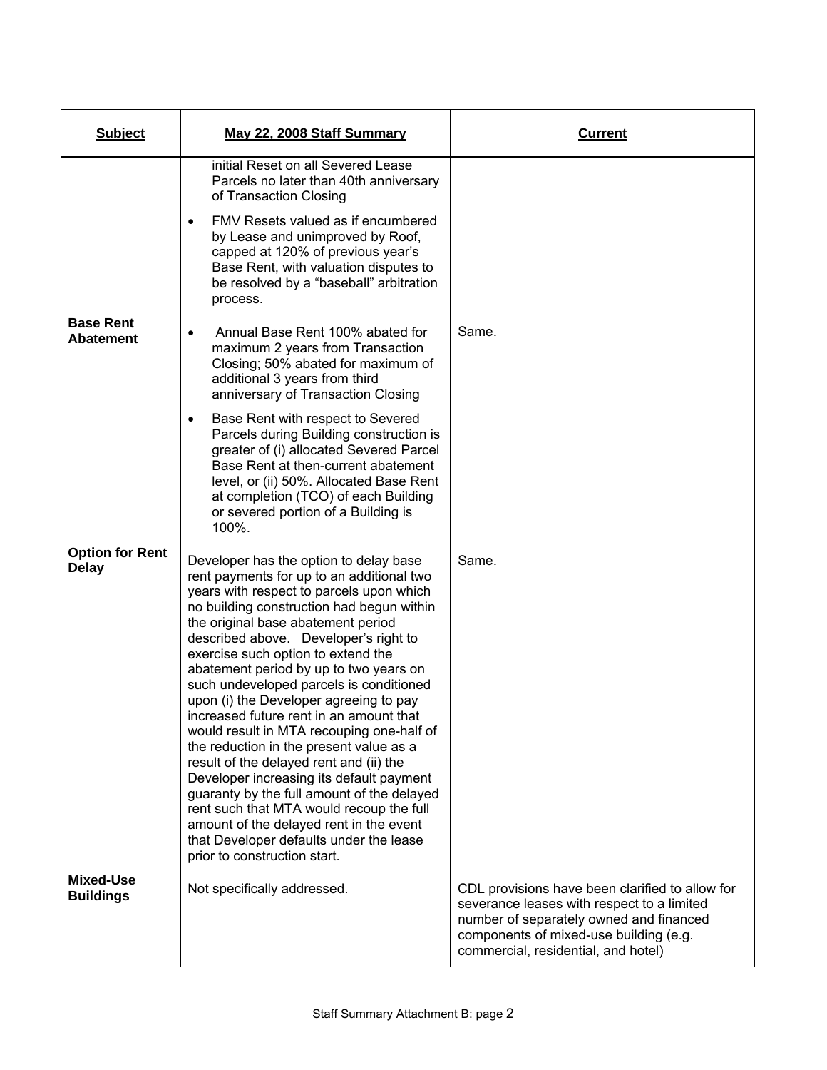| Subject | May 22, 2008 Staff Summary | Current |
|---|---|---|
| | initial Reset on all Severed Lease Parcels no later than 40th anniversary of Transaction Closing<br>• FMV Resets valued as if encumbered by Lease and unimproved by Roof, capped at 120% of previous year's Base Rent, with valuation disputes to be resolved by a "baseball" arbitration process. | |
| **Base Rent Abatement** | • Annual Base Rent 100% abated for maximum 2 years from Transaction Closing; 50% abated for maximum of additional 3 years from third anniversary of Transaction Closing<br>• Base Rent with respect to Severed Parcels during Building construction is greater of (i) allocated Severed Parcel Base Rent at then-current abatement level, or (ii) 50%. Allocated Base Rent at completion (TCO) of each Building or severed portion of a Building is 100%. | Same. |
| **Option for Rent Delay** | Developer has the option to delay base rent payments for up to an additional two years with respect to parcels upon which no building construction had begun within the original base abatement period described above. Developer's right to exercise such option to extend the abatement period by up to two years on such undeveloped parcels is conditioned upon (i) the Developer agreeing to pay increased future rent in an amount that would result in MTA recouping one-half of the reduction in the present value as a result of the delayed rent and (ii) the Developer increasing its default payment guaranty by the full amount of the delayed rent such that MTA would recoup the full amount of the delayed rent in the event that Developer defaults under the lease prior to construction start. | Same. |
| **Mixed-Use Buildings** | Not specifically addressed. | CDL provisions have been clarified to allow for severance leases with respect to a limited number of separately owned and financed components of mixed-use building (e.g. commercial, residential, and hotel) |

Staff Summary Attachment B: page 2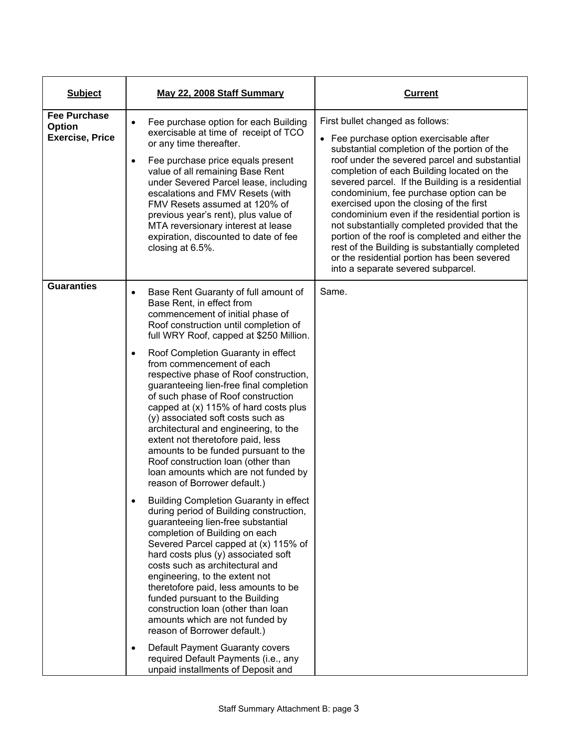| Subject | May 22, 2008 Staff Summary | Current |
|---|---|---|
| **Fee Purchase Option Exercise, Price** | • Fee purchase option for each Building exercisable at time of receipt of TCO or any time thereafter.<br>• Fee purchase price equals present value of all remaining Base Rent under Severed Parcel lease, including escalations and FMV Resets (with FMV Resets assumed at 120% of previous year's rent), plus value of MTA reversionary interest at lease expiration, discounted to date of fee closing at 6.5%. | First bullet changed as follows:<br>• Fee purchase option exercisable after substantial completion of the portion of the roof under the severed parcel and substantial completion of each Building located on the severed parcel. If the Building is a residential condominium, fee purchase option can be exercised upon the closing of the first condominium even if the residential portion is not substantially completed provided that the portion of the roof is completed and either the rest of the Building is substantially completed or the residential portion has been severed into a separate severed subparcel. |
| **Guaranties** | • Base Rent Guaranty of full amount of Base Rent, in effect from commencement of initial phase of Roof construction until completion of full WRY Roof, capped at $250 Million.<br>• Roof Completion Guaranty in effect from commencement of each respective phase of Roof construction, guaranteeing lien-free final completion of such phase of Roof construction capped at (x) 115% of hard costs plus (y) associated soft costs such as architectural and engineering, to the extent not theretofore paid, less amounts to be funded pursuant to the Roof construction loan (other than loan amounts which are not funded by reason of Borrower default.)<br>• Building Completion Guaranty in effect during period of Building construction, guaranteeing lien-free substantial completion of Building on each Severed Parcel capped at (x) 115% of hard costs plus (y) associated soft costs such as architectural and engineering, to the extent not theretofore paid, less amounts to be funded pursuant to the Building construction loan (other than loan amounts which are not funded by reason of Borrower default.)<br>• Default Payment Guaranty covers required Default Payments (i.e., any unpaid installments of Deposit and | Same. |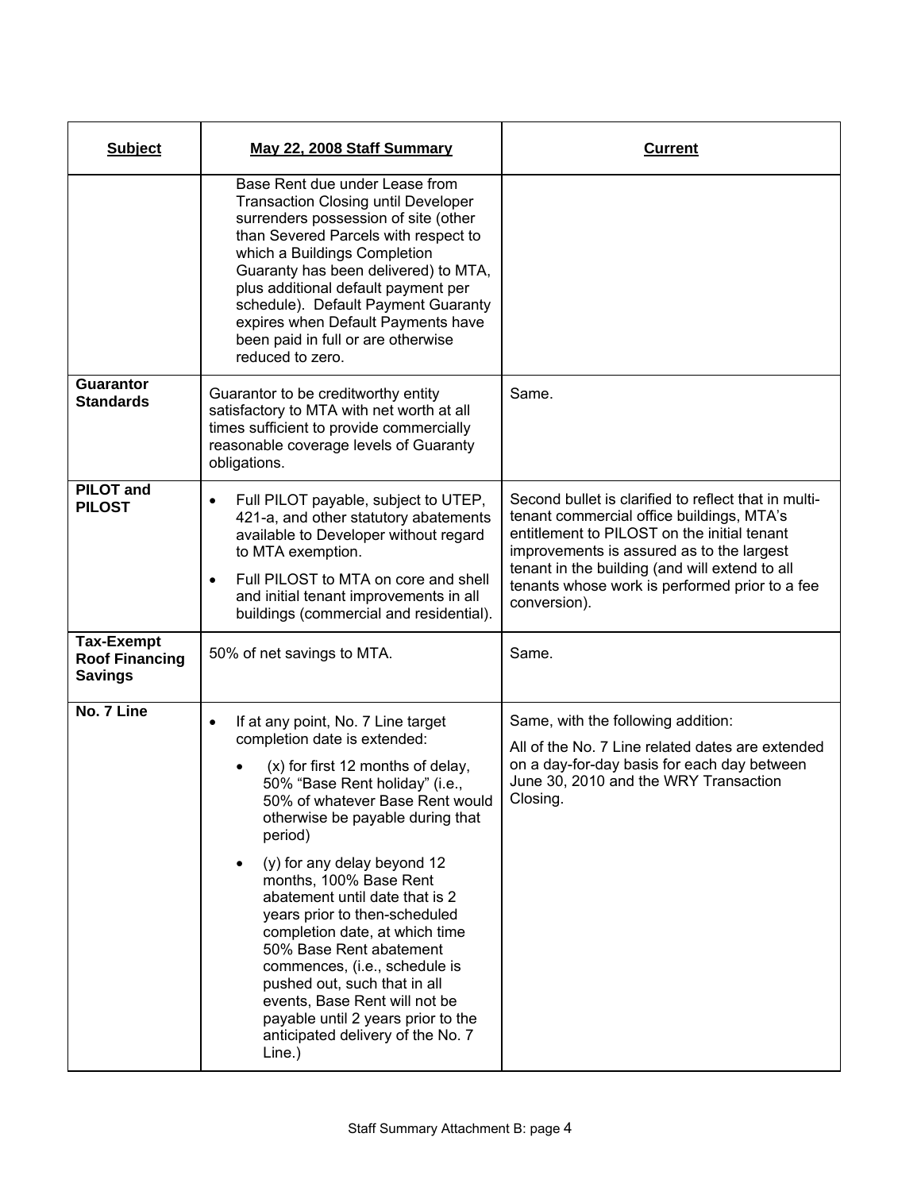| Subject | May 22, 2008 Staff Summary | Current |
|---|---|---|
| | Base Rent due under Lease from Transaction Closing until Developer surrenders possession of site (other than Severed Parcels with respect to which a Buildings Completion Guaranty has been delivered) to MTA, plus additional default payment per schedule). Default Payment Guaranty expires when Default Payments have been paid in full or are otherwise reduced to zero. | |
| **Guarantor Standards** | Guarantor to be creditworthy entity satisfactory to MTA with net worth at all times sufficient to provide commercially reasonable coverage levels of Guaranty obligations. | Same. |
| **PILOT and PILOST** | • Full PILOT payable, subject to UTEP, 421-a, and other statutory abatements available to Developer without regard to MTA exemption.<br>• Full PILOST to MTA on core and shell and initial tenant improvements in all buildings (commercial and residential). | Second bullet is clarified to reflect that in multi-tenant commercial office buildings, MTA's entitlement to PILOST on the initial tenant improvements is assured as to the largest tenant in the building (and will extend to all tenants whose work is performed prior to a fee conversion). |
| **Tax-Exempt Roof Financing Savings** | 50% of net savings to MTA. | Same. |
| **No. 7 Line** | • If at any point, No. 7 Line target completion date is extended:<br>  • (x) for first 12 months of delay, 50% "Base Rent holiday" (i.e., 50% of whatever Base Rent would otherwise be payable during that period)<br>  • (y) for any delay beyond 12 months, 100% Base Rent abatement until date that is 2 years prior to then-scheduled completion date, at which time 50% Base Rent abatement commences, (i.e., schedule is pushed out, such that in all events, Base Rent will not be payable until 2 years prior to the anticipated delivery of the No. 7 Line.) | Same, with the following addition:<br>All of the No. 7 Line related dates are extended on a day-for-day basis for each day between June 30, 2010 and the WRY Transaction Closing. |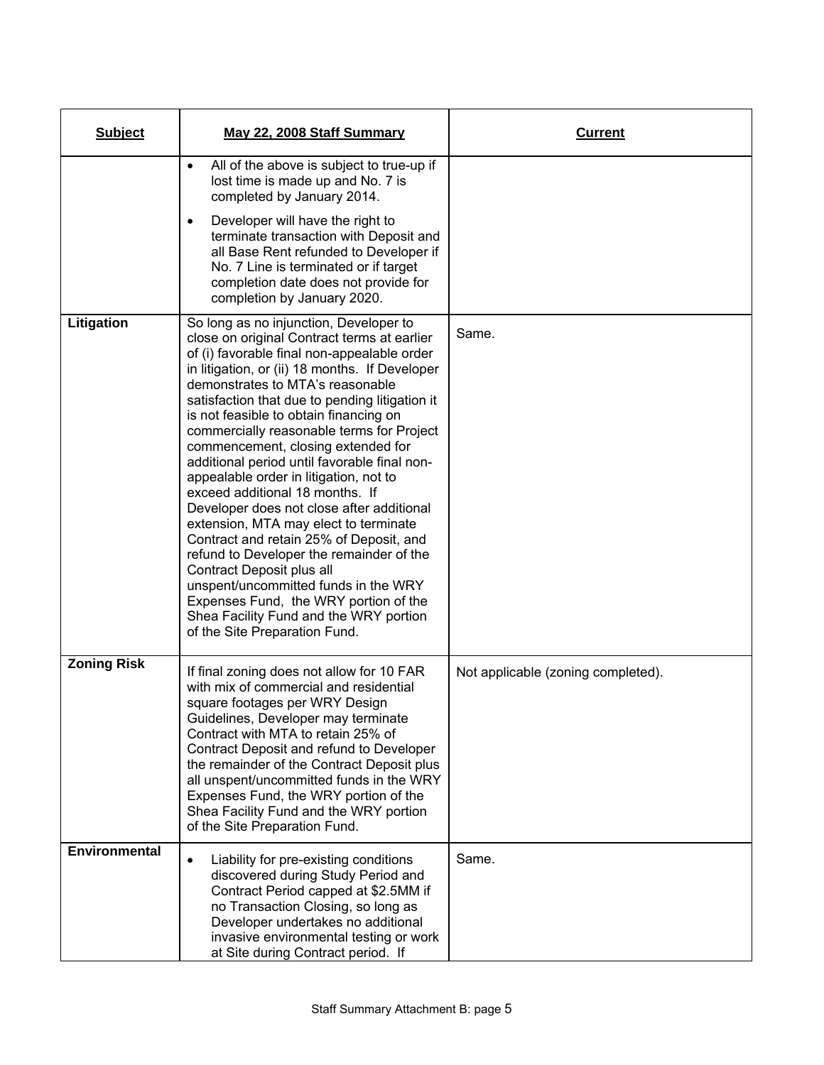| Subject | May 22, 2008 Staff Summary | Current |
|---|---|---|
| | • All of the above is subject to true-up if lost time is made up and No. 7 is completed by January 2014.<br>• Developer will have the right to terminate transaction with Deposit and all Base Rent refunded to Developer if No. 7 Line is terminated or if target completion date does not provide for completion by January 2020. | |
| **Litigation** | So long as no injunction, Developer to close on original Contract terms at earlier of (i) favorable final non-appealable order in litigation, or (ii) 18 months. If Developer demonstrates to MTA's reasonable satisfaction that due to pending litigation it is not feasible to obtain financing on commercially reasonable terms for Project commencement, closing extended for additional period until favorable final non-appealable order in litigation, not to exceed additional 18 months. If Developer does not close after additional extension, MTA may elect to terminate Contract and retain 25% of Deposit, and refund to Developer the remainder of the Contract Deposit plus all unspent/uncommitted funds in the WRY Expenses Fund, the WRY portion of the Shea Facility Fund and the WRY portion of the Site Preparation Fund. | Same. |
| **Zoning Risk** | If final zoning does not allow for 10 FAR with mix of commercial and residential square footages per WRY Design Guidelines, Developer may terminate Contract with MTA to retain 25% of Contract Deposit and refund to Developer the remainder of the Contract Deposit plus all unspent/uncommitted funds in the WRY Expenses Fund, the WRY portion of the Shea Facility Fund and the WRY portion of the Site Preparation Fund. | Not applicable (zoning completed). |
| **Environmental** | • Liability for pre-existing conditions discovered during Study Period and Contract Period capped at $2.5MM if no Transaction Closing, so long as Developer undertakes no additional invasive environmental testing or work at Site during Contract period. If | Same. |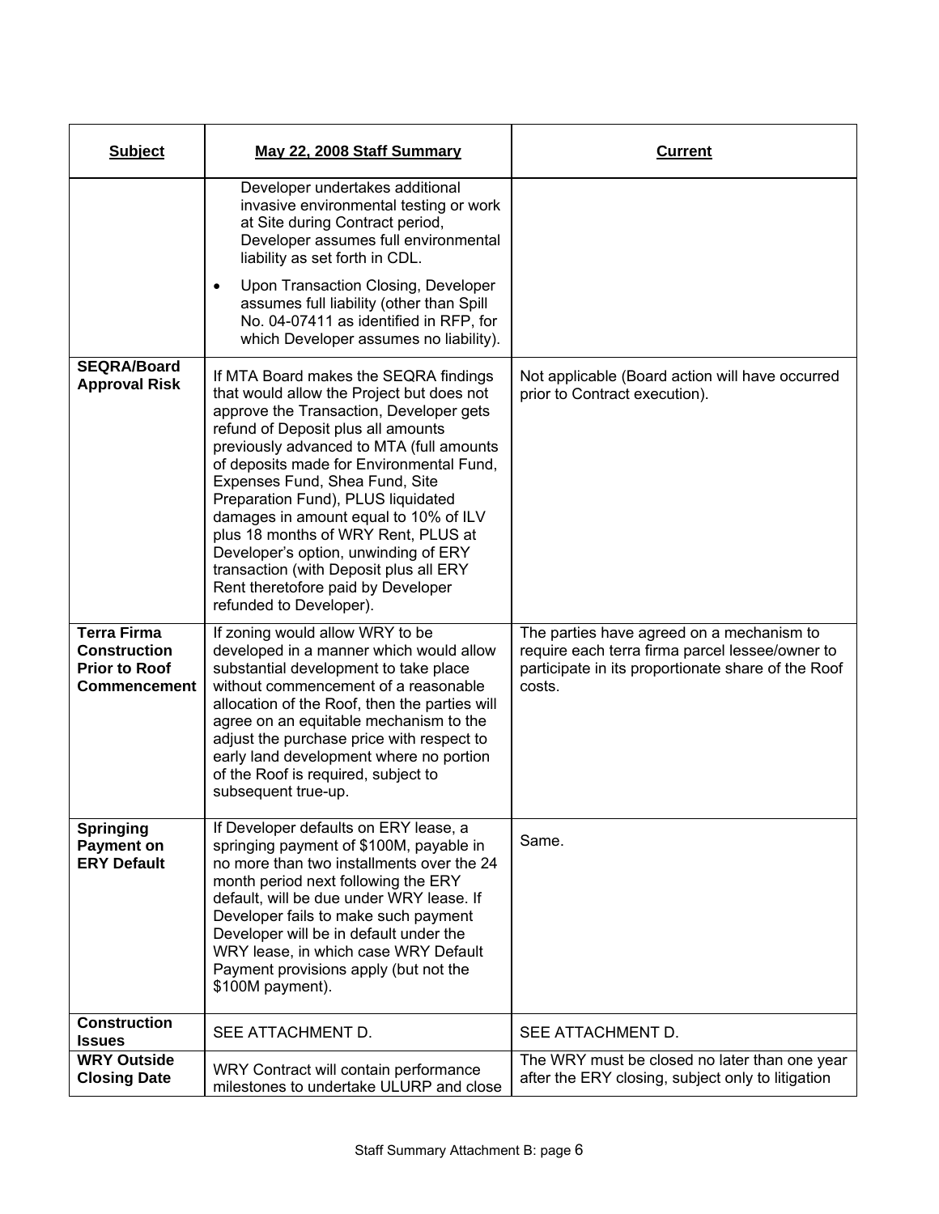| Subject | May 22, 2008 Staff Summary | Current |
|---|---|---|
| | Developer undertakes additional invasive environmental testing or work at Site during Contract period, Developer assumes full environmental liability as set forth in CDL.<br>• Upon Transaction Closing, Developer assumes full liability (other than Spill No. 04-07411 as identified in RFP, for which Developer assumes no liability). | |
| **SEQRA/Board Approval Risk** | If MTA Board makes the SEQRA findings that would allow the Project but does not approve the Transaction, Developer gets refund of Deposit plus all amounts previously advanced to MTA (full amounts of deposits made for Environmental Fund, Expenses Fund, Shea Fund, Site Preparation Fund), PLUS liquidated damages in amount equal to 10% of ILV plus 18 months of WRY Rent, PLUS at Developer's option, unwinding of ERY transaction (with Deposit plus all ERY Rent theretofore paid by Developer refunded to Developer). | Not applicable (Board action will have occurred prior to Contract execution). |
| **Terra Firma Construction Prior to Roof Commencement** | If zoning would allow WRY to be developed in a manner which would allow substantial development to take place without commencement of a reasonable allocation of the Roof, then the parties will agree on an equitable mechanism to the adjust the purchase price with respect to early land development where no portion of the Roof is required, subject to subsequent true-up. | The parties have agreed on a mechanism to require each terra firma parcel lessee/owner to participate in its proportionate share of the Roof costs. |
| **Springing Payment on ERY Default** | If Developer defaults on ERY lease, a springing payment of $100M, payable in no more than two installments over the 24 month period next following the ERY default, will be due under WRY lease. If Developer fails to make such payment Developer will be in default under the WRY lease, in which case WRY Default Payment provisions apply (but not the $100M payment). | Same. |
| **Construction Issues** | SEE ATTACHMENT D. | SEE ATTACHMENT D. |
| **WRY Outside Closing Date** | WRY Contract will contain performance milestones to undertake ULURP and close | The WRY must be closed no later than one year after the ERY closing, subject only to litigation |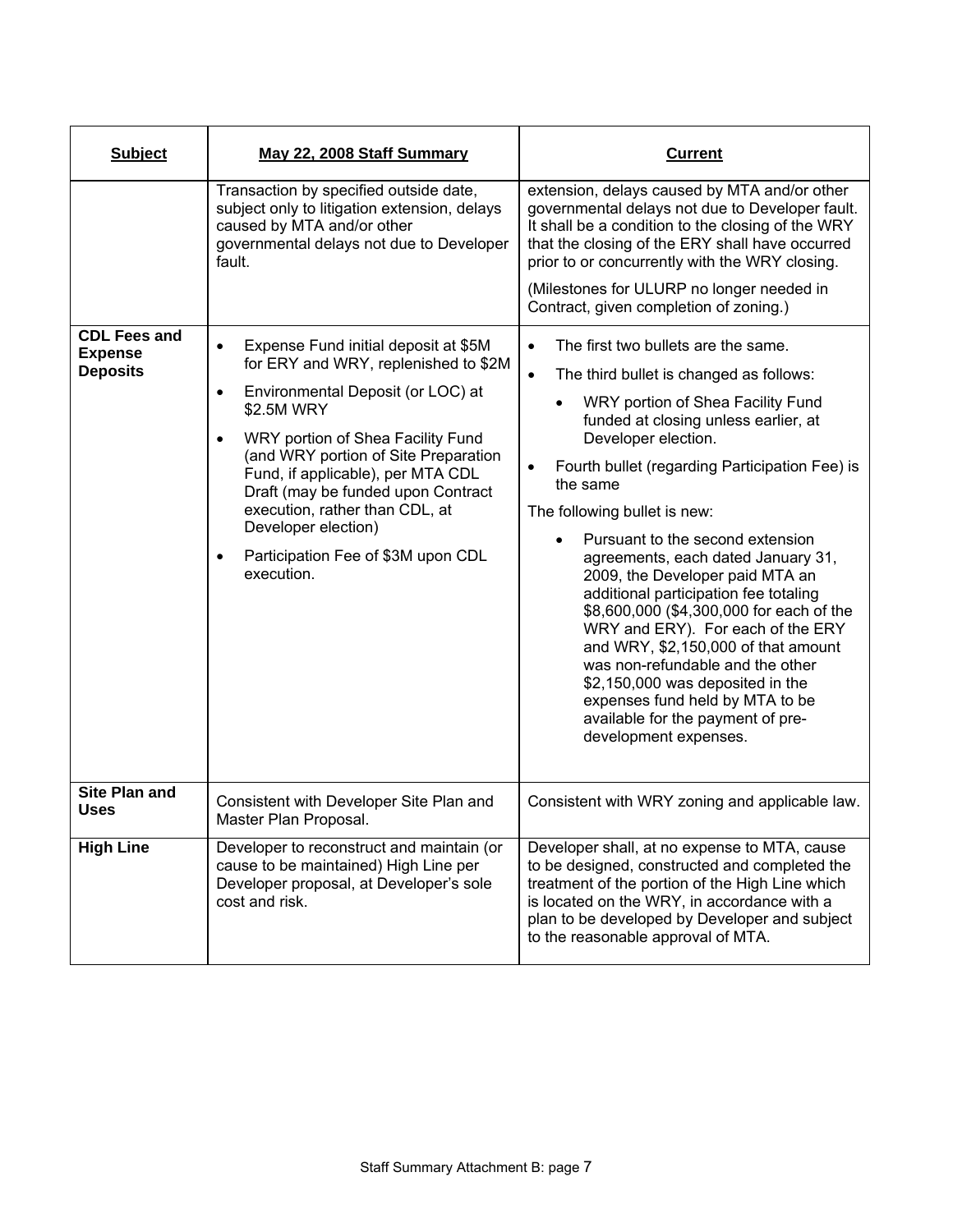| Subject | May 22, 2008 Staff Summary | Current |
|---|---|---|
| | Transaction by specified outside date, subject only to litigation extension, delays caused by MTA and/or other governmental delays not due to Developer fault. | extension, delays caused by MTA and/or other governmental delays not due to Developer fault. It shall be a condition to the closing of the WRY that the closing of the ERY shall have occurred prior to or concurrently with the WRY closing.<br><br>(Milestones for ULURP no longer needed in Contract, given completion of zoning.) |
| **CDL Fees and Expense Deposits** | • Expense Fund initial deposit at $5M for ERY and WRY, replenished to $2M<br>• Environmental Deposit (or LOC) at $2.5M WRY<br>• WRY portion of Shea Facility Fund (and WRY portion of Site Preparation Fund, if applicable), per MTA CDL Draft (may be funded upon Contract execution, rather than CDL, at Developer election)<br>• Participation Fee of $3M upon CDL execution. | • The first two bullets are the same.<br>• The third bullet is changed as follows:<br>  • WRY portion of Shea Facility Fund funded at closing unless earlier, at Developer election.<br>• Fourth bullet (regarding Participation Fee) is the same<br><br>The following bullet is new:<br>  • Pursuant to the second extension agreements, each dated January 31, 2009, the Developer paid MTA an additional participation fee totaling $8,600,000 ($4,300,000 for each of the WRY and ERY). For each of the ERY and WRY, $2,150,000 of that amount was non-refundable and the other $2,150,000 was deposited in the expenses fund held by MTA to be available for the payment of pre-development expenses. |
| **Site Plan and Uses** | Consistent with Developer Site Plan and Master Plan Proposal. | Consistent with WRY zoning and applicable law. |
| **High Line** | Developer to reconstruct and maintain (or cause to be maintained) High Line per Developer proposal, at Developer's sole cost and risk. | Developer shall, at no expense to MTA, cause to be designed, constructed and completed the treatment of the portion of the High Line which is located on the WRY, in accordance with a plan to be developed by Developer and subject to the reasonable approval of MTA. |

Staff Summary Attachment B: page 7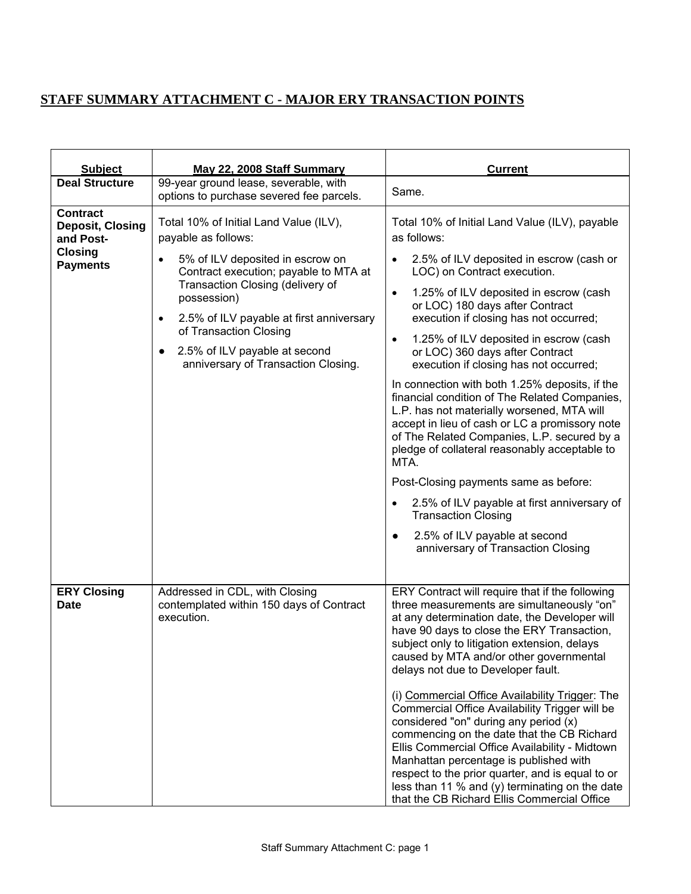## STAFF SUMMARY ATTACHMENT C - MAJOR ERY TRANSACTION POINTS

| Subject | May 22, 2008 Staff Summary | Current |
|---|---|---|
| **Deal Structure** | 99-year ground lease, severable, with options to purchase severed fee parcels. | Same. |
| **Contract Deposit, Closing and Post-Closing Payments** | Total 10% of Initial Land Value (ILV), payable as follows:<br>• 5% of ILV deposited in escrow on Contract execution; payable to MTA at Transaction Closing (delivery of possession)<br>• 2.5% of ILV payable at first anniversary of Transaction Closing<br>• 2.5% of ILV payable at second anniversary of Transaction Closing. | Total 10% of Initial Land Value (ILV), payable as follows:<br>• 2.5% of ILV deposited in escrow (cash or LOC) on Contract execution.<br>• 1.25% of ILV deposited in escrow (cash or LOC) 180 days after Contract execution if closing has not occurred;<br>• 1.25% of ILV deposited in escrow (cash or LOC) 360 days after Contract execution if closing has not occurred;<br>In connection with both 1.25% deposits, if the financial condition of The Related Companies, L.P. has not materially worsened, MTA will accept in lieu of cash or LC a promissory note of The Related Companies, L.P. secured by a pledge of collateral reasonably acceptable to MTA.<br>Post-Closing payments same as before:<br>• 2.5% of ILV payable at first anniversary of Transaction Closing<br>• 2.5% of ILV payable at second anniversary of Transaction Closing |
| **ERY Closing Date** | Addressed in CDL, with Closing contemplated within 150 days of Contract execution. | ERY Contract will require that if the following three measurements are simultaneously "on" at any determination date, the Developer will have 90 days to close the ERY Transaction, subject only to litigation extension, delays caused by MTA and/or other governmental delays not due to Developer fault.<br>(i) Commercial Office Availability Trigger: The Commercial Office Availability Trigger will be considered "on" during any period (x) commencing on the date that the CB Richard Ellis Commercial Office Availability - Midtown Manhattan percentage is published with respect to the prior quarter, and is equal to or less than 11 % and (y) terminating on the date that the CB Richard Ellis Commercial Office |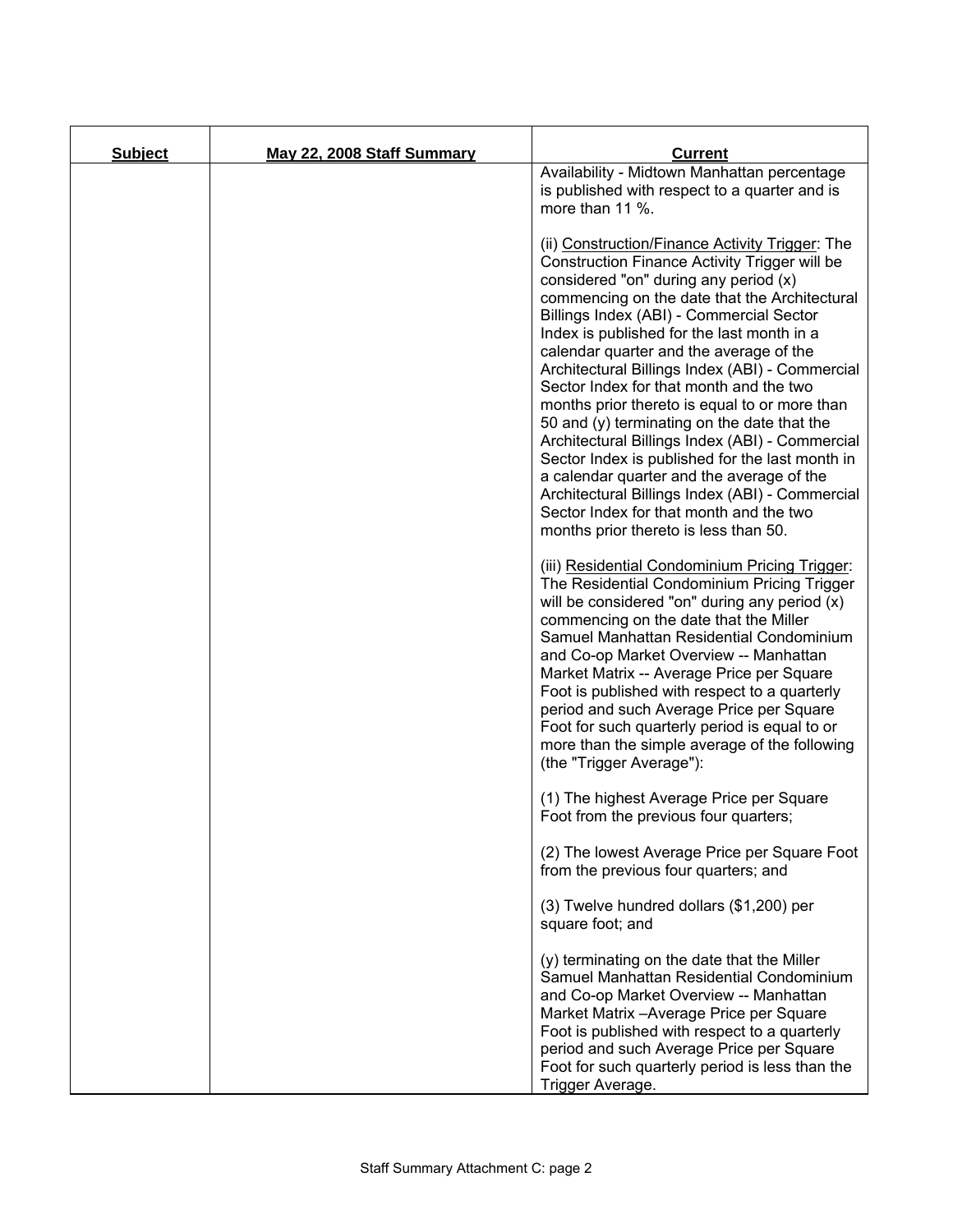| Subject | May 22, 2008 Staff Summary | Current |
|---|---|---|
| | | Availability - Midtown Manhattan percentage is published with respect to a quarter and is more than 11 %.<br><br>(ii) Construction/Finance Activity Trigger: The Construction Finance Activity Trigger will be considered "on" during any period (x) commencing on the date that the Architectural Billings Index (ABI) - Commercial Sector Index is published for the last month in a calendar quarter and the average of the Architectural Billings Index (ABI) - Commercial Sector Index for that month and the two months prior thereto is equal to or more than 50 and (y) terminating on the date that the Architectural Billings Index (ABI) - Commercial Sector Index is published for the last month in a calendar quarter and the average of the Architectural Billings Index (ABI) - Commercial Sector Index for that month and the two months prior thereto is less than 50.<br><br>(iii) Residential Condominium Pricing Trigger: The Residential Condominium Pricing Trigger will be considered "on" during any period (x) commencing on the date that the Miller Samuel Manhattan Residential Condominium and Co-op Market Overview -- Manhattan Market Matrix -- Average Price per Square Foot is published with respect to a quarterly period and such Average Price per Square Foot for such quarterly period is equal to or more than the simple average of the following (the "Trigger Average"):<br><br>(1) The highest Average Price per Square Foot from the previous four quarters;<br><br>(2) The lowest Average Price per Square Foot from the previous four quarters; and<br><br>(3) Twelve hundred dollars ($1,200) per square foot; and<br><br>(y) terminating on the date that the Miller Samuel Manhattan Residential Condominium and Co-op Market Overview -- Manhattan Market Matrix –Average Price per Square Foot is published with respect to a quarterly period and such Average Price per Square Foot for such quarterly period is less than the Trigger Average. |

Staff Summary Attachment C: page 2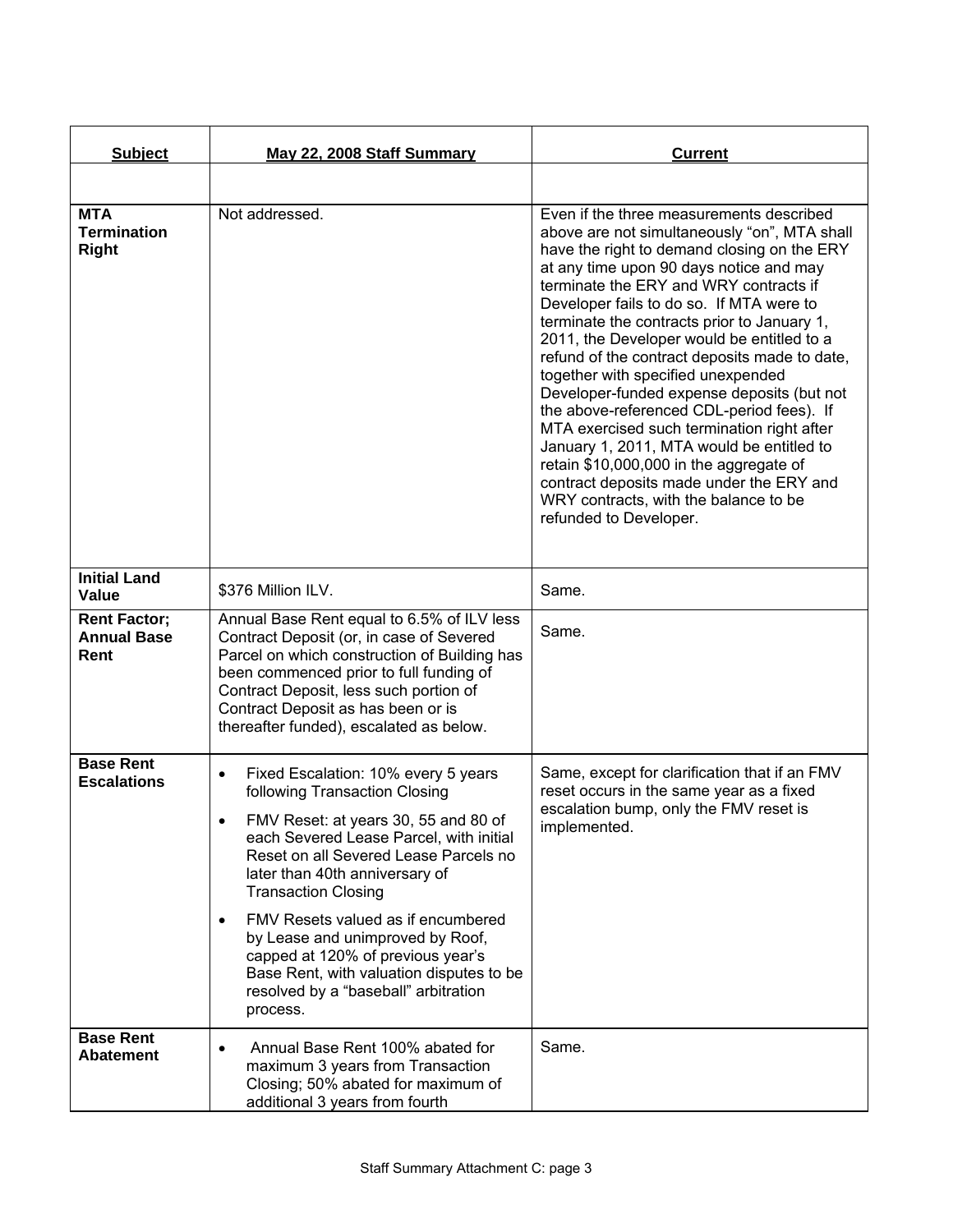| Subject | May 22, 2008 Staff Summary | Current |
|---|---|---|
| | | |
| **MTA Termination Right** | Not addressed. | Even if the three measurements described above are not simultaneously "on", MTA shall have the right to demand closing on the ERY at any time upon 90 days notice and may terminate the ERY and WRY contracts if Developer fails to do so. If MTA were to terminate the contracts prior to January 1, 2011, the Developer would be entitled to a refund of the contract deposits made to date, together with specified unexpended Developer-funded expense deposits (but not the above-referenced CDL-period fees). If MTA exercised such termination right after January 1, 2011, MTA would be entitled to retain $10,000,000 in the aggregate of contract deposits made under the ERY and WRY contracts, with the balance to be refunded to Developer. |
| **Initial Land Value** | $376 Million ILV. | Same. |
| **Rent Factor; Annual Base Rent** | Annual Base Rent equal to 6.5% of ILV less Contract Deposit (or, in case of Severed Parcel on which construction of Building has been commenced prior to full funding of Contract Deposit, less such portion of Contract Deposit as has been or is thereafter funded), escalated as below. | Same. |
| **Base Rent Escalations** | • Fixed Escalation: 10% every 5 years following Transaction Closing<br>• FMV Reset: at years 30, 55 and 80 of each Severed Lease Parcel, with initial Reset on all Severed Lease Parcels no later than 40th anniversary of Transaction Closing<br>• FMV Resets valued as if encumbered by Lease and unimproved by Roof, capped at 120% of previous year's Base Rent, with valuation disputes to be resolved by a "baseball" arbitration process. | Same, except for clarification that if an FMV reset occurs in the same year as a fixed escalation bump, only the FMV reset is implemented. |
| **Base Rent Abatement** | • Annual Base Rent 100% abated for maximum 3 years from Transaction Closing; 50% abated for maximum of additional 3 years from fourth | Same. |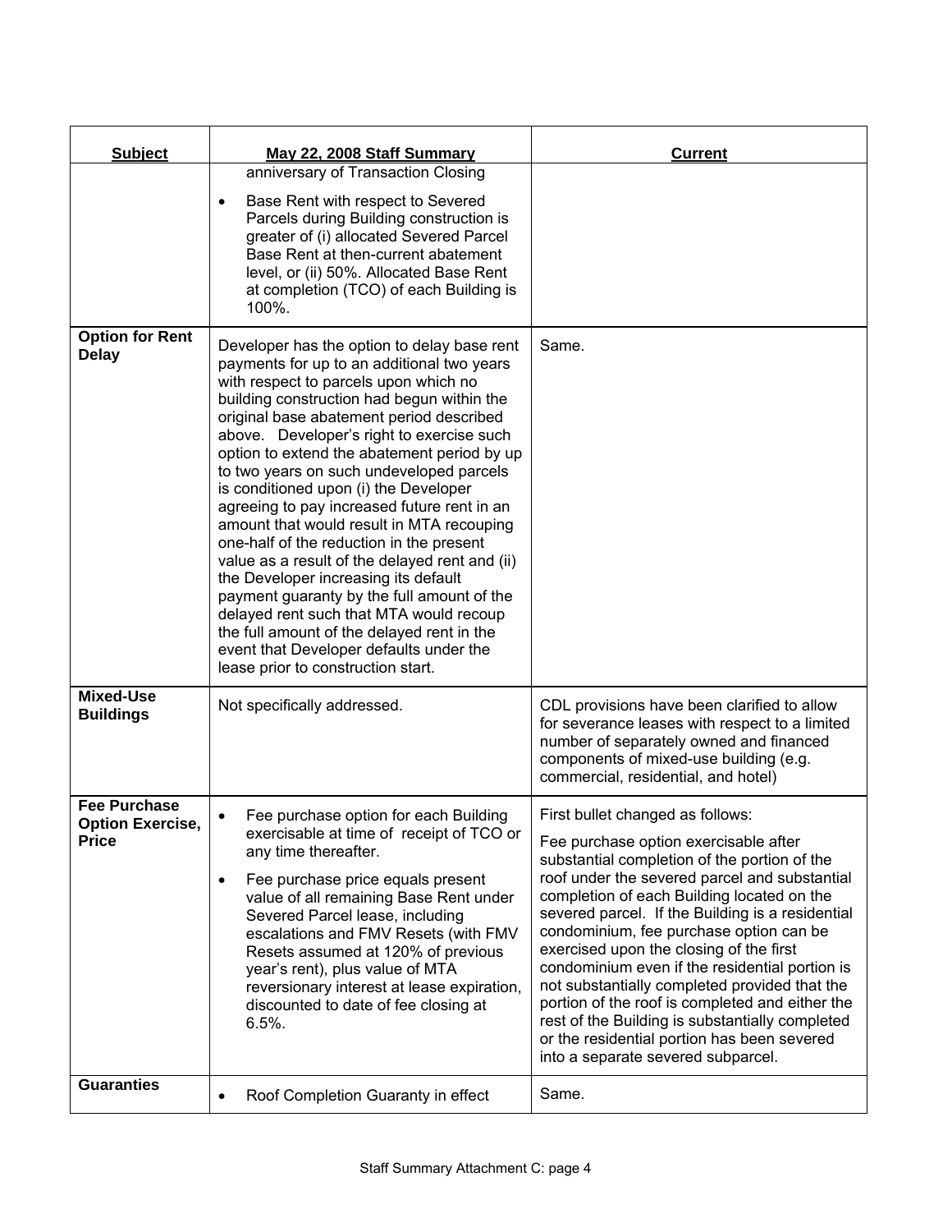| Subject | May 22, 2008 Staff Summary | Current |
|---|---|---|
| | anniversary of Transaction Closing<br>• Base Rent with respect to Severed Parcels during Building construction is greater of (i) allocated Severed Parcel Base Rent at then-current abatement level, or (ii) 50%. Allocated Base Rent at completion (TCO) of each Building is 100%. | |
| **Option for Rent Delay** | Developer has the option to delay base rent payments for up to an additional two years with respect to parcels upon which no building construction had begun within the original base abatement period described above. Developer's right to exercise such option to extend the abatement period by up to two years on such undeveloped parcels is conditioned upon (i) the Developer agreeing to pay increased future rent in an amount that would result in MTA recouping one-half of the reduction in the present value as a result of the delayed rent and (ii) the Developer increasing its default payment guaranty by the full amount of the delayed rent such that MTA would recoup the full amount of the delayed rent in the event that Developer defaults under the lease prior to construction start. | Same. |
| **Mixed-Use Buildings** | Not specifically addressed. | CDL provisions have been clarified to allow for severance leases with respect to a limited number of separately owned and financed components of mixed-use building (e.g. commercial, residential, and hotel) |
| **Fee Purchase Option Exercise, Price** | • Fee purchase option for each Building exercisable at time of receipt of TCO or any time thereafter.<br>• Fee purchase price equals present value of all remaining Base Rent under Severed Parcel lease, including escalations and FMV Resets (with FMV Resets assumed at 120% of previous year's rent), plus value of MTA reversionary interest at lease expiration, discounted to date of fee closing at 6.5%. | First bullet changed as follows:<br>Fee purchase option exercisable after substantial completion of the portion of the roof under the severed parcel and substantial completion of each Building located on the severed parcel. If the Building is a residential condominium, fee purchase option can be exercised upon the closing of the first condominium even if the residential portion is not substantially completed provided that the portion of the roof is completed and either the rest of the Building is substantially completed or the residential portion has been severed into a separate severed subparcel. |
| **Guaranties** | • Roof Completion Guaranty in effect | Same. |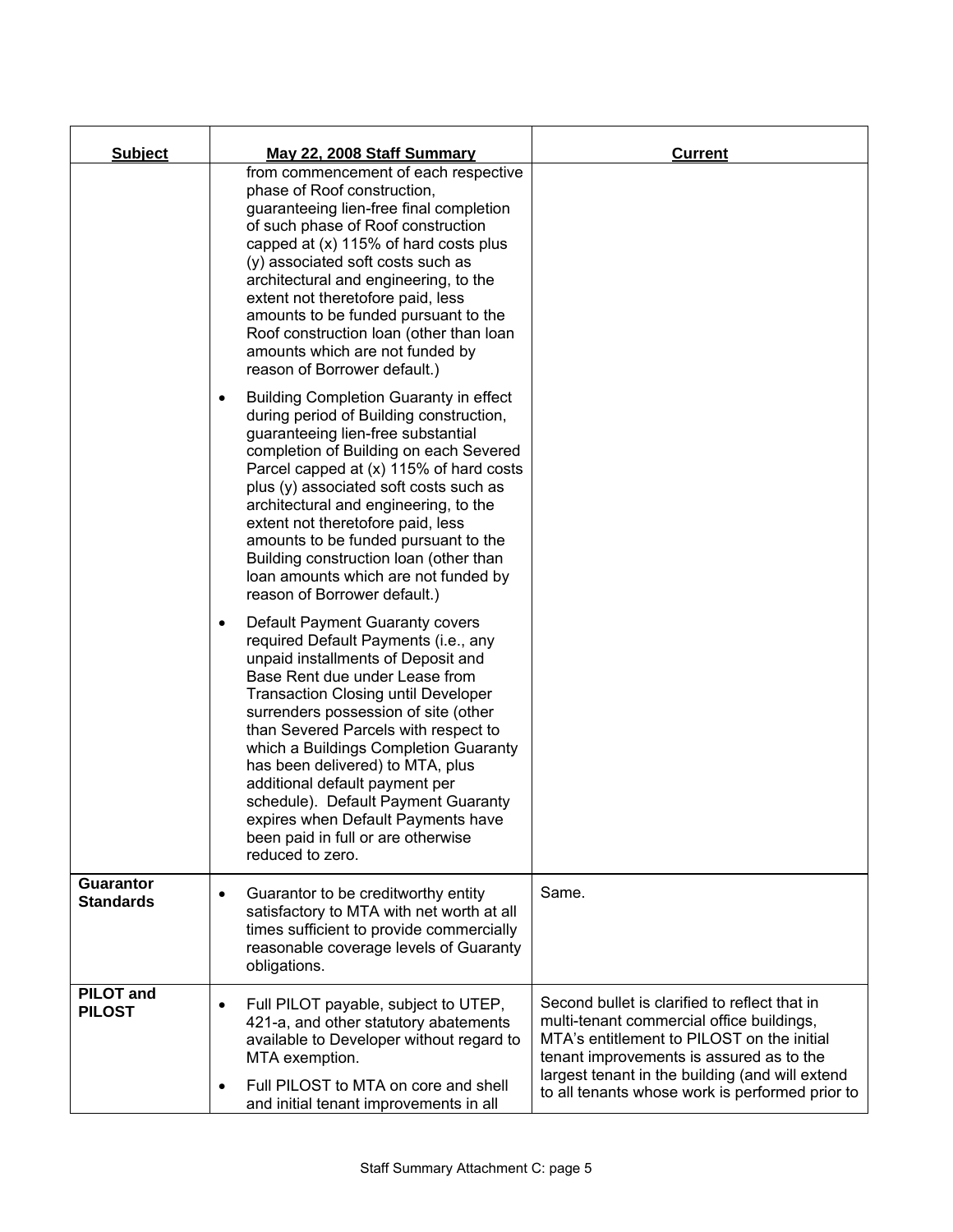| Subject | May 22, 2008 Staff Summary | Current |
|---|---|---|
| | from commencement of each respective phase of Roof construction, guaranteeing lien-free final completion of such phase of Roof construction capped at (x) 115% of hard costs plus (y) associated soft costs such as architectural and engineering, to the extent not theretofore paid, less amounts to be funded pursuant to the Roof construction loan (other than loan amounts which are not funded by reason of Borrower default.)<br>• Building Completion Guaranty in effect during period of Building construction, guaranteeing lien-free substantial completion of Building on each Severed Parcel capped at (x) 115% of hard costs plus (y) associated soft costs such as architectural and engineering, to the extent not theretofore paid, less amounts to be funded pursuant to the Building construction loan (other than loan amounts which are not funded by reason of Borrower default.)<br>• Default Payment Guaranty covers required Default Payments (i.e., any unpaid installments of Deposit and Base Rent due under Lease from Transaction Closing until Developer surrenders possession of site (other than Severed Parcels with respect to which a Buildings Completion Guaranty has been delivered) to MTA, plus additional default payment per schedule). Default Payment Guaranty expires when Default Payments have been paid in full or are otherwise reduced to zero. | |
| **Guarantor Standards** | • Guarantor to be creditworthy entity satisfactory to MTA with net worth at all times sufficient to provide commercially reasonable coverage levels of Guaranty obligations. | Same. |
| **PILOT and PILOST** | • Full PILOT payable, subject to UTEP, 421-a, and other statutory abatements available to Developer without regard to MTA exemption.<br>• Full PILOST to MTA on core and shell and initial tenant improvements in all | Second bullet is clarified to reflect that in multi-tenant commercial office buildings, MTA's entitlement to PILOST on the initial tenant improvements is assured as to the largest tenant in the building (and will extend to all tenants whose work is performed prior to |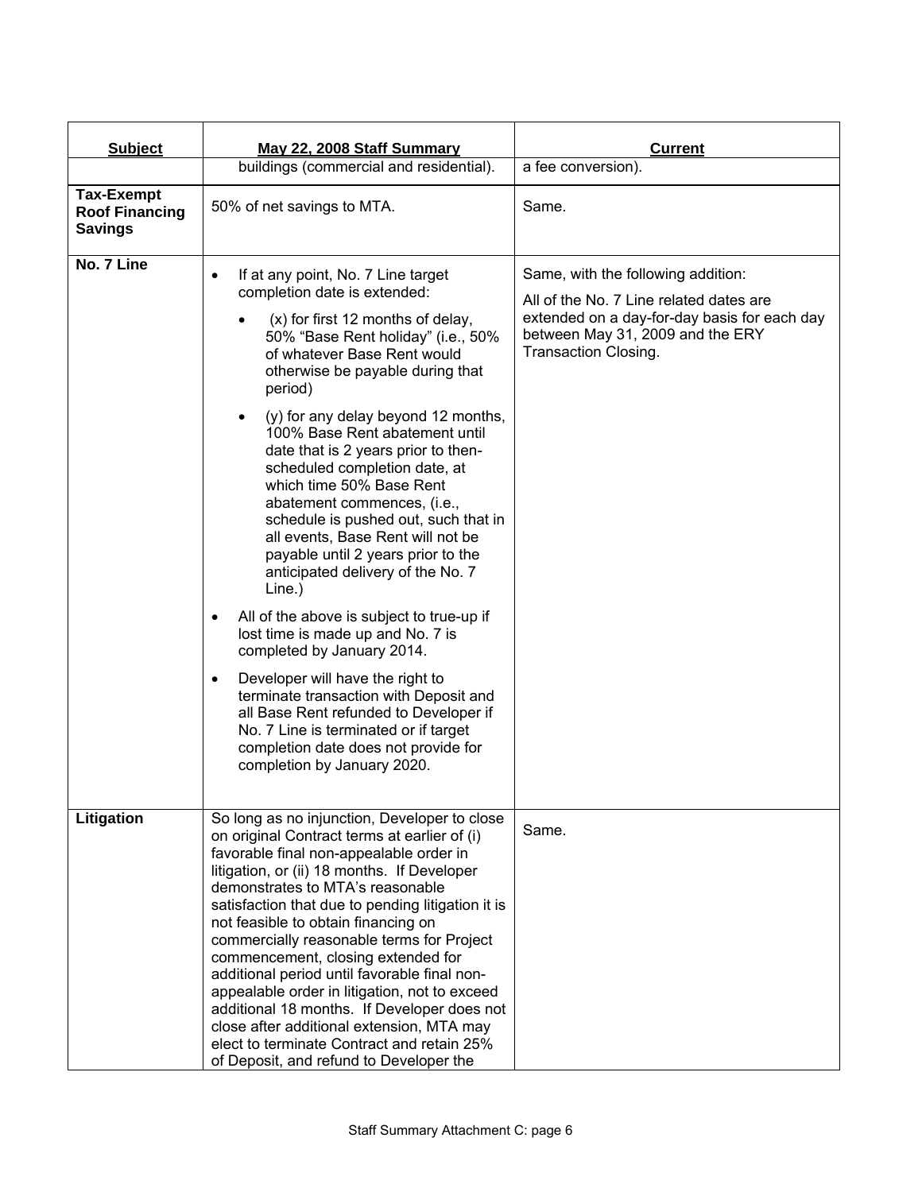| Subject | May 22, 2008 Staff Summary | Current |
|---|---|---|
| | buildings (commercial and residential). | a fee conversion). |
| **Tax-Exempt Roof Financing Savings** | 50% of net savings to MTA. | Same. |
| **No. 7 Line** | • If at any point, No. 7 Line target completion date is extended:<br>  ◦ (x) for first 12 months of delay, 50% "Base Rent holiday" (i.e., 50% of whatever Base Rent would otherwise be payable during that period)<br>  ◦ (y) for any delay beyond 12 months, 100% Base Rent abatement until date that is 2 years prior to then-scheduled completion date, at which time 50% Base Rent abatement commences, (i.e., schedule is pushed out, such that in all events, Base Rent will not be payable until 2 years prior to the anticipated delivery of the No. 7 Line.)<br>• All of the above is subject to true-up if lost time is made up and No. 7 is completed by January 2014.<br>• Developer will have the right to terminate transaction with Deposit and all Base Rent refunded to Developer if No. 7 Line is terminated or if target completion date does not provide for completion by January 2020. | Same, with the following addition:<br>All of the No. 7 Line related dates are extended on a day-for-day basis for each day between May 31, 2009 and the ERY Transaction Closing. |
| **Litigation** | So long as no injunction, Developer to close on original Contract terms at earlier of (i) favorable final non-appealable order in litigation, or (ii) 18 months. If Developer demonstrates to MTA's reasonable satisfaction that due to pending litigation it is not feasible to obtain financing on commercially reasonable terms for Project commencement, closing extended for additional period until favorable final non-appealable order in litigation, not to exceed additional 18 months. If Developer does not close after additional extension, MTA may elect to terminate Contract and retain 25% of Deposit, and refund to Developer the | Same. |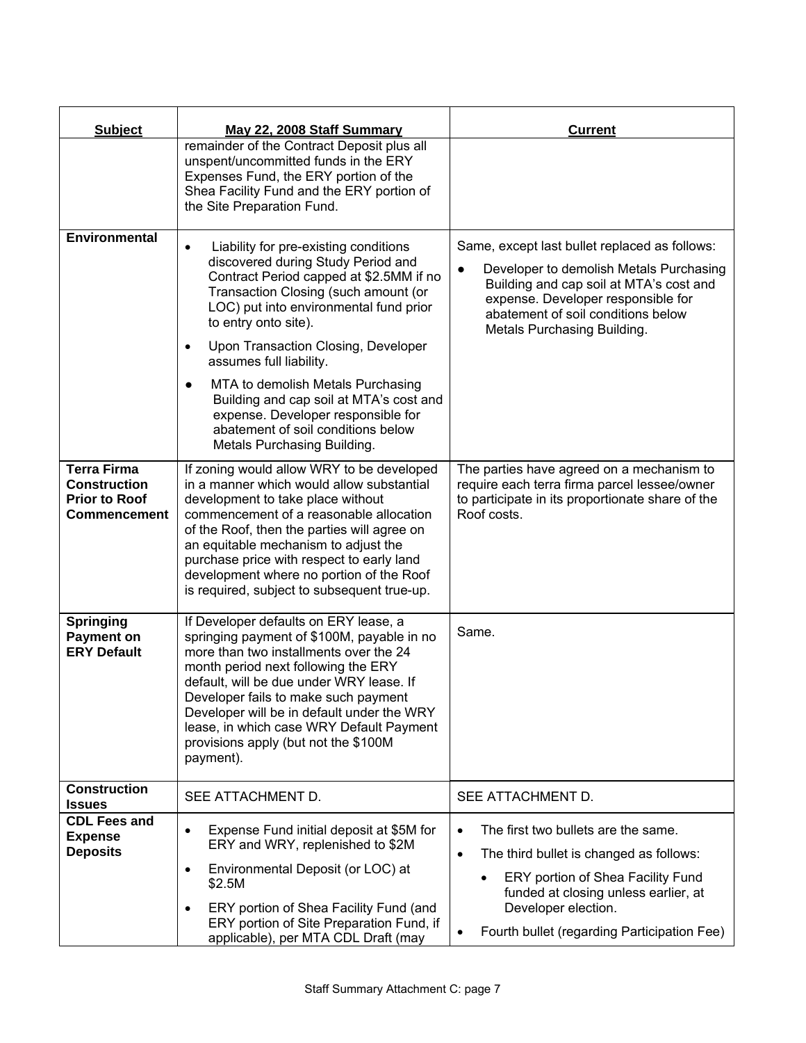| Subject | May 22, 2008 Staff Summary | Current |
|---|---|---|
| | remainder of the Contract Deposit plus all unspent/uncommitted funds in the ERY Expenses Fund, the ERY portion of the Shea Facility Fund and the ERY portion of the Site Preparation Fund. | |
| **Environmental** | • Liability for pre-existing conditions discovered during Study Period and Contract Period capped at $2.5MM if no Transaction Closing (such amount (or LOC) put into environmental fund prior to entry onto site).<br>• Upon Transaction Closing, Developer assumes full liability.<br>• MTA to demolish Metals Purchasing Building and cap soil at MTA's cost and expense. Developer responsible for abatement of soil conditions below Metals Purchasing Building. | Same, except last bullet replaced as follows:<br>• Developer to demolish Metals Purchasing Building and cap soil at MTA's cost and expense. Developer responsible for abatement of soil conditions below Metals Purchasing Building. |
| **Terra Firma Construction Prior to Roof Commencement** | If zoning would allow WRY to be developed in a manner which would allow substantial development to take place without commencement of a reasonable allocation of the Roof, then the parties will agree on an equitable mechanism to adjust the purchase price with respect to early land development where no portion of the Roof is required, subject to subsequent true-up. | The parties have agreed on a mechanism to require each terra firma parcel lessee/owner to participate in its proportionate share of the Roof costs. |
| **Springing Payment on ERY Default** | If Developer defaults on ERY lease, a springing payment of $100M, payable in no more than two installments over the 24 month period next following the ERY default, will be due under WRY lease. If Developer fails to make such payment Developer will be in default under the WRY lease, in which case WRY Default Payment provisions apply (but not the $100M payment). | Same. |
| **Construction Issues** | SEE ATTACHMENT D. | SEE ATTACHMENT D. |
| **CDL Fees and Expense Deposits** | • Expense Fund initial deposit at $5M for ERY and WRY, replenished to $2M<br>• Environmental Deposit (or LOC) at $2.5M<br>• ERY portion of Shea Facility Fund (and ERY portion of Site Preparation Fund, if applicable), per MTA CDL Draft (may | • The first two bullets are the same.<br>• The third bullet is changed as follows:<br>  • ERY portion of Shea Facility Fund funded at closing unless earlier, at Developer election.<br>• Fourth bullet (regarding Participation Fee) |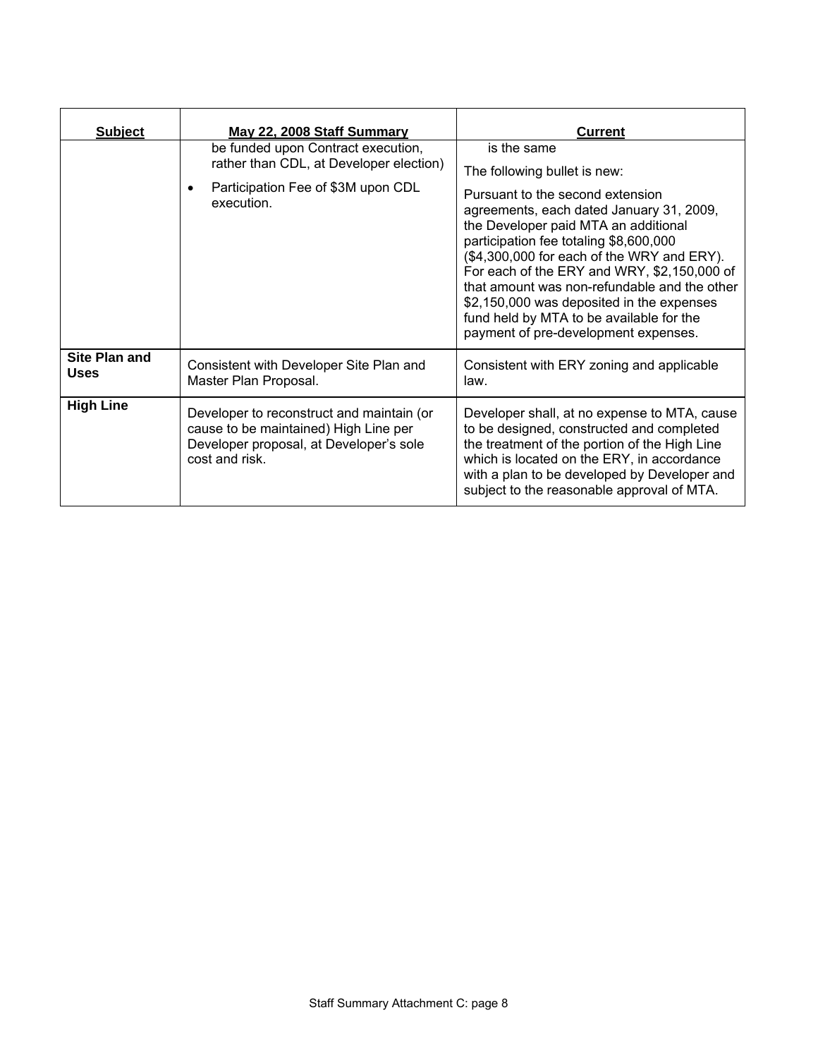| Subject | May 22, 2008 Staff Summary | Current |
|---|---|---|
| | be funded upon Contract execution, rather than CDL, at Developer election)<br>• Participation Fee of $3M upon CDL execution. | is the same<br>The following bullet is new:<br>Pursuant to the second extension agreements, each dated January 31, 2009, the Developer paid MTA an additional participation fee totaling $8,600,000 ($4,300,000 for each of the WRY and ERY). For each of the ERY and WRY, $2,150,000 of that amount was non-refundable and the other $2,150,000 was deposited in the expenses fund held by MTA to be available for the payment of pre-development expenses. |
| **Site Plan and Uses** | Consistent with Developer Site Plan and Master Plan Proposal. | Consistent with ERY zoning and applicable law. |
| **High Line** | Developer to reconstruct and maintain (or cause to be maintained) High Line per Developer proposal, at Developer's sole cost and risk. | Developer shall, at no expense to MTA, cause to be designed, constructed and completed the treatment of the portion of the High Line which is located on the ERY, in accordance with a plan to be developed by Developer and subject to the reasonable approval of MTA. |

Staff Summary Attachment C: page 8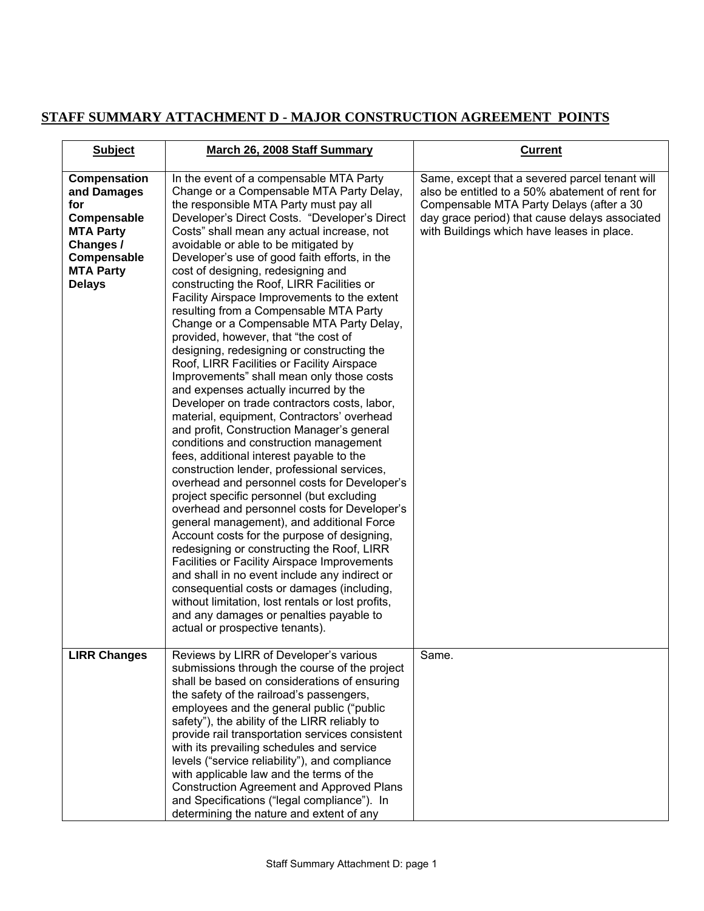## STAFF SUMMARY ATTACHMENT D - MAJOR CONSTRUCTION AGREEMENT POINTS

| Subject | March 26, 2008 Staff Summary | Current |
|---|---|---|
| **Compensation and Damages for Compensable MTA Party Changes / Compensable MTA Party Delays** | In the event of a compensable MTA Party Change or a Compensable MTA Party Delay, the responsible MTA Party must pay all Developer's Direct Costs. "Developer's Direct Costs" shall mean any actual increase, not avoidable or able to be mitigated by Developer's use of good faith efforts, in the cost of designing, redesigning and constructing the Roof, LIRR Facilities or Facility Airspace Improvements to the extent resulting from a Compensable MTA Party Change or a Compensable MTA Party Delay, provided, however, that "the cost of designing, redesigning or constructing the Roof, LIRR Facilities or Facility Airspace Improvements" shall mean only those costs and expenses actually incurred by the Developer on trade contractors costs, labor, material, equipment, Contractors' overhead and profit, Construction Manager's general conditions and construction management fees, additional interest payable to the construction lender, professional services, overhead and personnel costs for Developer's project specific personnel (but excluding overhead and personnel costs for Developer's general management), and additional Force Account costs for the purpose of designing, redesigning or constructing the Roof, LIRR Facilities or Facility Airspace Improvements and shall in no event include any indirect or consequential costs or damages (including, without limitation, lost rentals or lost profits, and any damages or penalties payable to actual or prospective tenants). | Same, except that a severed parcel tenant will also be entitled to a 50% abatement of rent for Compensable MTA Party Delays (after a 30 day grace period) that cause delays associated with Buildings which have leases in place. |
| **LIRR Changes** | Reviews by LIRR of Developer's various submissions through the course of the project shall be based on considerations of ensuring the safety of the railroad's passengers, employees and the general public ("public safety"), the ability of the LIRR reliably to provide rail transportation services consistent with its prevailing schedules and service levels ("service reliability"), and compliance with applicable law and the terms of the Construction Agreement and Approved Plans and Specifications ("legal compliance"). In determining the nature and extent of any | Same. |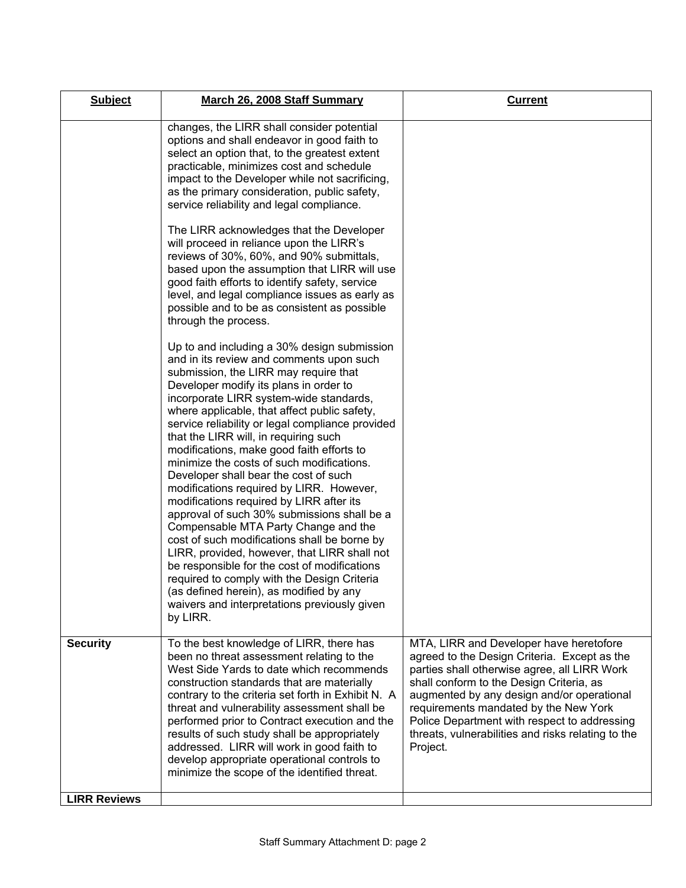| Subject | March 26, 2008 Staff Summary | Current |
|---|---|---|
| | changes, the LIRR shall consider potential options and shall endeavor in good faith to select an option that, to the greatest extent practicable, minimizes cost and schedule impact to the Developer while not sacrificing, as the primary consideration, public safety, service reliability and legal compliance.<br><br>The LIRR acknowledges that the Developer will proceed in reliance upon the LIRR's reviews of 30%, 60%, and 90% submittals, based upon the assumption that LIRR will use good faith efforts to identify safety, service level, and legal compliance issues as early as possible and to be as consistent as possible through the process.<br><br>Up to and including a 30% design submission and in its review and comments upon such submission, the LIRR may require that Developer modify its plans in order to incorporate LIRR system-wide standards, where applicable, that affect public safety, service reliability or legal compliance provided that the LIRR will, in requiring such modifications, make good faith efforts to minimize the costs of such modifications. Developer shall bear the cost of such modifications required by LIRR. However, modifications required by LIRR after its approval of such 30% submissions shall be a Compensable MTA Party Change and the cost of such modifications shall be borne by LIRR, provided, however, that LIRR shall not be responsible for the cost of modifications required to comply with the Design Criteria (as defined herein), as modified by any waivers and interpretations previously given by LIRR. | |
| **Security** | To the best knowledge of LIRR, there has been no threat assessment relating to the West Side Yards to date which recommends construction standards that are materially contrary to the criteria set forth in Exhibit N. A threat and vulnerability assessment shall be performed prior to Contract execution and the results of such study shall be appropriately addressed. LIRR will work in good faith to develop appropriate operational controls to minimize the scope of the identified threat. | MTA, LIRR and Developer have heretofore agreed to the Design Criteria. Except as the parties shall otherwise agree, all LIRR Work shall conform to the Design Criteria, as augmented by any design and/or operational requirements mandated by the New York Police Department with respect to addressing threats, vulnerabilities and risks relating to the Project. |
| **LIRR Reviews** | | |

Staff Summary Attachment D: page 2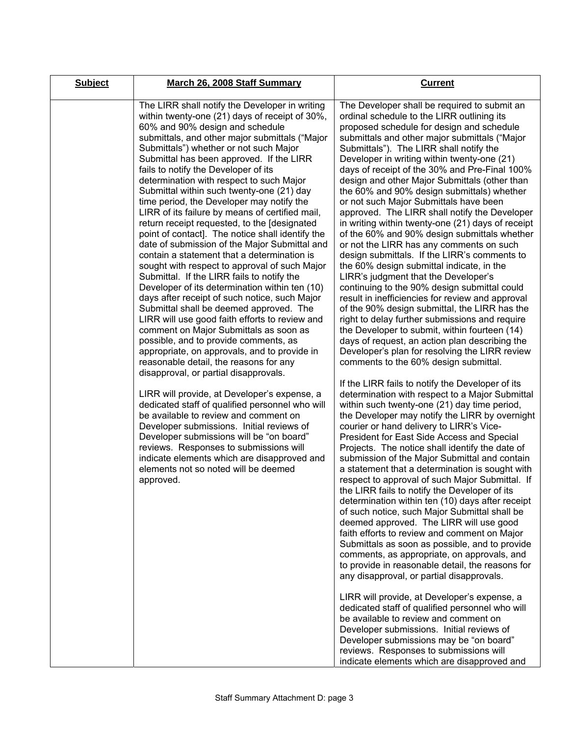| Subject | March 26, 2008 Staff Summary | Current |
|---|---|---|
| | The LIRR shall notify the Developer in writing within twenty-one (21) days of receipt of 30%, 60% and 90% design and schedule submittals, and other major submittals ("Major Submittals") whether or not such Major Submittal has been approved. If the LIRR fails to notify the Developer of its determination with respect to such Major Submittal within such twenty-one (21) day time period, the Developer may notify the LIRR of its failure by means of certified mail, return receipt requested, to the [designated point of contact]. The notice shall identify the date of submission of the Major Submittal and contain a statement that a determination is sought with respect to approval of such Major Submittal. If the LIRR fails to notify the Developer of its determination within ten (10) days after receipt of such notice, such Major Submittal shall be deemed approved. The LIRR will use good faith efforts to review and comment on Major Submittals as soon as possible, and to provide comments, as appropriate, on approvals, and to provide in reasonable detail, the reasons for any disapproval, or partial disapprovals.<br><br>LIRR will provide, at Developer's expense, a dedicated staff of qualified personnel who will be available to review and comment on Developer submissions. Initial reviews of Developer submissions will be "on board" reviews. Responses to submissions will indicate elements which are disapproved and elements not so noted will be deemed approved. | The Developer shall be required to submit an ordinal schedule to the LIRR outlining its proposed schedule for design and schedule submittals and other major submittals ("Major Submittals"). The LIRR shall notify the Developer in writing within twenty-one (21) days of receipt of the 30% and Pre-Final 100% design and other Major Submittals (other than the 60% and 90% design submittals) whether or not such Major Submittals have been approved. The LIRR shall notify the Developer in writing within twenty-one (21) days of receipt of the 60% and 90% design submittals whether or not the LIRR has any comments on such design submittals. If the LIRR's comments to the 60% design submittal indicate, in the LIRR's judgment that the Developer's continuing to the 90% design submittal could result in inefficiencies for review and approval of the 90% design submittal, the LIRR has the right to delay further submissions and require the Developer to submit, within fourteen (14) days of request, an action plan describing the Developer's plan for resolving the LIRR review comments to the 60% design submittal.<br><br>If the LIRR fails to notify the Developer of its determination with respect to a Major Submittal within such twenty-one (21) day time period, the Developer may notify the LIRR by overnight courier or hand delivery to LIRR's Vice-President for East Side Access and Special Projects. The notice shall identify the date of submission of the Major Submittal and contain a statement that a determination is sought with respect to approval of such Major Submittal. If the LIRR fails to notify the Developer of its determination within ten (10) days after receipt of such notice, such Major Submittal shall be deemed approved. The LIRR will use good faith efforts to review and comment on Major Submittals as soon as possible, and to provide comments, as appropriate, on approvals, and to provide in reasonable detail, the reasons for any disapproval, or partial disapprovals.<br><br>LIRR will provide, at Developer's expense, a dedicated staff of qualified personnel who will be available to review and comment on Developer submissions. Initial reviews of Developer submissions may be "on board" reviews. Responses to submissions will indicate elements which are disapproved and |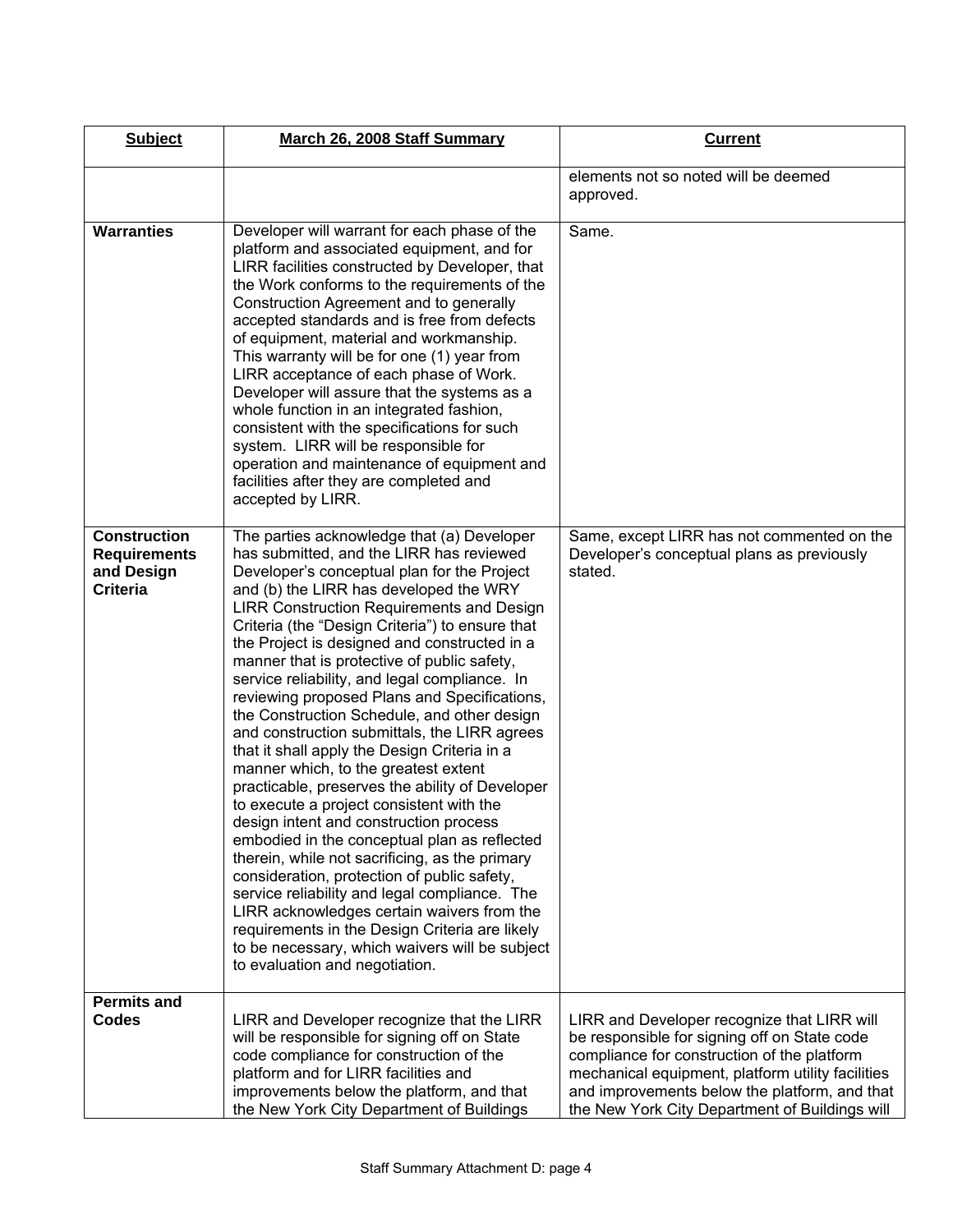| Subject | March 26, 2008 Staff Summary | Current |
|---|---|---|
| | | elements not so noted will be deemed approved. |
| **Warranties** | Developer will warrant for each phase of the platform and associated equipment, and for LIRR facilities constructed by Developer, that the Work conforms to the requirements of the Construction Agreement and to generally accepted standards and is free from defects of equipment, material and workmanship. This warranty will be for one (1) year from LIRR acceptance of each phase of Work. Developer will assure that the systems as a whole function in an integrated fashion, consistent with the specifications for such system. LIRR will be responsible for operation and maintenance of equipment and facilities after they are completed and accepted by LIRR. | Same. |
| **Construction Requirements and Design Criteria** | The parties acknowledge that (a) Developer has submitted, and the LIRR has reviewed Developer's conceptual plan for the Project and (b) the LIRR has developed the WRY LIRR Construction Requirements and Design Criteria (the "Design Criteria") to ensure that the Project is designed and constructed in a manner that is protective of public safety, service reliability, and legal compliance. In reviewing proposed Plans and Specifications, the Construction Schedule, and other design and construction submittals, the LIRR agrees that it shall apply the Design Criteria in a manner which, to the greatest extent practicable, preserves the ability of Developer to execute a project consistent with the design intent and construction process embodied in the conceptual plan as reflected therein, while not sacrificing, as the primary consideration, protection of public safety, service reliability and legal compliance. The LIRR acknowledges certain waivers from the requirements in the Design Criteria are likely to be necessary, which waivers will be subject to evaluation and negotiation. | Same, except LIRR has not commented on the Developer's conceptual plans as previously stated. |
| **Permits and Codes** | LIRR and Developer recognize that the LIRR will be responsible for signing off on State code compliance for construction of the platform and for LIRR facilities and improvements below the platform, and that the New York City Department of Buildings | LIRR and Developer recognize that LIRR will be responsible for signing off on State code compliance for construction of the platform mechanical equipment, platform utility facilities and improvements below the platform, and that the New York City Department of Buildings will |

Staff Summary Attachment D: page 4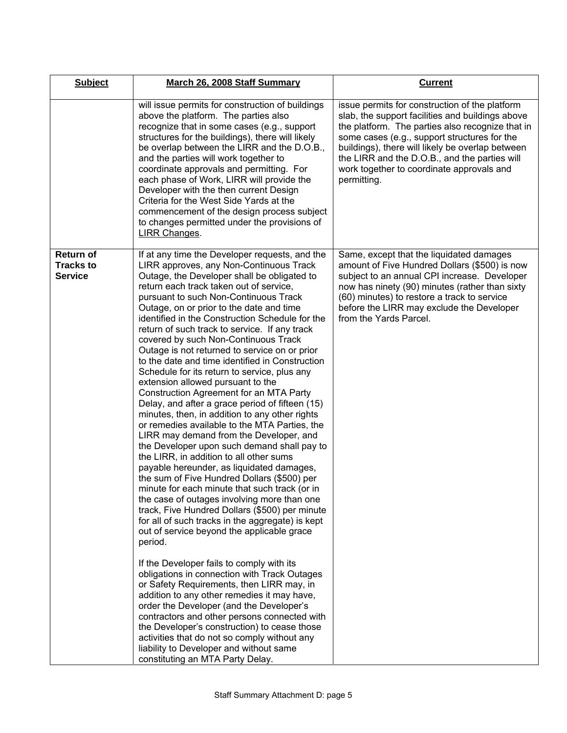| Subject | March 26, 2008 Staff Summary | Current |
|---|---|---|
| | will issue permits for construction of buildings above the platform. The parties also recognize that in some cases (e.g., support structures for the buildings), there will likely be overlap between the LIRR and the D.O.B., and the parties will work together to coordinate approvals and permitting. For each phase of Work, LIRR will provide the Developer with the then current Design Criteria for the West Side Yards at the commencement of the design process subject to changes permitted under the provisions of LIRR Changes. | issue permits for construction of the platform slab, the support facilities and buildings above the platform. The parties also recognize that in some cases (e.g., support structures for the buildings), there will likely be overlap between the LIRR and the D.O.B., and the parties will work together to coordinate approvals and permitting. |
| **Return of Tracks to Service** | If at any time the Developer requests, and the LIRR approves, any Non-Continuous Track Outage, the Developer shall be obligated to return each track taken out of service, pursuant to such Non-Continuous Track Outage, on or prior to the date and time identified in the Construction Schedule for the return of such track to service. If any track covered by such Non-Continuous Track Outage is not returned to service on or prior to the date and time identified in Construction Schedule for its return to service, plus any extension allowed pursuant to the Construction Agreement for an MTA Party Delay, and after a grace period of fifteen (15) minutes, then, in addition to any other rights or remedies available to the MTA Parties, the LIRR may demand from the Developer, and the Developer upon such demand shall pay to the LIRR, in addition to all other sums payable hereunder, as liquidated damages, the sum of Five Hundred Dollars ($500) per minute for each minute that such track (or in the case of outages involving more than one track, Five Hundred Dollars ($500) per minute for all of such tracks in the aggregate) is kept out of service beyond the applicable grace period.<br><br>If the Developer fails to comply with its obligations in connection with Track Outages or Safety Requirements, then LIRR may, in addition to any other remedies it may have, order the Developer (and the Developer's contractors and other persons connected with the Developer's construction) to cease those activities that do not so comply without any liability to Developer and without same constituting an MTA Party Delay. | Same, except that the liquidated damages amount of Five Hundred Dollars ($500) is now subject to an annual CPI increase. Developer now has ninety (90) minutes (rather than sixty (60) minutes) to restore a track to service before the LIRR may exclude the Developer from the Yards Parcel. |

Staff Summary Attachment D: page 5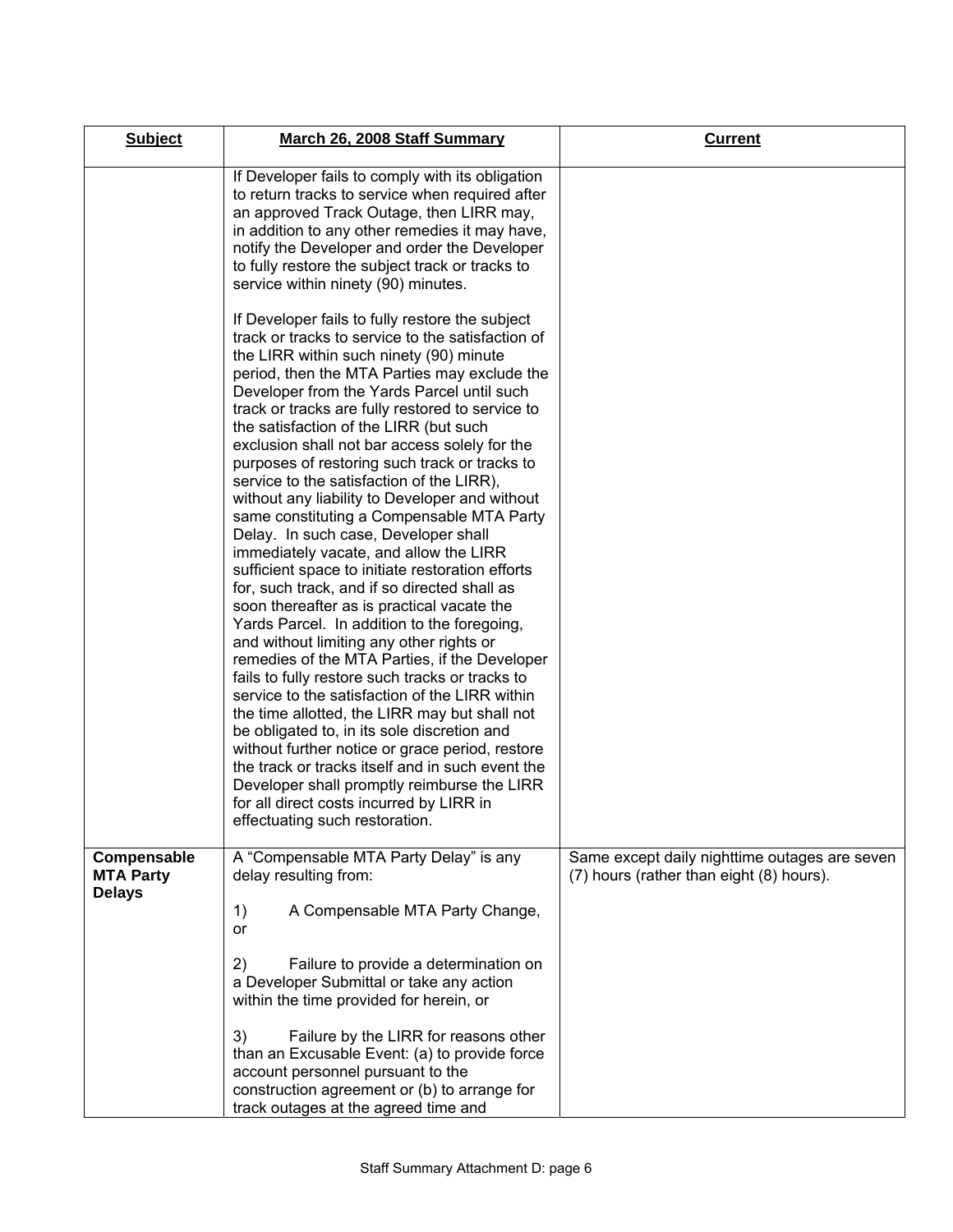| Subject | March 26, 2008 Staff Summary | Current |
|---|---|---|
| | If Developer fails to comply with its obligation to return tracks to service when required after an approved Track Outage, then LIRR may, in addition to any other remedies it may have, notify the Developer and order the Developer to fully restore the subject track or tracks to service within ninety (90) minutes.<br><br>If Developer fails to fully restore the subject track or tracks to service to the satisfaction of the LIRR within such ninety (90) minute period, then the MTA Parties may exclude the Developer from the Yards Parcel until such track or tracks are fully restored to service to the satisfaction of the LIRR (but such exclusion shall not bar access solely for the purposes of restoring such track or tracks to service to the satisfaction of the LIRR), without any liability to Developer and without same constituting a Compensable MTA Party Delay. In such case, Developer shall immediately vacate, and allow the LIRR sufficient space to initiate restoration efforts for, such track, and if so directed shall as soon thereafter as is practical vacate the Yards Parcel. In addition to the foregoing, and without limiting any other rights or remedies of the MTA Parties, if the Developer fails to fully restore such tracks or tracks to service to the satisfaction of the LIRR within the time allotted, the LIRR may but shall not be obligated to, in its sole discretion and without further notice or grace period, restore the track or tracks itself and in such event the Developer shall promptly reimburse the LIRR for all direct costs incurred by LIRR in effectuating such restoration. | |
| **Compensable MTA Party Delays** | A "Compensable MTA Party Delay" is any delay resulting from:<br><br>1) A Compensable MTA Party Change, or<br><br>2) Failure to provide a determination on a Developer Submittal or take any action within the time provided for herein, or<br><br>3) Failure by the LIRR for reasons other than an Excusable Event: (a) to provide force account personnel pursuant to the construction agreement or (b) to arrange for track outages at the agreed time and | Same except daily nighttime outages are seven (7) hours (rather than eight (8) hours). |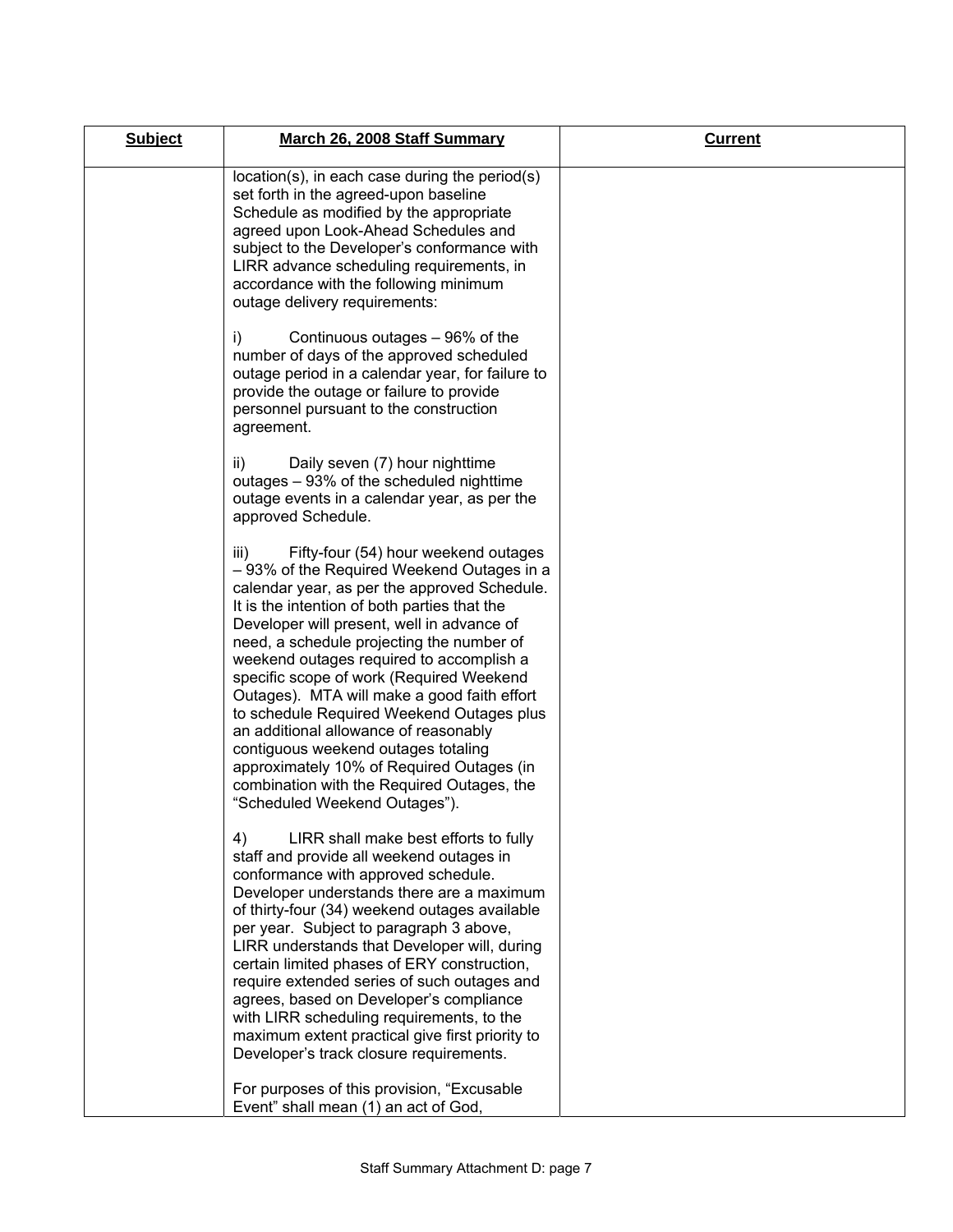| Subject | March 26, 2008 Staff Summary | Current |
|---|---|---|
| | location(s), in each case during the period(s) set forth in the agreed-upon baseline Schedule as modified by the appropriate agreed upon Look-Ahead Schedules and subject to the Developer's conformance with LIRR advance scheduling requirements, in accordance with the following minimum outage delivery requirements:<br><br>i) Continuous outages – 96% of the number of days of the approved scheduled outage period in a calendar year, for failure to provide the outage or failure to provide personnel pursuant to the construction agreement.<br><br>ii) Daily seven (7) hour nighttime outages – 93% of the scheduled nighttime outage events in a calendar year, as per the approved Schedule.<br><br>iii) Fifty-four (54) hour weekend outages – 93% of the Required Weekend Outages in a calendar year, as per the approved Schedule. It is the intention of both parties that the Developer will present, well in advance of need, a schedule projecting the number of weekend outages required to accomplish a specific scope of work (Required Weekend Outages). MTA will make a good faith effort to schedule Required Weekend Outages plus an additional allowance of reasonably contiguous weekend outages totaling approximately 10% of Required Outages (in combination with the Required Outages, the "Scheduled Weekend Outages").<br><br>4) LIRR shall make best efforts to fully staff and provide all weekend outages in conformance with approved schedule. Developer understands there are a maximum of thirty-four (34) weekend outages available per year. Subject to paragraph 3 above, LIRR understands that Developer will, during certain limited phases of ERY construction, require extended series of such outages and agrees, based on Developer's compliance with LIRR scheduling requirements, to the maximum extent practical give first priority to Developer's track closure requirements.<br><br>For purposes of this provision, "Excusable Event" shall mean (1) an act of God, | |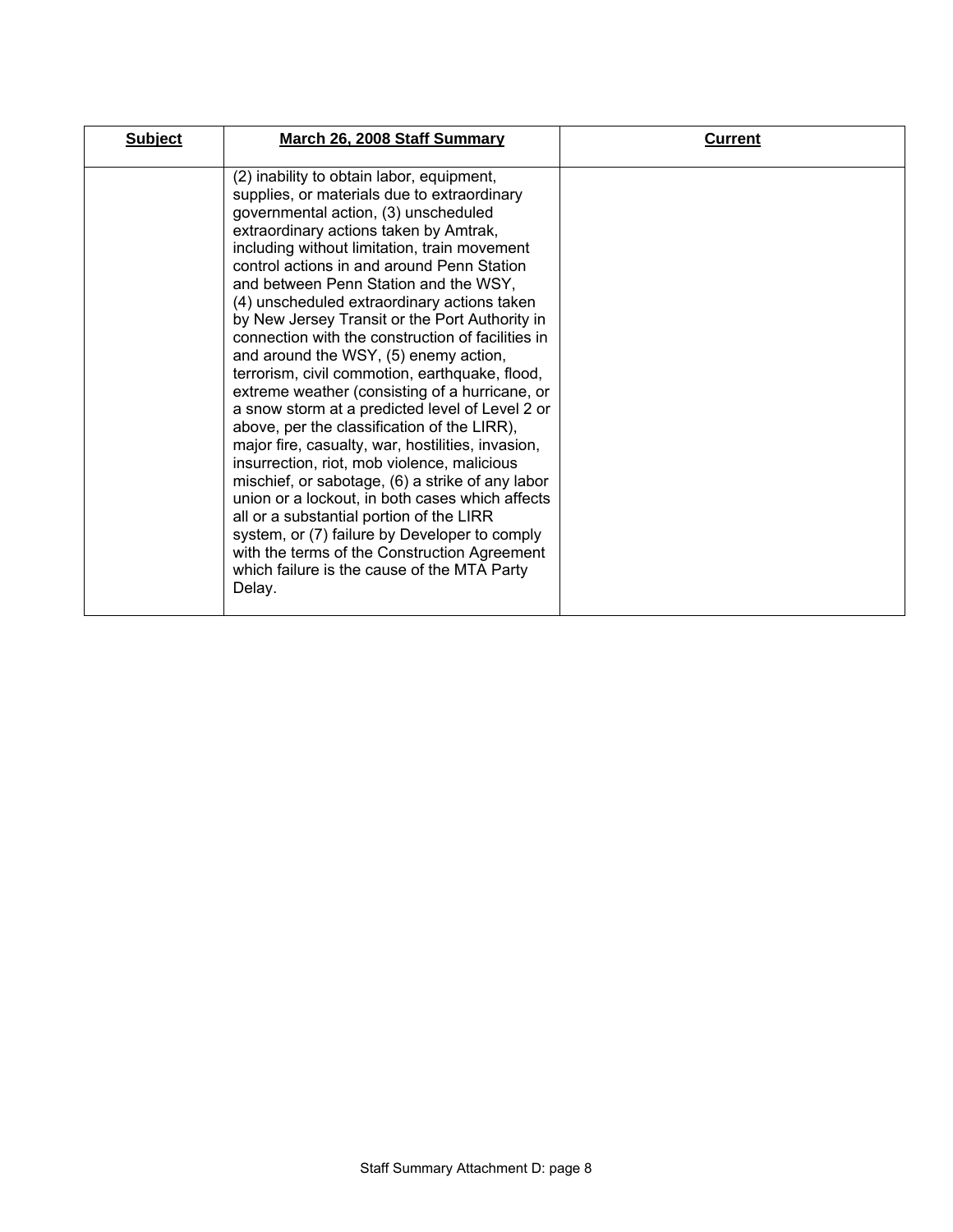| Subject | March 26, 2008 Staff Summary | Current |
|---|---|---|
| | (2) inability to obtain labor, equipment, supplies, or materials due to extraordinary governmental action, (3) unscheduled extraordinary actions taken by Amtrak, including without limitation, train movement control actions in and around Penn Station and between Penn Station and the WSY, (4) unscheduled extraordinary actions taken by New Jersey Transit or the Port Authority in connection with the construction of facilities in and around the WSY, (5) enemy action, terrorism, civil commotion, earthquake, flood, extreme weather (consisting of a hurricane, or a snow storm at a predicted level of Level 2 or above, per the classification of the LIRR), major fire, casualty, war, hostilities, invasion, insurrection, riot, mob violence, malicious mischief, or sabotage, (6) a strike of any labor union or a lockout, in both cases which affects all or a substantial portion of the LIRR system, or (7) failure by Developer to comply with the terms of the Construction Agreement which failure is the cause of the MTA Party Delay. | |

Staff Summary Attachment D: page 8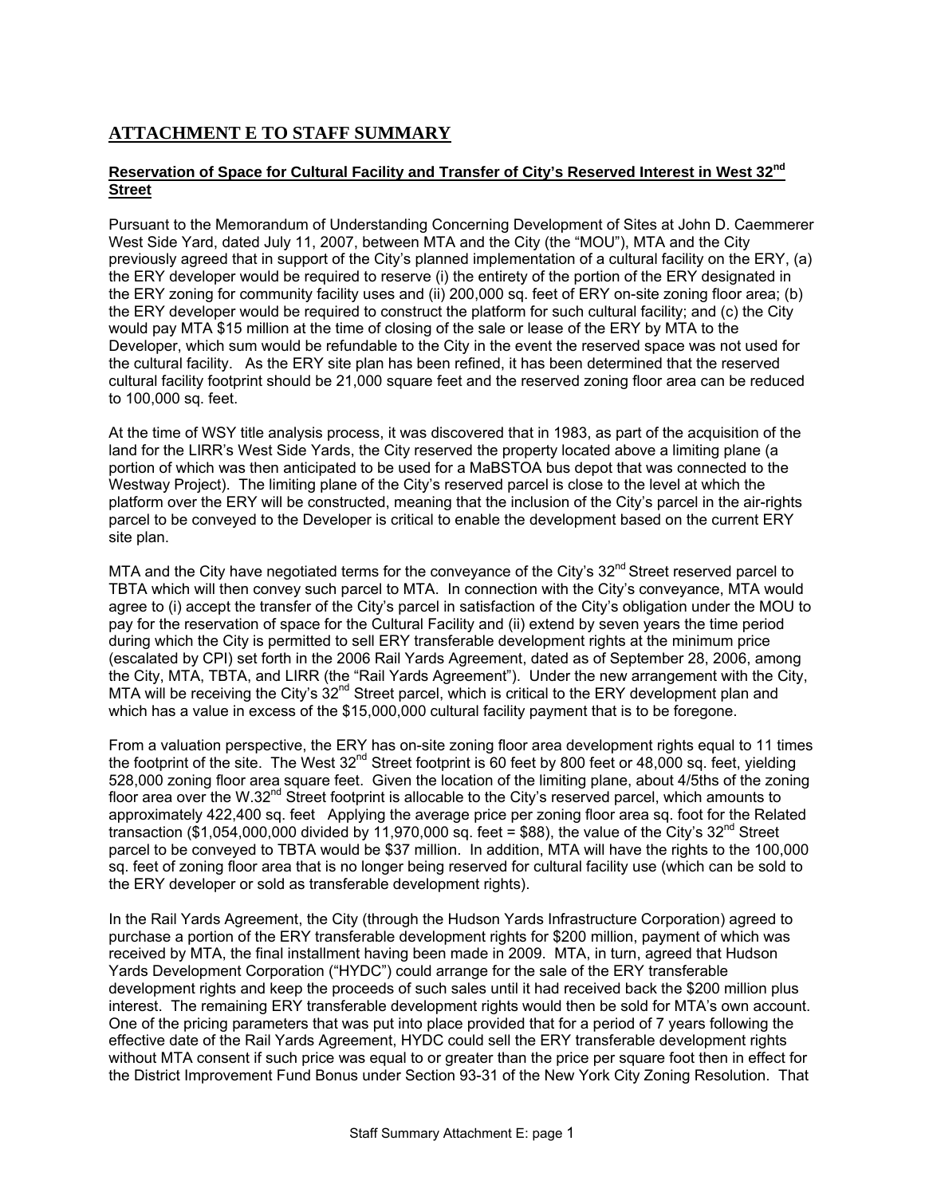## ATTACHMENT E TO STAFF SUMMARY

### Reservation of Space for Cultural Facility and Transfer of City's Reserved Interest in West 32nd Street

Pursuant to the Memorandum of Understanding Concerning Development of Sites at John D. Caemmerer West Side Yard, dated July 11, 2007, between MTA and the City (the "MOU"), MTA and the City previously agreed that in support of the City's planned implementation of a cultural facility on the ERY, (a) the ERY developer would be required to reserve (i) the entirety of the portion of the ERY designated in the ERY zoning for community facility uses and (ii) 200,000 sq. feet of ERY on-site zoning floor area; (b) the ERY developer would be required to construct the platform for such cultural facility; and (c) the City would pay MTA $15 million at the time of closing of the sale or lease of the ERY by MTA to the Developer, which sum would be refundable to the City in the event the reserved space was not used for the cultural facility. As the ERY site plan has been refined, it has been determined that the reserved cultural facility footprint should be 21,000 square feet and the reserved zoning floor area can be reduced to 100,000 sq. feet.

At the time of WSY title analysis process, it was discovered that in 1983, as part of the acquisition of the land for the LIRR's West Side Yards, the City reserved the property located above a limiting plane (a portion of which was then anticipated to be used for a MaBSTOA bus depot that was connected to the Westway Project). The limiting plane of the City's reserved parcel is close to the level at which the platform over the ERY will be constructed, meaning that the inclusion of the City's parcel in the air-rights parcel to be conveyed to the Developer is critical to enable the development based on the current ERY site plan.

MTA and the City have negotiated terms for the conveyance of the City's 32nd Street reserved parcel to TBTA which will then convey such parcel to MTA. In connection with the City's conveyance, MTA would agree to (i) accept the transfer of the City's parcel in satisfaction of the City's obligation under the MOU to pay for the reservation of space for the Cultural Facility and (ii) extend by seven years the time period during which the City is permitted to sell ERY transferable development rights at the minimum price (escalated by CPI) set forth in the 2006 Rail Yards Agreement, dated as of September 28, 2006, among the City, MTA, TBTA, and LIRR (the "Rail Yards Agreement"). Under the new arrangement with the City, MTA will be receiving the City's 32nd Street parcel, which is critical to the ERY development plan and which has a value in excess of the $15,000,000 cultural facility payment that is to be foregone.

From a valuation perspective, the ERY has on-site zoning floor area development rights equal to 11 times the footprint of the site. The West 32nd Street footprint is 60 feet by 800 feet or 48,000 sq. feet, yielding 528,000 zoning floor area square feet. Given the location of the limiting plane, about 4/5ths of the zoning floor area over the W.32nd Street footprint is allocable to the City's reserved parcel, which amounts to approximately 422,400 sq. feet Applying the average price per zoning floor area sq. foot for the Related transaction ($1,054,000,000 divided by 11,970,000 sq. feet = $88), the value of the City's 32nd Street parcel to be conveyed to TBTA would be $37 million. In addition, MTA will have the rights to the 100,000 sq. feet of zoning floor area that is no longer being reserved for cultural facility use (which can be sold to the ERY developer or sold as transferable development rights).

In the Rail Yards Agreement, the City (through the Hudson Yards Infrastructure Corporation) agreed to purchase a portion of the ERY transferable development rights for $200 million, payment of which was received by MTA, the final installment having been made in 2009. MTA, in turn, agreed that Hudson Yards Development Corporation ("HYDC") could arrange for the sale of the ERY transferable development rights and keep the proceeds of such sales until it had received back the $200 million plus interest. The remaining ERY transferable development rights would then be sold for MTA's own account. One of the pricing parameters that was put into place provided that for a period of 7 years following the effective date of the Rail Yards Agreement, HYDC could sell the ERY transferable development rights without MTA consent if such price was equal to or greater than the price per square foot then in effect for the District Improvement Fund Bonus under Section 93-31 of the New York City Zoning Resolution. That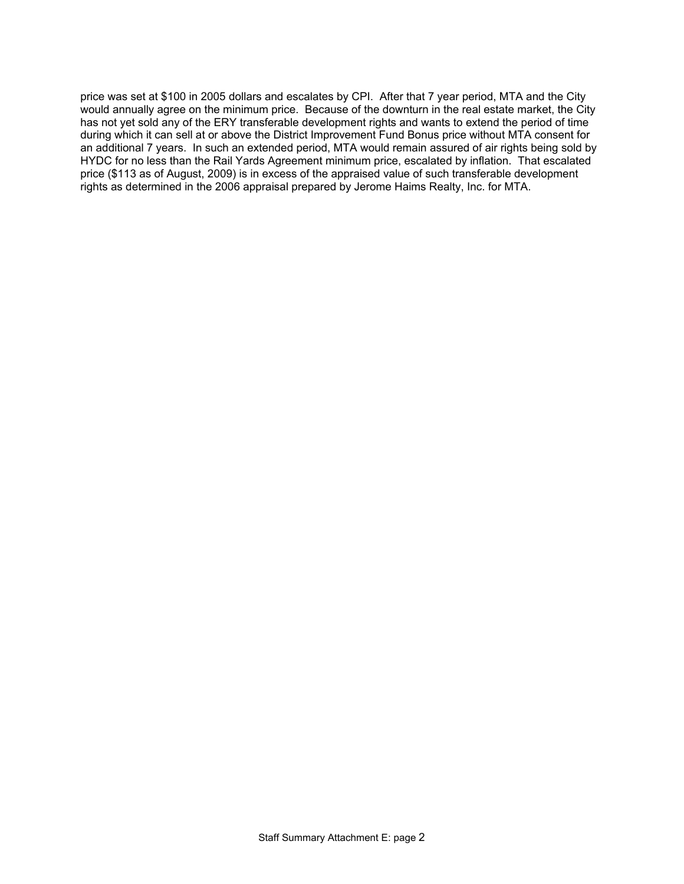price was set at $100 in 2005 dollars and escalates by CPI. After that 7 year period, MTA and the City would annually agree on the minimum price. Because of the downturn in the real estate market, the City has not yet sold any of the ERY transferable development rights and wants to extend the period of time during which it can sell at or above the District Improvement Fund Bonus price without MTA consent for an additional 7 years. In such an extended period, MTA would remain assured of air rights being sold by HYDC for no less than the Rail Yards Agreement minimum price, escalated by inflation. That escalated price ($113 as of August, 2009) is in excess of the appraised value of such transferable development rights as determined in the 2006 appraisal prepared by Jerome Haims Realty, Inc. for MTA.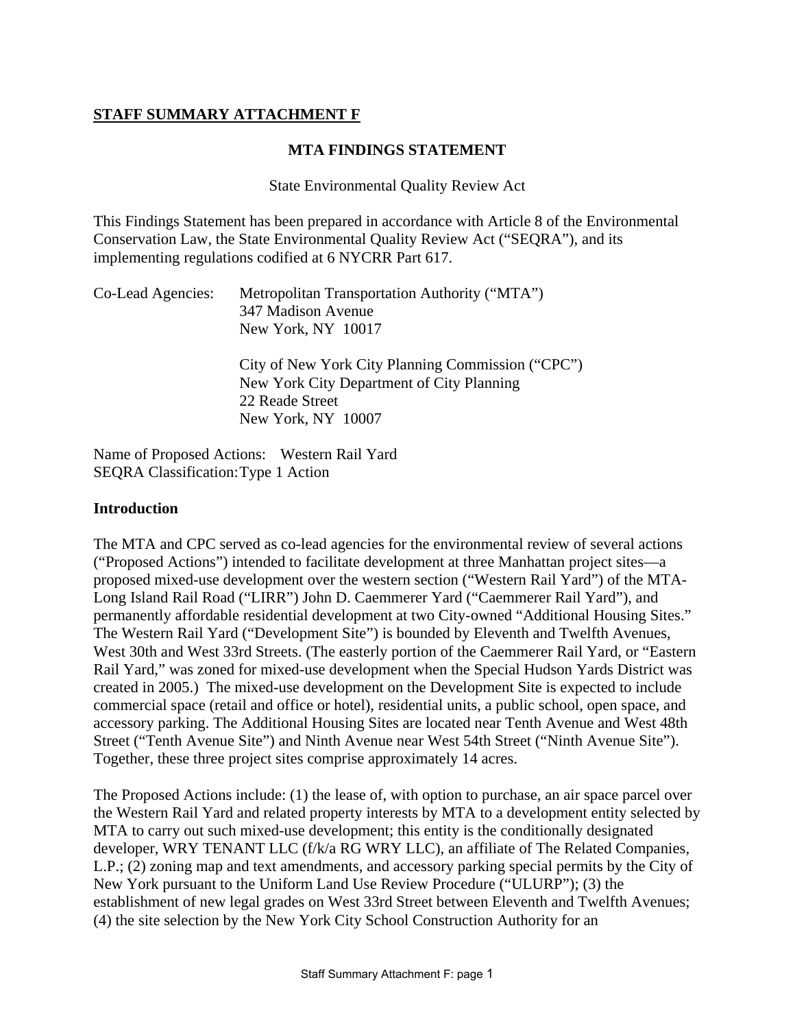**STAFF SUMMARY ATTACHMENT F**

**MTA FINDINGS STATEMENT**

State Environmental Quality Review Act

This Findings Statement has been prepared in accordance with Article 8 of the Environmental Conservation Law, the State Environmental Quality Review Act ("SEQRA"), and its implementing regulations codified at 6 NYCRR Part 617.

Co-Lead Agencies: Metropolitan Transportation Authority ("MTA")
347 Madison Avenue
New York, NY 10017

City of New York City Planning Commission ("CPC")
New York City Department of City Planning
22 Reade Street
New York, NY 10007

Name of Proposed Actions: Western Rail Yard
SEQRA Classification: Type 1 Action

**Introduction**

The MTA and CPC served as co-lead agencies for the environmental review of several actions ("Proposed Actions") intended to facilitate development at three Manhattan project sites—a proposed mixed-use development over the western section ("Western Rail Yard") of the MTA-Long Island Rail Road ("LIRR") John D. Caemmerer Yard ("Caemmerer Rail Yard"), and permanently affordable residential development at two City-owned "Additional Housing Sites." The Western Rail Yard ("Development Site") is bounded by Eleventh and Twelfth Avenues, West 30th and West 33rd Streets. (The easterly portion of the Caemmerer Rail Yard, or "Eastern Rail Yard," was zoned for mixed-use development when the Special Hudson Yards District was created in 2005.) The mixed-use development on the Development Site is expected to include commercial space (retail and office or hotel), residential units, a public school, open space, and accessory parking. The Additional Housing Sites are located near Tenth Avenue and West 48th Street ("Tenth Avenue Site") and Ninth Avenue near West 54th Street ("Ninth Avenue Site"). Together, these three project sites comprise approximately 14 acres.

The Proposed Actions include: (1) the lease of, with option to purchase, an air space parcel over the Western Rail Yard and related property interests by MTA to a development entity selected by MTA to carry out such mixed-use development; this entity is the conditionally designated developer, WRY TENANT LLC (f/k/a RG WRY LLC), an affiliate of The Related Companies, L.P.; (2) zoning map and text amendments, and accessory parking special permits by the City of New York pursuant to the Uniform Land Use Review Procedure ("ULURP"); (3) the establishment of new legal grades on West 33rd Street between Eleventh and Twelfth Avenues; (4) the site selection by the New York City School Construction Authority for an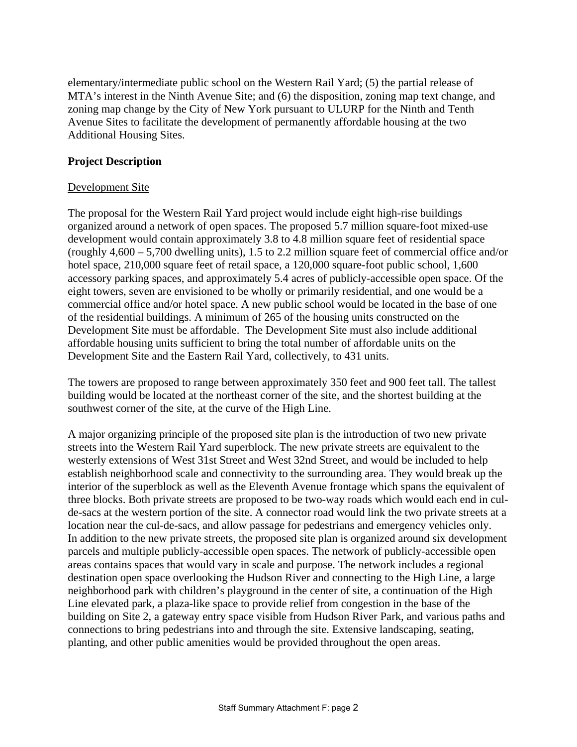elementary/intermediate public school on the Western Rail Yard; (5) the partial release of MTA's interest in the Ninth Avenue Site; and (6) the disposition, zoning map text change, and zoning map change by the City of New York pursuant to ULURP for the Ninth and Tenth Avenue Sites to facilitate the development of permanently affordable housing at the two Additional Housing Sites.

**Project Description**

Development Site

The proposal for the Western Rail Yard project would include eight high-rise buildings organized around a network of open spaces. The proposed 5.7 million square-foot mixed-use development would contain approximately 3.8 to 4.8 million square feet of residential space (roughly 4,600 – 5,700 dwelling units), 1.5 to 2.2 million square feet of commercial office and/or hotel space, 210,000 square feet of retail space, a 120,000 square-foot public school, 1,600 accessory parking spaces, and approximately 5.4 acres of publicly-accessible open space. Of the eight towers, seven are envisioned to be wholly or primarily residential, and one would be a commercial office and/or hotel space. A new public school would be located in the base of one of the residential buildings. A minimum of 265 of the housing units constructed on the Development Site must be affordable. The Development Site must also include additional affordable housing units sufficient to bring the total number of affordable units on the Development Site and the Eastern Rail Yard, collectively, to 431 units.

The towers are proposed to range between approximately 350 feet and 900 feet tall. The tallest building would be located at the northeast corner of the site, and the shortest building at the southwest corner of the site, at the curve of the High Line.

A major organizing principle of the proposed site plan is the introduction of two new private streets into the Western Rail Yard superblock. The new private streets are equivalent to the westerly extensions of West 31st Street and West 32nd Street, and would be included to help establish neighborhood scale and connectivity to the surrounding area. They would break up the interior of the superblock as well as the Eleventh Avenue frontage which spans the equivalent of three blocks. Both private streets are proposed to be two-way roads which would each end in cul-de-sacs at the western portion of the site. A connector road would link the two private streets at a location near the cul-de-sacs, and allow passage for pedestrians and emergency vehicles only. In addition to the new private streets, the proposed site plan is organized around six development parcels and multiple publicly-accessible open spaces. The network of publicly-accessible open areas contains spaces that would vary in scale and purpose. The network includes a regional destination open space overlooking the Hudson River and connecting to the High Line, a large neighborhood park with children's playground in the center of site, a continuation of the High Line elevated park, a plaza-like space to provide relief from congestion in the base of the building on Site 2, a gateway entry space visible from Hudson River Park, and various paths and connections to bring pedestrians into and through the site. Extensive landscaping, seating, planting, and other public amenities would be provided throughout the open areas.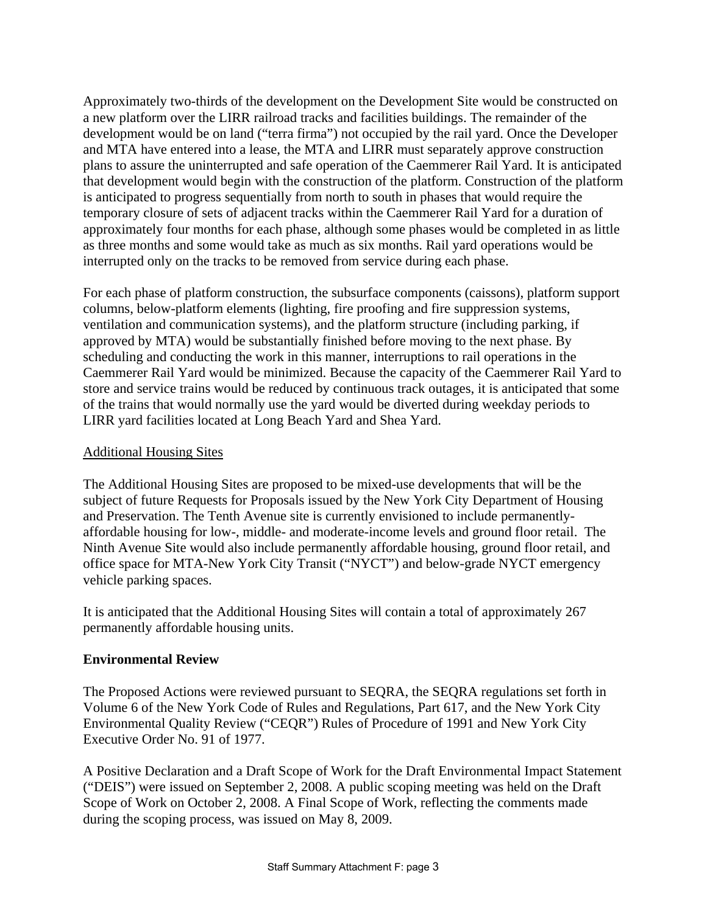Approximately two-thirds of the development on the Development Site would be constructed on a new platform over the LIRR railroad tracks and facilities buildings. The remainder of the development would be on land ("terra firma") not occupied by the rail yard. Once the Developer and MTA have entered into a lease, the MTA and LIRR must separately approve construction plans to assure the uninterrupted and safe operation of the Caemmerer Rail Yard. It is anticipated that development would begin with the construction of the platform. Construction of the platform is anticipated to progress sequentially from north to south in phases that would require the temporary closure of sets of adjacent tracks within the Caemmerer Rail Yard for a duration of approximately four months for each phase, although some phases would be completed in as little as three months and some would take as much as six months. Rail yard operations would be interrupted only on the tracks to be removed from service during each phase.

For each phase of platform construction, the subsurface components (caissons), platform support columns, below-platform elements (lighting, fire proofing and fire suppression systems, ventilation and communication systems), and the platform structure (including parking, if approved by MTA) would be substantially finished before moving to the next phase. By scheduling and conducting the work in this manner, interruptions to rail operations in the Caemmerer Rail Yard would be minimized. Because the capacity of the Caemmerer Rail Yard to store and service trains would be reduced by continuous track outages, it is anticipated that some of the trains that would normally use the yard would be diverted during weekday periods to LIRR yard facilities located at Long Beach Yard and Shea Yard.

<u>Additional Housing Sites</u>

The Additional Housing Sites are proposed to be mixed-use developments that will be the subject of future Requests for Proposals issued by the New York City Department of Housing and Preservation. The Tenth Avenue site is currently envisioned to include permanently-affordable housing for low-, middle- and moderate-income levels and ground floor retail. The Ninth Avenue Site would also include permanently affordable housing, ground floor retail, and office space for MTA-New York City Transit ("NYCT") and below-grade NYCT emergency vehicle parking spaces.

It is anticipated that the Additional Housing Sites will contain a total of approximately 267 permanently affordable housing units.

**Environmental Review**

The Proposed Actions were reviewed pursuant to SEQRA, the SEQRA regulations set forth in Volume 6 of the New York Code of Rules and Regulations, Part 617, and the New York City Environmental Quality Review ("CEQR") Rules of Procedure of 1991 and New York City Executive Order No. 91 of 1977.

A Positive Declaration and a Draft Scope of Work for the Draft Environmental Impact Statement ("DEIS") were issued on September 2, 2008. A public scoping meeting was held on the Draft Scope of Work on October 2, 2008. A Final Scope of Work, reflecting the comments made during the scoping process, was issued on May 8, 2009.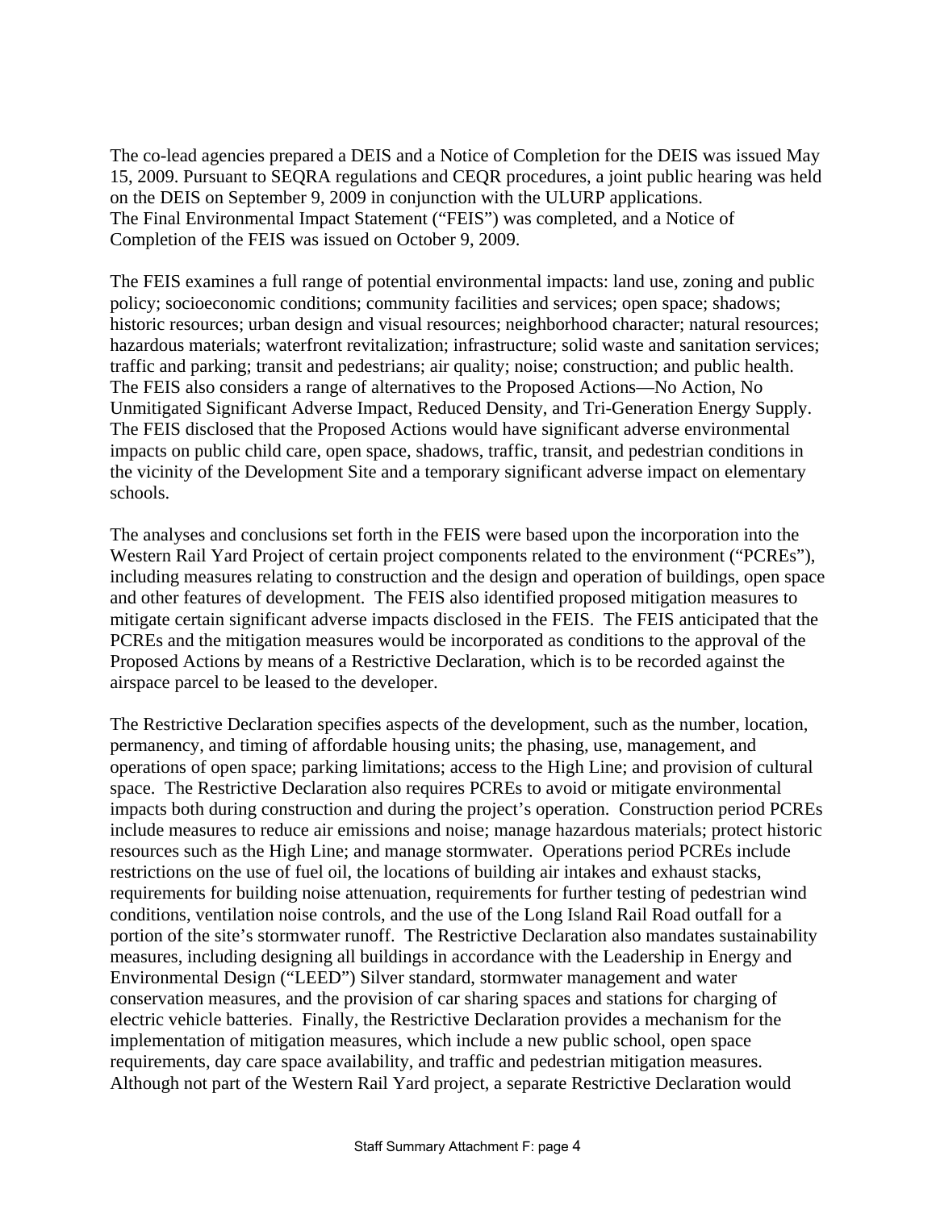The co-lead agencies prepared a DEIS and a Notice of Completion for the DEIS was issued May 15, 2009. Pursuant to SEQRA regulations and CEQR procedures, a joint public hearing was held on the DEIS on September 9, 2009 in conjunction with the ULURP applications. The Final Environmental Impact Statement ("FEIS") was completed, and a Notice of Completion of the FEIS was issued on October 9, 2009.

The FEIS examines a full range of potential environmental impacts: land use, zoning and public policy; socioeconomic conditions; community facilities and services; open space; shadows; historic resources; urban design and visual resources; neighborhood character; natural resources; hazardous materials; waterfront revitalization; infrastructure; solid waste and sanitation services; traffic and parking; transit and pedestrians; air quality; noise; construction; and public health. The FEIS also considers a range of alternatives to the Proposed Actions—No Action, No Unmitigated Significant Adverse Impact, Reduced Density, and Tri-Generation Energy Supply. The FEIS disclosed that the Proposed Actions would have significant adverse environmental impacts on public child care, open space, shadows, traffic, transit, and pedestrian conditions in the vicinity of the Development Site and a temporary significant adverse impact on elementary schools.

The analyses and conclusions set forth in the FEIS were based upon the incorporation into the Western Rail Yard Project of certain project components related to the environment ("PCREs"), including measures relating to construction and the design and operation of buildings, open space and other features of development. The FEIS also identified proposed mitigation measures to mitigate certain significant adverse impacts disclosed in the FEIS. The FEIS anticipated that the PCREs and the mitigation measures would be incorporated as conditions to the approval of the Proposed Actions by means of a Restrictive Declaration, which is to be recorded against the airspace parcel to be leased to the developer.

The Restrictive Declaration specifies aspects of the development, such as the number, location, permanency, and timing of affordable housing units; the phasing, use, management, and operations of open space; parking limitations; access to the High Line; and provision of cultural space. The Restrictive Declaration also requires PCREs to avoid or mitigate environmental impacts both during construction and during the project's operation. Construction period PCREs include measures to reduce air emissions and noise; manage hazardous materials; protect historic resources such as the High Line; and manage stormwater. Operations period PCREs include restrictions on the use of fuel oil, the locations of building air intakes and exhaust stacks, requirements for building noise attenuation, requirements for further testing of pedestrian wind conditions, ventilation noise controls, and the use of the Long Island Rail Road outfall for a portion of the site's stormwater runoff. The Restrictive Declaration also mandates sustainability measures, including designing all buildings in accordance with the Leadership in Energy and Environmental Design ("LEED") Silver standard, stormwater management and water conservation measures, and the provision of car sharing spaces and stations for charging of electric vehicle batteries. Finally, the Restrictive Declaration provides a mechanism for the implementation of mitigation measures, which include a new public school, open space requirements, day care space availability, and traffic and pedestrian mitigation measures. Although not part of the Western Rail Yard project, a separate Restrictive Declaration would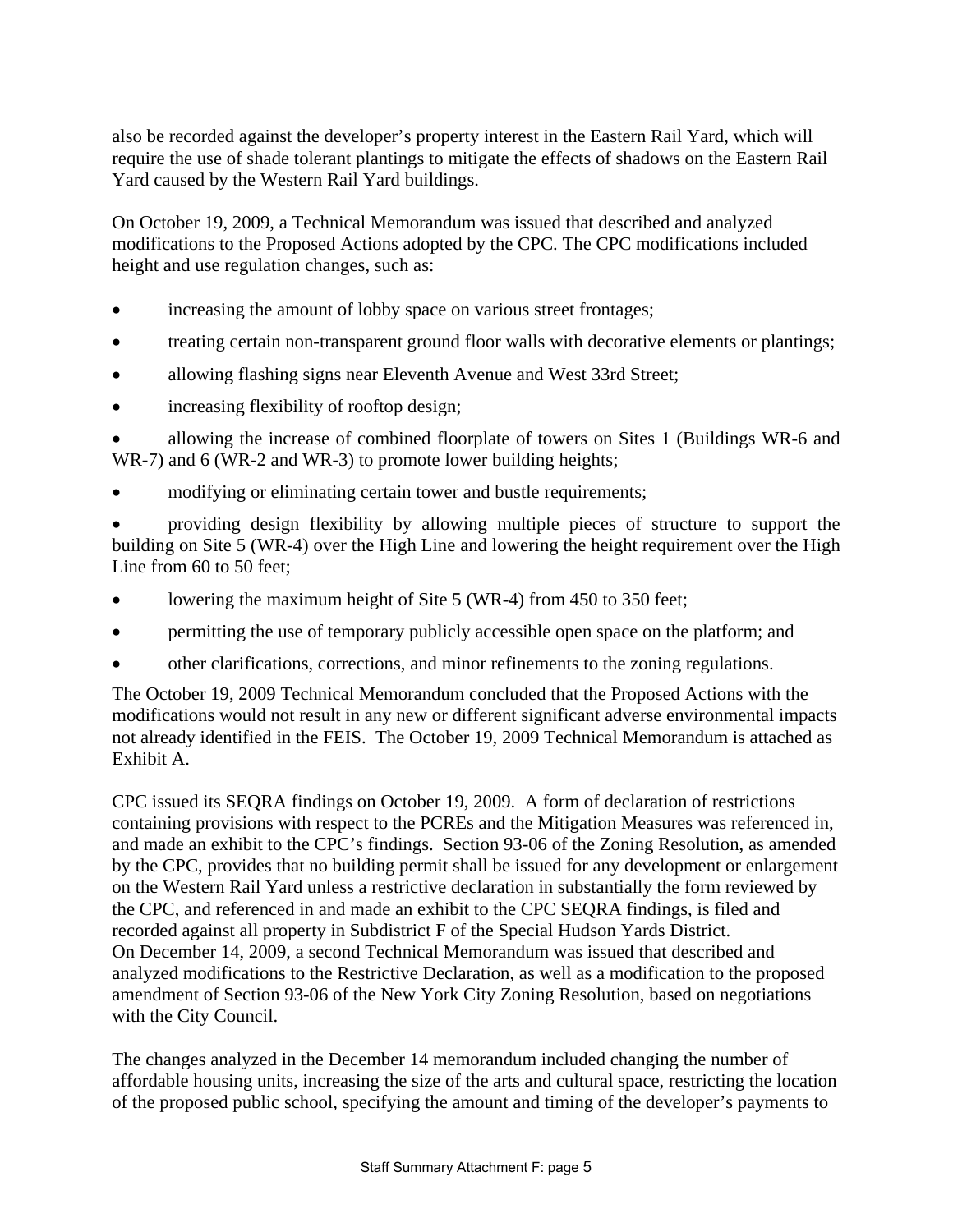also be recorded against the developer's property interest in the Eastern Rail Yard, which will require the use of shade tolerant plantings to mitigate the effects of shadows on the Eastern Rail Yard caused by the Western Rail Yard buildings.

On October 19, 2009, a Technical Memorandum was issued that described and analyzed modifications to the Proposed Actions adopted by the CPC. The CPC modifications included height and use regulation changes, such as:

- increasing the amount of lobby space on various street frontages;
- treating certain non-transparent ground floor walls with decorative elements or plantings;
- allowing flashing signs near Eleventh Avenue and West 33rd Street;
- increasing flexibility of rooftop design;
- allowing the increase of combined floorplate of towers on Sites 1 (Buildings WR-6 and WR-7) and 6 (WR-2 and WR-3) to promote lower building heights;
- modifying or eliminating certain tower and bustle requirements;
- providing design flexibility by allowing multiple pieces of structure to support the building on Site 5 (WR-4) over the High Line and lowering the height requirement over the High Line from 60 to 50 feet;
- lowering the maximum height of Site 5 (WR-4) from 450 to 350 feet;
- permitting the use of temporary publicly accessible open space on the platform; and
- other clarifications, corrections, and minor refinements to the zoning regulations.

The October 19, 2009 Technical Memorandum concluded that the Proposed Actions with the modifications would not result in any new or different significant adverse environmental impacts not already identified in the FEIS. The October 19, 2009 Technical Memorandum is attached as Exhibit A.

CPC issued its SEQRA findings on October 19, 2009. A form of declaration of restrictions containing provisions with respect to the PCREs and the Mitigation Measures was referenced in, and made an exhibit to the CPC's findings. Section 93-06 of the Zoning Resolution, as amended by the CPC, provides that no building permit shall be issued for any development or enlargement on the Western Rail Yard unless a restrictive declaration in substantially the form reviewed by the CPC, and referenced in and made an exhibit to the CPC SEQRA findings, is filed and recorded against all property in Subdistrict F of the Special Hudson Yards District.

On December 14, 2009, a second Technical Memorandum was issued that described and analyzed modifications to the Restrictive Declaration, as well as a modification to the proposed amendment of Section 93-06 of the New York City Zoning Resolution, based on negotiations with the City Council.

The changes analyzed in the December 14 memorandum included changing the number of affordable housing units, increasing the size of the arts and cultural space, restricting the location of the proposed public school, specifying the amount and timing of the developer's payments to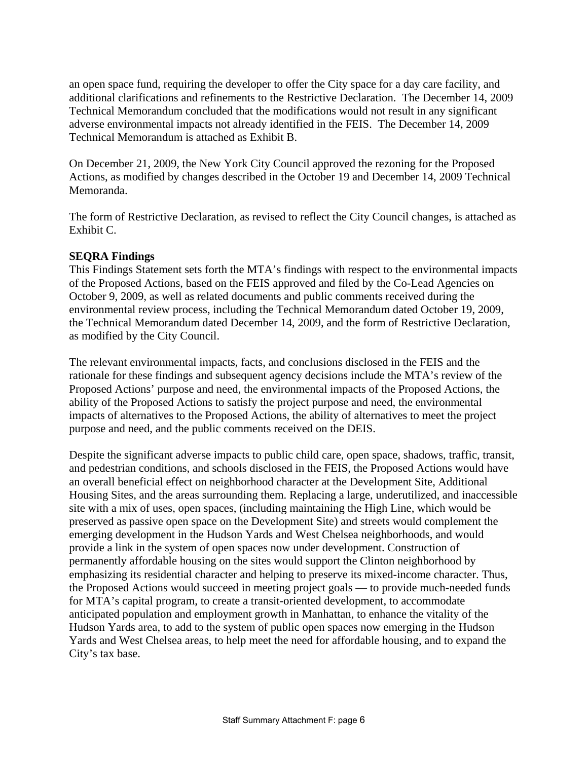an open space fund, requiring the developer to offer the City space for a day care facility, and additional clarifications and refinements to the Restrictive Declaration. The December 14, 2009 Technical Memorandum concluded that the modifications would not result in any significant adverse environmental impacts not already identified in the FEIS. The December 14, 2009 Technical Memorandum is attached as Exhibit B.

On December 21, 2009, the New York City Council approved the rezoning for the Proposed Actions, as modified by changes described in the October 19 and December 14, 2009 Technical Memoranda.

The form of Restrictive Declaration, as revised to reflect the City Council changes, is attached as Exhibit C.

**SEQRA Findings**

This Findings Statement sets forth the MTA's findings with respect to the environmental impacts of the Proposed Actions, based on the FEIS approved and filed by the Co-Lead Agencies on October 9, 2009, as well as related documents and public comments received during the environmental review process, including the Technical Memorandum dated October 19, 2009, the Technical Memorandum dated December 14, 2009, and the form of Restrictive Declaration, as modified by the City Council.

The relevant environmental impacts, facts, and conclusions disclosed in the FEIS and the rationale for these findings and subsequent agency decisions include the MTA's review of the Proposed Actions' purpose and need, the environmental impacts of the Proposed Actions, the ability of the Proposed Actions to satisfy the project purpose and need, the environmental impacts of alternatives to the Proposed Actions, the ability of alternatives to meet the project purpose and need, and the public comments received on the DEIS.

Despite the significant adverse impacts to public child care, open space, shadows, traffic, transit, and pedestrian conditions, and schools disclosed in the FEIS, the Proposed Actions would have an overall beneficial effect on neighborhood character at the Development Site, Additional Housing Sites, and the areas surrounding them. Replacing a large, underutilized, and inaccessible site with a mix of uses, open spaces, (including maintaining the High Line, which would be preserved as passive open space on the Development Site) and streets would complement the emerging development in the Hudson Yards and West Chelsea neighborhoods, and would provide a link in the system of open spaces now under development. Construction of permanently affordable housing on the sites would support the Clinton neighborhood by emphasizing its residential character and helping to preserve its mixed-income character. Thus, the Proposed Actions would succeed in meeting project goals — to provide much-needed funds for MTA's capital program, to create a transit-oriented development, to accommodate anticipated population and employment growth in Manhattan, to enhance the vitality of the Hudson Yards area, to add to the system of public open spaces now emerging in the Hudson Yards and West Chelsea areas, to help meet the need for affordable housing, and to expand the City's tax base.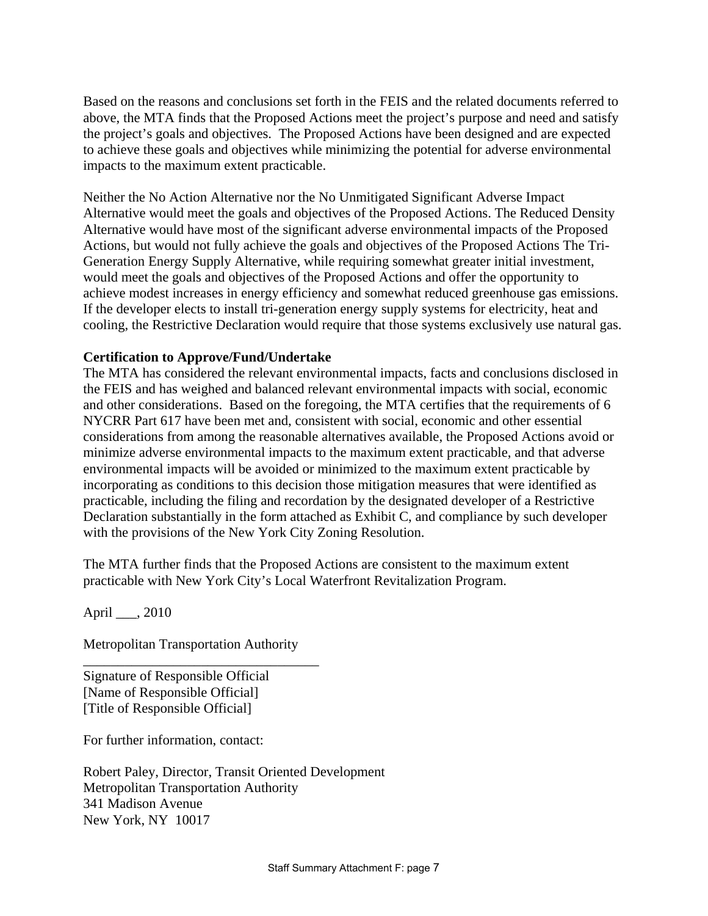Based on the reasons and conclusions set forth in the FEIS and the related documents referred to above, the MTA finds that the Proposed Actions meet the project's purpose and need and satisfy the project's goals and objectives. The Proposed Actions have been designed and are expected to achieve these goals and objectives while minimizing the potential for adverse environmental impacts to the maximum extent practicable.

Neither the No Action Alternative nor the No Unmitigated Significant Adverse Impact Alternative would meet the goals and objectives of the Proposed Actions. The Reduced Density Alternative would have most of the significant adverse environmental impacts of the Proposed Actions, but would not fully achieve the goals and objectives of the Proposed Actions The Tri-Generation Energy Supply Alternative, while requiring somewhat greater initial investment, would meet the goals and objectives of the Proposed Actions and offer the opportunity to achieve modest increases in energy efficiency and somewhat reduced greenhouse gas emissions. If the developer elects to install tri-generation energy supply systems for electricity, heat and cooling, the Restrictive Declaration would require that those systems exclusively use natural gas.

**Certification to Approve/Fund/Undertake**

The MTA has considered the relevant environmental impacts, facts and conclusions disclosed in the FEIS and has weighed and balanced relevant environmental impacts with social, economic and other considerations. Based on the foregoing, the MTA certifies that the requirements of 6 NYCRR Part 617 have been met and, consistent with social, economic and other essential considerations from among the reasonable alternatives available, the Proposed Actions avoid or minimize adverse environmental impacts to the maximum extent practicable, and that adverse environmental impacts will be avoided or minimized to the maximum extent practicable by incorporating as conditions to this decision those mitigation measures that were identified as practicable, including the filing and recordation by the designated developer of a Restrictive Declaration substantially in the form attached as Exhibit C, and compliance by such developer with the provisions of the New York City Zoning Resolution.

The MTA further finds that the Proposed Actions are consistent to the maximum extent practicable with New York City's Local Waterfront Revitalization Program.

April ___, 2010

Metropolitan Transportation Authority

___________________________________

Signature of Responsible Official
[Name of Responsible Official]
[Title of Responsible Official]

For further information, contact:

Robert Paley, Director, Transit Oriented Development
Metropolitan Transportation Authority
341 Madison Avenue
New York, NY 10017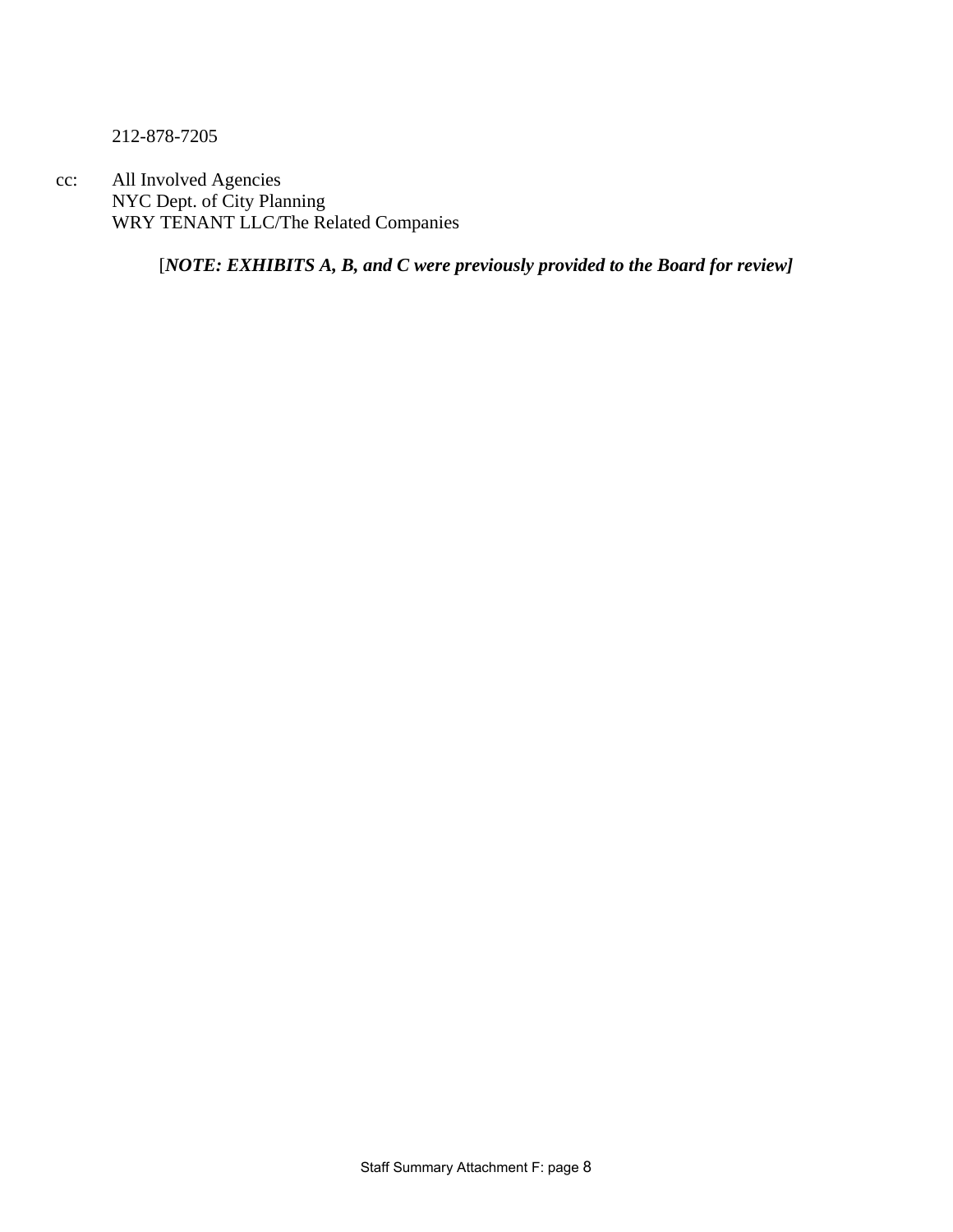212-878-7205

cc: All Involved Agencies
NYC Dept. of City Planning
WRY TENANT LLC/The Related Companies

[*NOTE: EXHIBITS A, B, and C were previously provided to the Board for review]*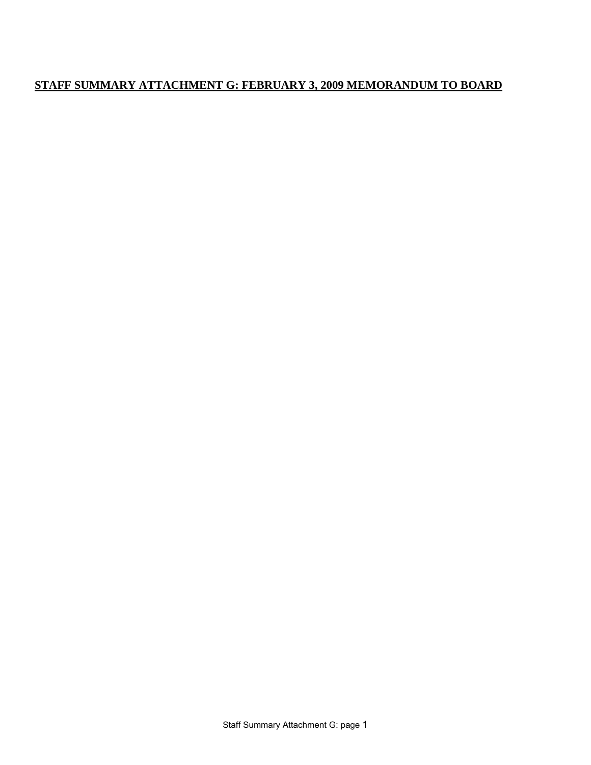## STAFF SUMMARY ATTACHMENT G: FEBRUARY 3, 2009 MEMORANDUM TO BOARD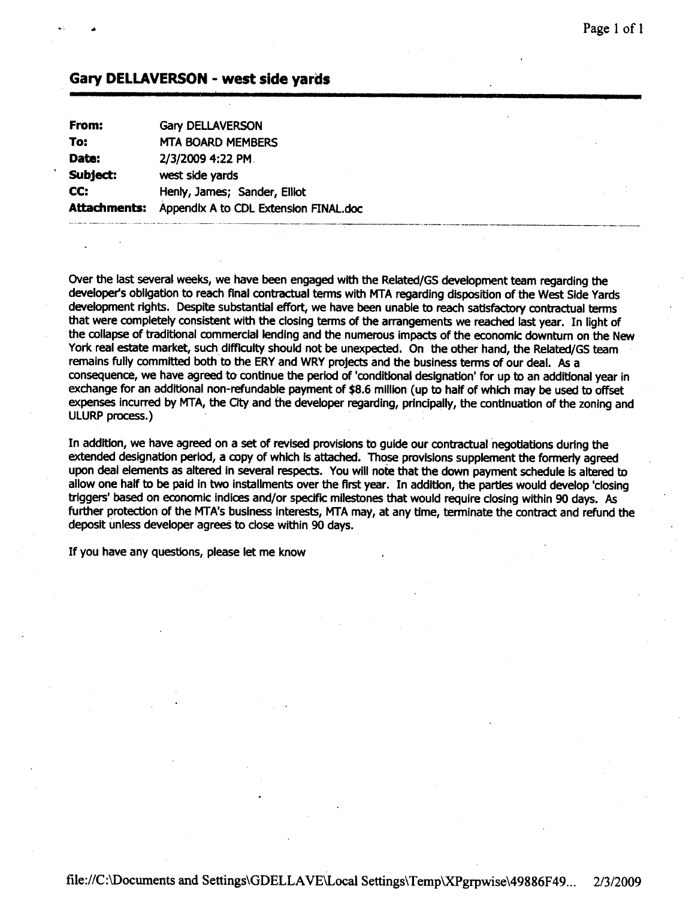## Gary DELLAVERSON - west side yards

| | |
|---|---|
| **From:** | Gary DELLAVERSON |
| **To:** | MTA BOARD MEMBERS |
| **Date:** | 2/3/2009 4:22 PM |
| **Subject:** | west side yards |
| **CC:** | Henly, James; Sander, Elliot |
| **Attachments:** | Appendix A to CDL Extension FINAL.doc |

Over the last several weeks, we have been engaged with the Related/GS development team regarding the developer's obligation to reach final contractual terms with MTA regarding disposition of the West Side Yards development rights. Despite substantial effort, we have been unable to reach satisfactory contractual terms that were completely consistent with the closing terms of the arrangements we reached last year. In light of the collapse of traditional commercial lending and the numerous impacts of the economic downturn on the New York real estate market, such difficulty should not be unexpected. On the other hand, the Related/GS team remains fully committed both to the ERY and WRY projects and the business terms of our deal. As a consequence, we have agreed to continue the period of 'conditional designation' for up to an additional year in exchange for an additional non-refundable payment of $8.6 million (up to half of which may be used to offset expenses incurred by MTA, the City and the developer regarding, principally, the continuation of the zoning and ULURP process.)

In addition, we have agreed on a set of revised provisions to guide our contractual negotiations during the extended designation period, a copy of which is attached. Those provisions supplement the formerly agreed upon deal elements as altered in several respects. You will note that the down payment schedule is altered to allow one half to be paid in two installments over the first year. In addition, the parties would develop 'closing triggers' based on economic indices and/or specific milestones that would require closing within 90 days. As further protection of the MTA's business interests, MTA may, at any time, terminate the contract and refund the deposit unless developer agrees to close within 90 days.

If you have any questions, please let me know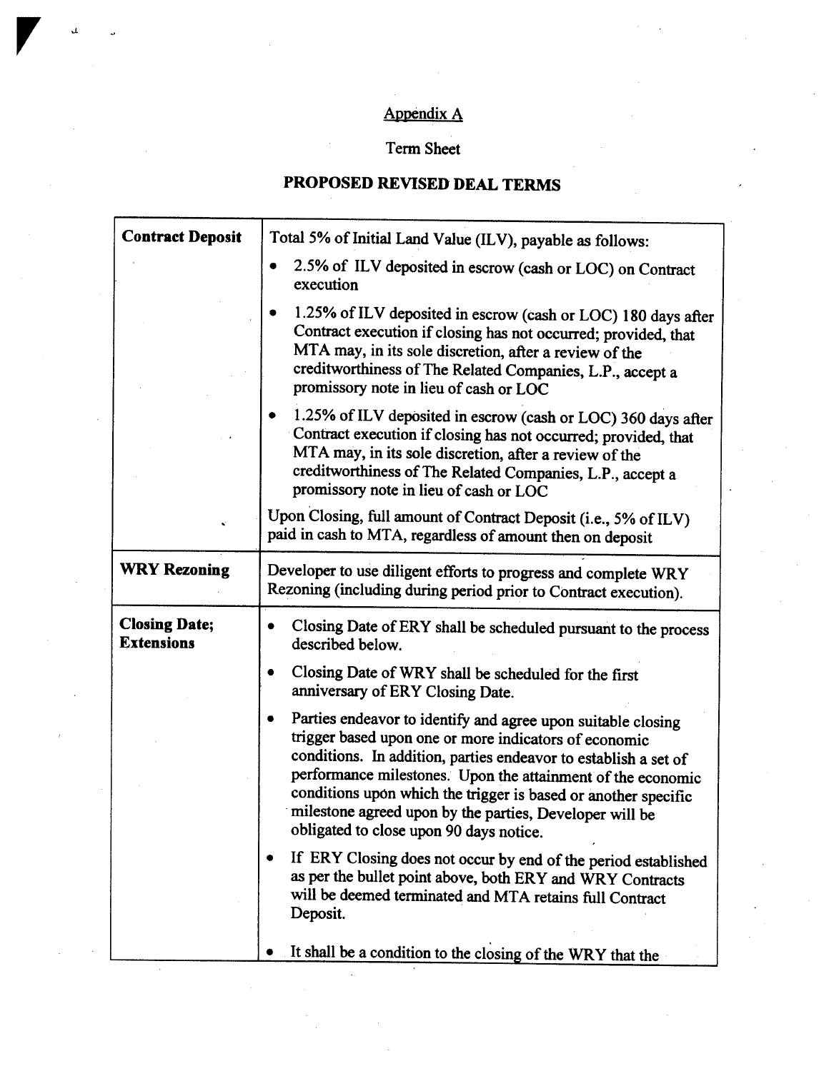Appendix A

Term Sheet

**PROPOSED REVISED DEAL TERMS**

| **Contract Deposit** | Total 5% of Initial Land Value (ILV), payable as follows:<br>• 2.5% of ILV deposited in escrow (cash or LOC) on Contract execution<br>• 1.25% of ILV deposited in escrow (cash or LOC) 180 days after Contract execution if closing has not occurred; provided, that MTA may, in its sole discretion, after a review of the creditworthiness of The Related Companies, L.P., accept a promissory note in lieu of cash or LOC<br>• 1.25% of ILV deposited in escrow (cash or LOC) 360 days after Contract execution if closing has not occurred; provided, that MTA may, in its sole discretion, after a review of the creditworthiness of The Related Companies, L.P., accept a promissory note in lieu of cash or LOC<br>Upon Closing, full amount of Contract Deposit (i.e., 5% of ILV) paid in cash to MTA, regardless of amount then on deposit |
|---|---|
| **WRY Rezoning** | Developer to use diligent efforts to progress and complete WRY Rezoning (including during period prior to Contract execution). |
| **Closing Date; Extensions** | • Closing Date of ERY shall be scheduled pursuant to the process described below.<br>• Closing Date of WRY shall be scheduled for the first anniversary of ERY Closing Date.<br>• Parties endeavor to identify and agree upon suitable closing trigger based upon one or more indicators of economic conditions. In addition, parties endeavor to establish a set of performance milestones. Upon the attainment of the economic conditions upon which the trigger is based or another specific milestone agreed upon by the parties, Developer will be obligated to close upon 90 days notice.<br>• If ERY Closing does not occur by end of the period established as per the bullet point above, both ERY and WRY Contracts will be deemed terminated and MTA retains full Contract Deposit.<br>• It shall be a condition to the closing of the WRY that the |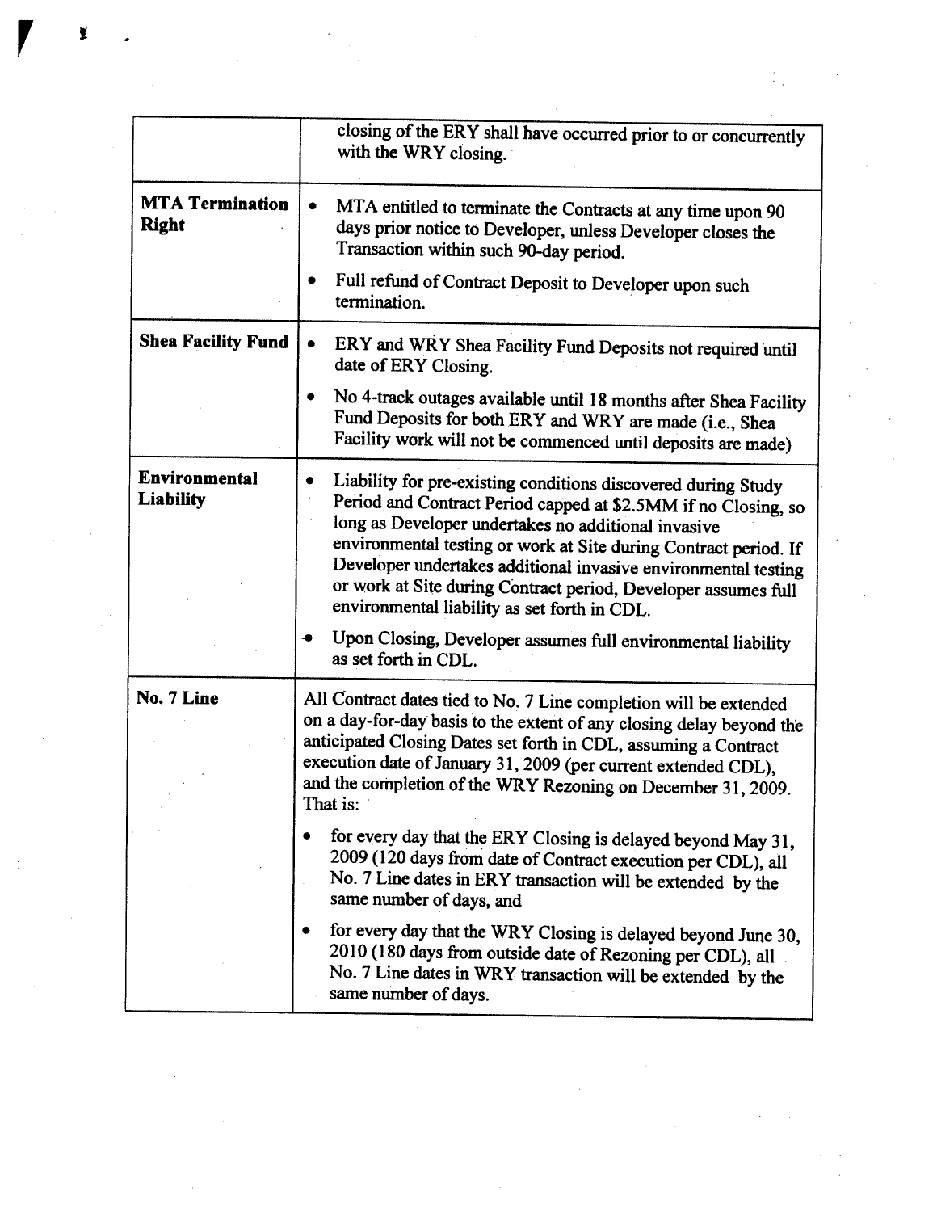| | |
|---|---|
| | closing of the ERY shall have occurred prior to or concurrently with the WRY closing. |
| **MTA Termination Right** | • MTA entitled to terminate the Contracts at any time upon 90 days prior notice to Developer, unless Developer closes the Transaction within such 90-day period.<br>• Full refund of Contract Deposit to Developer upon such termination. |
| **Shea Facility Fund** | • ERY and WRY Shea Facility Fund Deposits not required until date of ERY Closing.<br>• No 4-track outages available until 18 months after Shea Facility Fund Deposits for both ERY and WRY are made (i.e., Shea Facility work will not be commenced until deposits are made) |
| **Environmental Liability** | • Liability for pre-existing conditions discovered during Study Period and Contract Period capped at $2.5MM if no Closing, so long as Developer undertakes no additional invasive environmental testing or work at Site during Contract period. If Developer undertakes additional invasive environmental testing or work at Site during Contract period, Developer assumes full environmental liability as set forth in CDL.<br>• Upon Closing, Developer assumes full environmental liability as set forth in CDL. |
| **No. 7 Line** | All Contract dates tied to No. 7 Line completion will be extended on a day-for-day basis to the extent of any closing delay beyond the anticipated Closing Dates set forth in CDL, assuming a Contract execution date of January 31, 2009 (per current extended CDL), and the completion of the WRY Rezoning on December 31, 2009. That is:<br>• for every day that the ERY Closing is delayed beyond May 31, 2009 (120 days from date of Contract execution per CDL), all No. 7 Line dates in ERY transaction will be extended by the same number of days, and<br>• for every day that the WRY Closing is delayed beyond June 30, 2010 (180 days from outside date of Rezoning per CDL), all No. 7 Line dates in WRY transaction will be extended by the same number of days. |